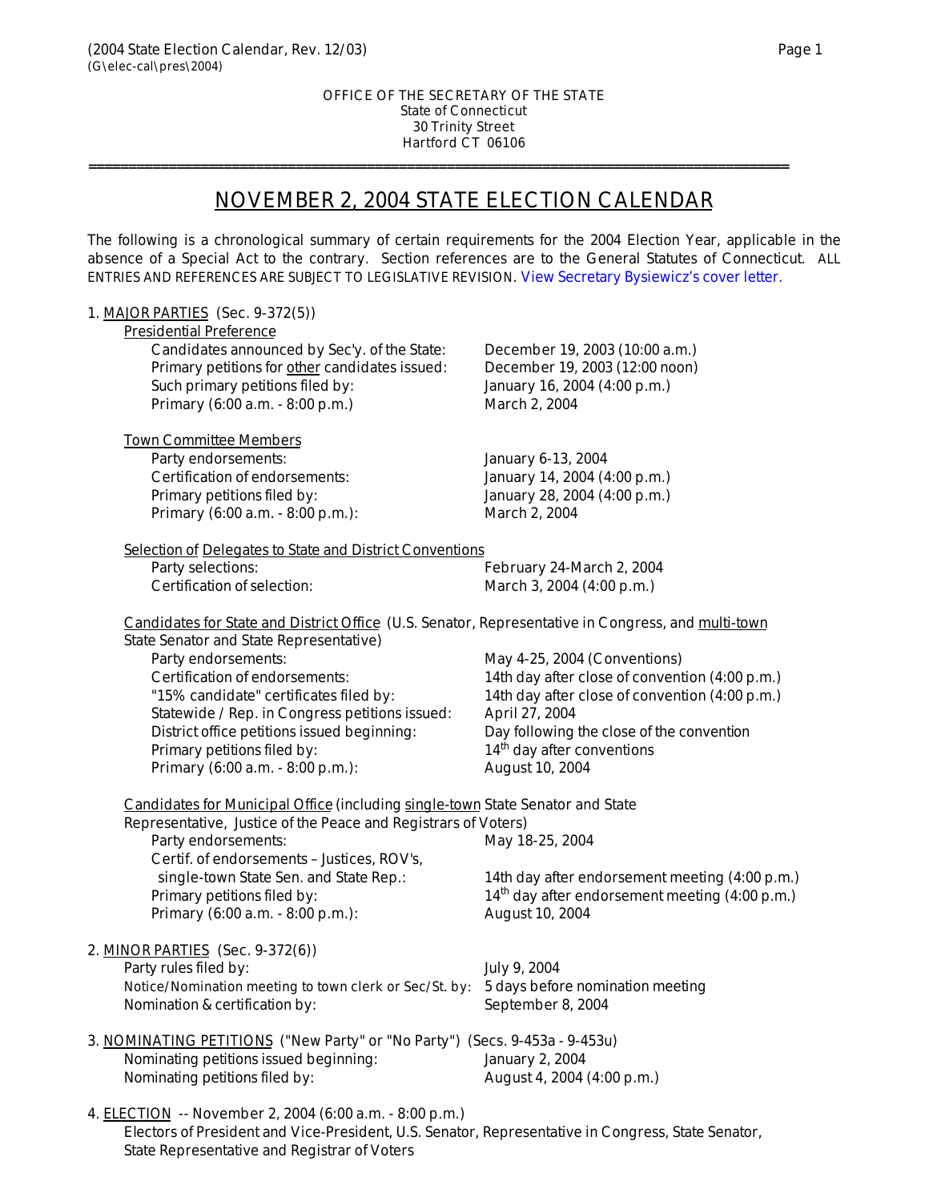OFFICE OF THE SECRETARY OF THE STATE
State of Connecticut
30 Trinity Street
Hartford CT 06106

# NOVEMBER 2, 2004 STATE ELECTION CALENDAR

The following is a chronological summary of certain requirements for the 2004 Election Year, applicable in the absence of a Special Act to the contrary. Section references are to the General Statutes of Connecticut. ALL ENTRIES AND REFERENCES ARE SUBJECT TO LEGISLATIVE REVISION. View Secretary Bysiewicz's cover letter.

## 1. MAJOR PARTIES (Sec. 9-372(5))

### Presidential Preference

| | |
|---|---|
| Candidates announced by Sec'y. of the State: | December 19, 2003 (10:00 a.m.) |
| Primary petitions for *other* candidates issued: | December 19, 2003 (12:00 noon) |
| Such primary petitions filed by: | January 16, 2004 (4:00 p.m.) |
| Primary (6:00 a.m. - 8:00 p.m.) | March 2, 2004 |

### Town Committee Members

| | |
|---|---|
| Party endorsements: | January 6-13, 2004 |
| Certification of endorsements: | January 14, 2004 (4:00 p.m.) |
| Primary petitions filed by: | January 28, 2004 (4:00 p.m.) |
| Primary (6:00 a.m. - 8:00 p.m.): | March 2, 2004 |

### Selection of Delegates to State and District Conventions

| | |
|---|---|
| Party selections: | February 24-March 2, 2004 |
| Certification of selection: | March 3, 2004 (4:00 p.m.) |

### Candidates for State and District Office (U.S. Senator, Representative in Congress, and multi-town State Senator and State Representative)

| | |
|---|---|
| Party endorsements: | May 4-25, 2004 (Conventions) |
| Certification of endorsements: | 14th day after close of convention (4:00 p.m.) |
| "15% candidate" certificates filed by: | 14th day after close of convention (4:00 p.m.) |
| Statewide / Rep. in Congress petitions issued: | April 27, 2004 |
| District office petitions issued beginning: | Day following the close of the convention |
| Primary petitions filed by: | 14th day after conventions |
| Primary (6:00 a.m. - 8:00 p.m.): | August 10, 2004 |

### Candidates for Municipal Office (including single-town State Senator and State Representative, Justice of the Peace and Registrars of Voters)

| | |
|---|---|
| Party endorsements: | May 18-25, 2004 |
| Certif. of endorsements – Justices, ROV's, single-town State Sen. and State Rep.: | 14th day after endorsement meeting (4:00 p.m.) |
| Primary petitions filed by: | 14th day after endorsement meeting (4:00 p.m.) |
| Primary (6:00 a.m. - 8:00 p.m.): | August 10, 2004 |

## 2. MINOR PARTIES (Sec. 9-372(6))

| | |
|---|---|
| Party rules filed by: | July 9, 2004 |
| Notice/Nomination meeting to town clerk or Sec/St. by: | 5 days before nomination meeting |
| Nomination & certification by: | September 8, 2004 |

## 3. NOMINATING PETITIONS ("New Party" or "No Party") (Secs. 9-453a - 9-453u)

| | |
|---|---|
| Nominating petitions issued beginning: | January 2, 2004 |
| Nominating petitions filed by: | August 4, 2004 (4:00 p.m.) |

## 4. ELECTION -- November 2, 2004 (6:00 a.m. - 8:00 p.m.)

Electors of President and Vice-President, U.S. Senator, Representative in Congress, State Senator, State Representative and Registrar of Voters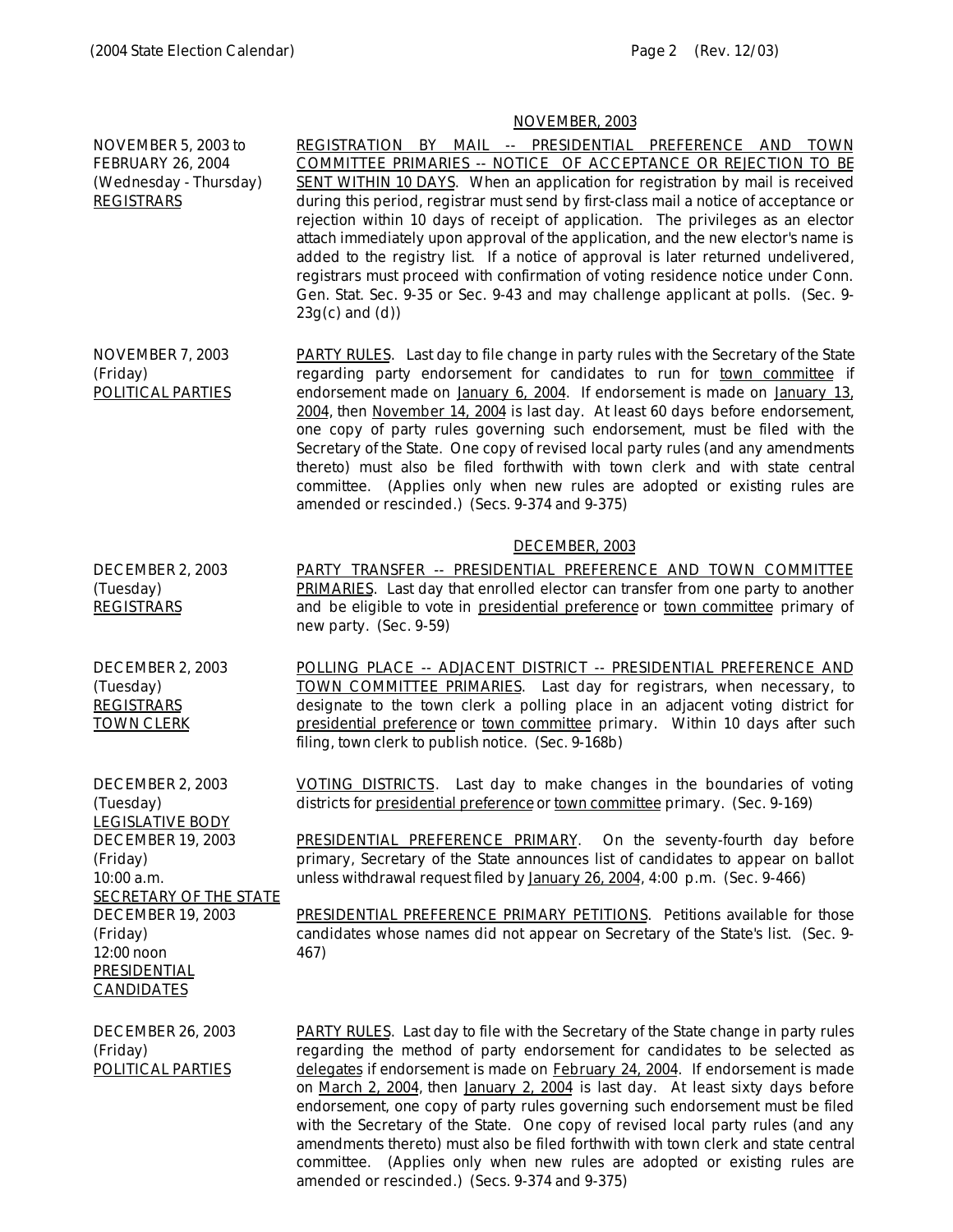## NOVEMBER, 2003

| Date / Responsible | Description |
| --- | --- |
| NOVEMBER 5, 2003 to FEBRUARY 26, 2004 (Wednesday - Thursday) REGISTRARS | REGISTRATION BY MAIL -- PRESIDENTIAL PREFERENCE AND TOWN COMMITTEE PRIMARIES -- NOTICE OF ACCEPTANCE OR REJECTION TO BE SENT WITHIN 10 DAYS. When an application for registration by mail is received during this period, registrar must send by first-class mail a notice of acceptance or rejection within 10 days of receipt of application. The privileges as an elector attach immediately upon approval of the application, and the new elector's name is added to the registry list. If a notice of approval is later returned undelivered, registrars must proceed with confirmation of voting residence notice under Conn. Gen. Stat. Sec. 9-35 or Sec. 9-43 and may challenge applicant at polls. (Sec. 9-23g(c) and (d)) |
| NOVEMBER 7, 2003 (Friday) POLITICAL PARTIES | PARTY RULES. Last day to file change in party rules with the Secretary of the State regarding party endorsement for candidates to run for town committee if endorsement made on January 6, 2004. If endorsement is made on January 13, 2004, then November 14, 2004 is last day. At least 60 days before endorsement, one copy of party rules governing such endorsement, must be filed with the Secretary of the State. One copy of revised local party rules (and any amendments thereto) must also be filed forthwith with town clerk and with state central committee. (Applies only when new rules are adopted or existing rules are amended or rescinded.) (Secs. 9-374 and 9-375) |

## DECEMBER, 2003

| Date / Responsible | Description |
| --- | --- |
| DECEMBER 2, 2003 (Tuesday) REGISTRARS | PARTY TRANSFER -- PRESIDENTIAL PREFERENCE AND TOWN COMMITTEE PRIMARIES. Last day that enrolled elector can transfer from one party to another and be eligible to vote in presidential preference or town committee primary of new party. (Sec. 9-59) |
| DECEMBER 2, 2003 (Tuesday) REGISTRARS TOWN CLERK | POLLING PLACE -- ADJACENT DISTRICT -- PRESIDENTIAL PREFERENCE AND TOWN COMMITTEE PRIMARIES. Last day for registrars, when necessary, to designate to the town clerk a polling place in an adjacent voting district for presidential preference or town committee primary. Within 10 days after such filing, town clerk to publish notice. (Sec. 9-168b) |
| DECEMBER 2, 2003 (Tuesday) LEGISLATIVE BODY | VOTING DISTRICTS. Last day to make changes in the boundaries of voting districts for presidential preference or town committee primary. (Sec. 9-169) |
| DECEMBER 19, 2003 (Friday) 10:00 a.m. SECRETARY OF THE STATE | PRESIDENTIAL PREFERENCE PRIMARY. On the seventy-fourth day before primary, Secretary of the State announces list of candidates to appear on ballot unless withdrawal request filed by January 26, 2004, 4:00 p.m. (Sec. 9-466) |
| DECEMBER 19, 2003 (Friday) 12:00 noon PRESIDENTIAL CANDIDATES | PRESIDENTIAL PREFERENCE PRIMARY PETITIONS. Petitions available for those candidates whose names did not appear on Secretary of the State's list. (Sec. 9-467) |
| DECEMBER 26, 2003 (Friday) POLITICAL PARTIES | PARTY RULES. Last day to file with the Secretary of the State change in party rules regarding the method of party endorsement for candidates to be selected as delegates if endorsement is made on February 24, 2004. If endorsement is made on March 2, 2004, then January 2, 2004 is last day. At least sixty days before endorsement, one copy of party rules governing such endorsement must be filed with the Secretary of the State. One copy of revised local party rules (and any amendments thereto) must also be filed forthwith with town clerk and state central committee. (Applies only when new rules are adopted or existing rules are amended or rescinded.) (Secs. 9-374 and 9-375) |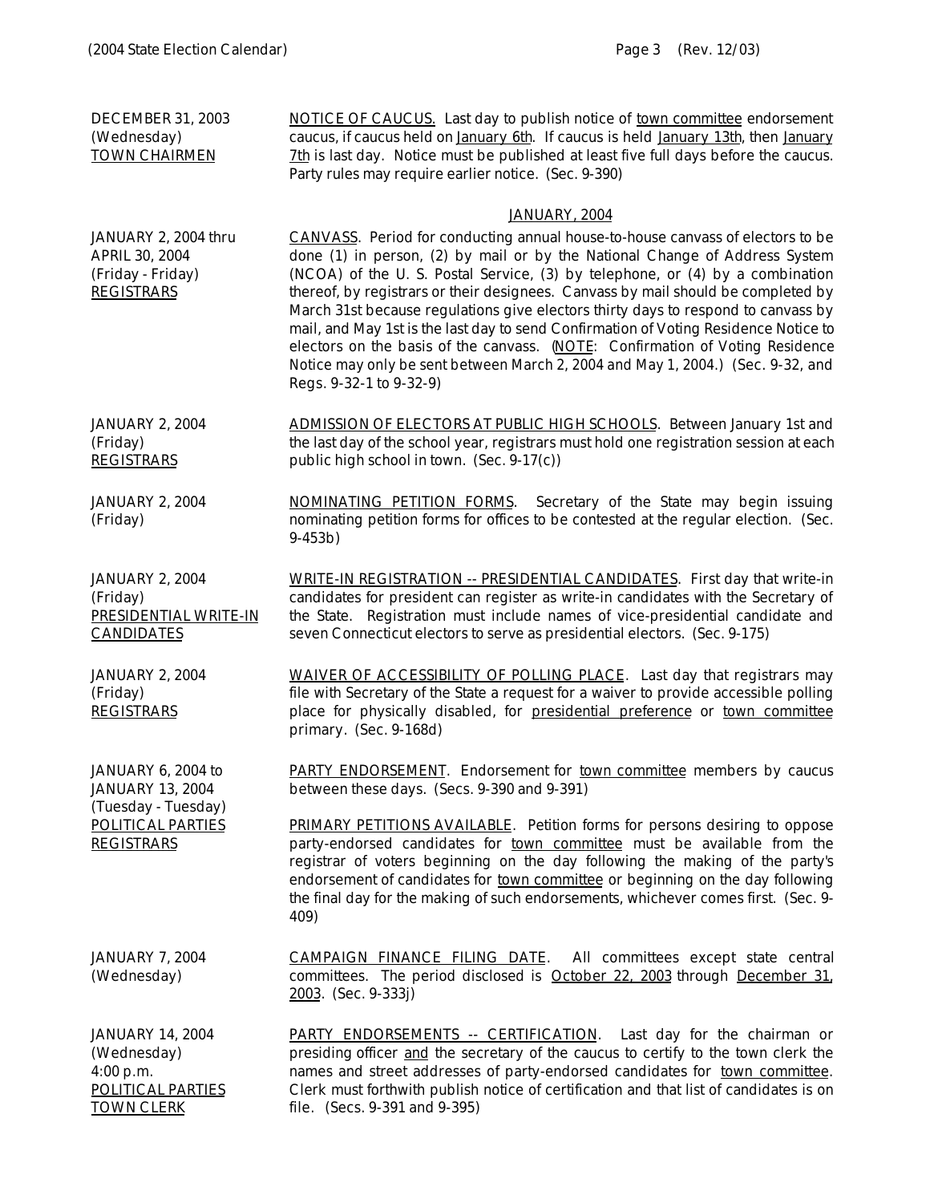DECEMBER 31, 2003
(Wednesday)
TOWN CHAIRMEN

NOTICE OF CAUCUS. Last day to publish notice of town committee endorsement caucus, if caucus held on January 6th. If caucus is held January 13th, then January 7th is last day. Notice must be published at least five full days before the caucus. Party rules may require earlier notice. (Sec. 9-390)

## JANUARY, 2004

JANUARY 2, 2004 thru APRIL 30, 2004
(Friday - Friday)
REGISTRARS

CANVASS. Period for conducting annual house-to-house canvass of electors to be done (1) in person, (2) by mail or by the National Change of Address System (NCOA) of the U. S. Postal Service, (3) by telephone, or (4) by a combination thereof, by registrars or their designees. Canvass by mail should be completed by March 31st because regulations give electors thirty days to respond to canvass by mail, and May 1st is the last day to send Confirmation of Voting Residence Notice to electors on the basis of the canvass. (NOTE: Confirmation of Voting Residence Notice may only be sent between March 2, 2004 and May 1, 2004.) (Sec. 9-32, and Regs. 9-32-1 to 9-32-9)

JANUARY 2, 2004
(Friday)
REGISTRARS

ADMISSION OF ELECTORS AT PUBLIC HIGH SCHOOLS. Between January 1st and the last day of the school year, registrars must hold one registration session at each public high school in town. (Sec. 9-17(c))

JANUARY 2, 2004
(Friday)

NOMINATING PETITION FORMS. Secretary of the State may begin issuing nominating petition forms for offices to be contested at the regular election. (Sec. 9-453b)

JANUARY 2, 2004
(Friday)
PRESIDENTIAL WRITE-IN CANDIDATES

WRITE-IN REGISTRATION -- PRESIDENTIAL CANDIDATES. First day that write-in candidates for president can register as write-in candidates with the Secretary of the State. Registration must include names of vice-presidential candidate and seven Connecticut electors to serve as presidential electors. (Sec. 9-175)

JANUARY 2, 2004
(Friday)
REGISTRARS

WAIVER OF ACCESSIBILITY OF POLLING PLACE. Last day that registrars may file with Secretary of the State a request for a waiver to provide accessible polling place for physically disabled, for presidential preference or town committee primary. (Sec. 9-168d)

JANUARY 6, 2004 to JANUARY 13, 2004
(Tuesday - Tuesday)
POLITICAL PARTIES
REGISTRARS

PARTY ENDORSEMENT. Endorsement for town committee members by caucus between these days. (Secs. 9-390 and 9-391)

PRIMARY PETITIONS AVAILABLE. Petition forms for persons desiring to oppose party-endorsed candidates for town committee must be available from the registrar of voters beginning on the day following the making of the party's endorsement of candidates for town committee or beginning on the day following the final day for the making of such endorsements, whichever comes first. (Sec. 9-409)

JANUARY 7, 2004
(Wednesday)

CAMPAIGN FINANCE FILING DATE. All committees except state central committees. The period disclosed is October 22, 2003 through December 31, 2003. (Sec. 9-333j)

JANUARY 14, 2004
(Wednesday)
4:00 p.m.
POLITICAL PARTIES
TOWN CLERK

PARTY ENDORSEMENTS -- CERTIFICATION. Last day for the chairman or presiding officer and the secretary of the caucus to certify to the town clerk the names and street addresses of party-endorsed candidates for town committee. Clerk must forthwith publish notice of certification and that list of candidates is on file. (Secs. 9-391 and 9-395)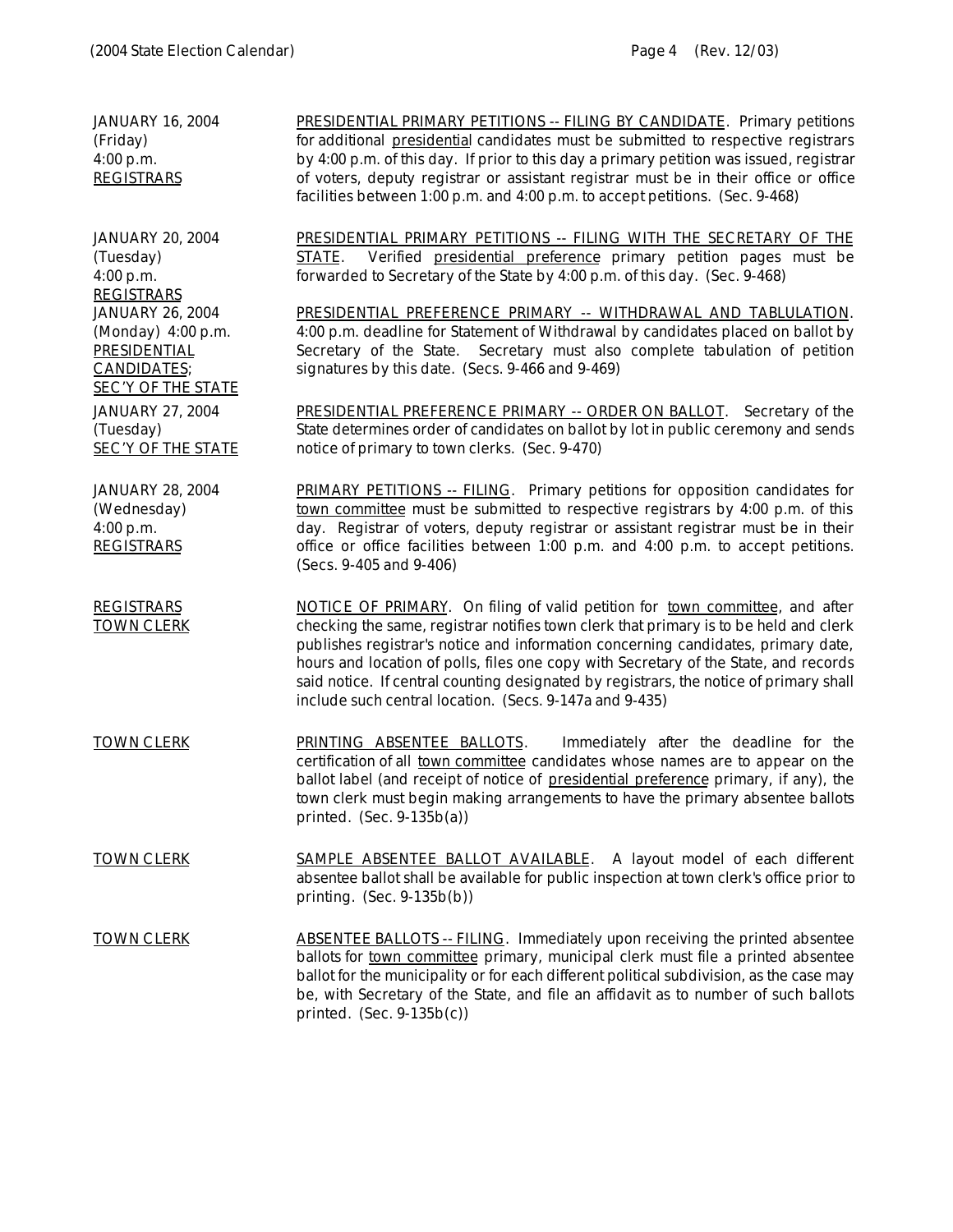| | |
|---|---|
| JANUARY 16, 2004<br>(Friday)<br>4:00 p.m.<br>REGISTRARS | PRESIDENTIAL PRIMARY PETITIONS -- FILING BY CANDIDATE. Primary petitions for additional presidential candidates must be submitted to respective registrars by 4:00 p.m. of this day. If prior to this day a primary petition was issued, registrar of voters, deputy registrar or assistant registrar must be in their office or office facilities between 1:00 p.m. and 4:00 p.m. to accept petitions. (Sec. 9-468) |
| JANUARY 20, 2004<br>(Tuesday)<br>4:00 p.m.<br>REGISTRARS | PRESIDENTIAL PRIMARY PETITIONS -- FILING WITH THE SECRETARY OF THE STATE. Verified presidential preference primary petition pages must be forwarded to Secretary of the State by 4:00 p.m. of this day. (Sec. 9-468) |
| JANUARY 26, 2004<br>(Monday) 4:00 p.m.<br>PRESIDENTIAL CANDIDATES;<br>SEC'Y OF THE STATE | PRESIDENTIAL PREFERENCE PRIMARY -- WITHDRAWAL AND TABLULATION. 4:00 p.m. deadline for Statement of Withdrawal by candidates placed on ballot by Secretary of the State. Secretary must also complete tabulation of petition signatures by this date. (Secs. 9-466 and 9-469) |
| JANUARY 27, 2004<br>(Tuesday)<br>SEC'Y OF THE STATE | PRESIDENTIAL PREFERENCE PRIMARY -- ORDER ON BALLOT. Secretary of the State determines order of candidates on ballot by lot in public ceremony and sends notice of primary to town clerks. (Sec. 9-470) |
| JANUARY 28, 2004<br>(Wednesday)<br>4:00 p.m.<br>REGISTRARS | PRIMARY PETITIONS -- FILING. Primary petitions for opposition candidates for town committee must be submitted to respective registrars by 4:00 p.m. of this day. Registrar of voters, deputy registrar or assistant registrar must be in their office or office facilities between 1:00 p.m. and 4:00 p.m. to accept petitions. (Secs. 9-405 and 9-406) |
| REGISTRARS<br>TOWN CLERK | NOTICE OF PRIMARY. On filing of valid petition for town committee, and after checking the same, registrar notifies town clerk that primary is to be held and clerk publishes registrar's notice and information concerning candidates, primary date, hours and location of polls, files one copy with Secretary of the State, and records said notice. If central counting designated by registrars, the notice of primary shall include such central location. (Secs. 9-147a and 9-435) |
| TOWN CLERK | PRINTING ABSENTEE BALLOTS. Immediately after the deadline for the certification of all town committee candidates whose names are to appear on the ballot label (and receipt of notice of presidential preference primary, if any), the town clerk must begin making arrangements to have the primary absentee ballots printed. (Sec. 9-135b(a)) |
| TOWN CLERK | SAMPLE ABSENTEE BALLOT AVAILABLE. A layout model of each different absentee ballot shall be available for public inspection at town clerk's office prior to printing. (Sec. 9-135b(b)) |
| TOWN CLERK | ABSENTEE BALLOTS -- FILING. Immediately upon receiving the printed absentee ballots for town committee primary, municipal clerk must file a printed absentee ballot for the municipality or for each different political subdivision, as the case may be, with Secretary of the State, and file an affidavit as to number of such ballots printed. (Sec. 9-135b(c)) |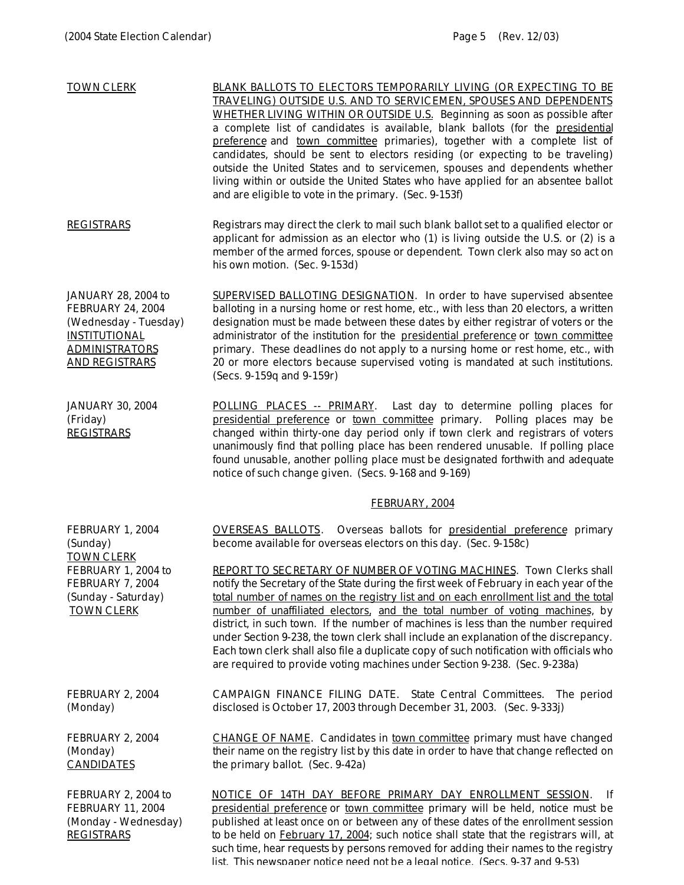| | |
|---|---|
| TOWN CLERK | BLANK BALLOTS TO ELECTORS TEMPORARILY LIVING (OR EXPECTING TO BE TRAVELING) OUTSIDE U.S. AND TO SERVICEMEN, SPOUSES AND DEPENDENTS WHETHER LIVING WITHIN OR OUTSIDE U.S. Beginning as soon as possible after a complete list of candidates is available, blank ballots (for the presidential preference and town committee primaries), together with a complete list of candidates, should be sent to electors residing (or expecting to be traveling) outside the United States and to servicemen, spouses and dependents whether living within or outside the United States who have applied for an absentee ballot and are eligible to vote in the primary. (Sec. 9-153f) |
| REGISTRARS | Registrars may direct the clerk to mail such blank ballot set to a qualified elector or applicant for admission as an elector who (1) is living outside the U.S. or (2) is a member of the armed forces, spouse or dependent. Town clerk also may so act on his own motion. (Sec. 9-153d) |
| JANUARY 28, 2004 to FEBRUARY 24, 2004 (Wednesday - Tuesday) INSTITUTIONAL ADMINISTRATORS AND REGISTRARS | SUPERVISED BALLOTING DESIGNATION. In order to have supervised absentee balloting in a nursing home or rest home, etc., with less than 20 electors, a written designation must be made between these dates by either registrar of voters or the administrator of the institution for the presidential preference or town committee primary. These deadlines do not apply to a nursing home or rest home, etc., with 20 or more electors because supervised voting is mandated at such institutions. (Secs. 9-159q and 9-159r) |
| JANUARY 30, 2004 (Friday) REGISTRARS | POLLING PLACES -- PRIMARY. Last day to determine polling places for presidential preference or town committee primary. Polling places may be changed within thirty-one day period only if town clerk and registrars of voters unanimously find that polling place has been rendered unusable. If polling place found unusable, another polling place must be designated forthwith and adequate notice of such change given. (Secs. 9-168 and 9-169) |

## FEBRUARY, 2004

| | |
|---|---|
| FEBRUARY 1, 2004 (Sunday) TOWN CLERK | OVERSEAS BALLOTS. Overseas ballots for presidential preference primary become available for overseas electors on this day. (Sec. 9-158c) |
| FEBRUARY 1, 2004 to FEBRUARY 7, 2004 (Sunday - Saturday) TOWN CLERK | REPORT TO SECRETARY OF NUMBER OF VOTING MACHINES. Town Clerks shall notify the Secretary of the State during the first week of February in each year of the total number of names on the registry list and on each enrollment list and the total number of unaffiliated electors, and the total number of voting machines, by district, in such town. If the number of machines is less than the number required under Section 9-238, the town clerk shall include an explanation of the discrepancy. Each town clerk shall also file a duplicate copy of such notification with officials who are required to provide voting machines under Section 9-238. (Sec. 9-238a) |
| FEBRUARY 2, 2004 (Monday) | CAMPAIGN FINANCE FILING DATE. State Central Committees. The period disclosed is October 17, 2003 through December 31, 2003. (Sec. 9-333j) |
| FEBRUARY 2, 2004 (Monday) CANDIDATES | CHANGE OF NAME. Candidates in town committee primary must have changed their name on the registry list by this date in order to have that change reflected on the primary ballot. (Sec. 9-42a) |
| FEBRUARY 2, 2004 to FEBRUARY 11, 2004 (Monday - Wednesday) REGISTRARS | NOTICE OF 14TH DAY BEFORE PRIMARY DAY ENROLLMENT SESSION. If presidential preference or town committee primary will be held, notice must be published at least once on or between any of these dates of the enrollment session to be held on February 17, 2004; such notice shall state that the registrars will, at such time, hear requests by persons removed for adding their names to the registry list. This newspaper notice need not be a legal notice. (Secs. 9-37 and 9-53) |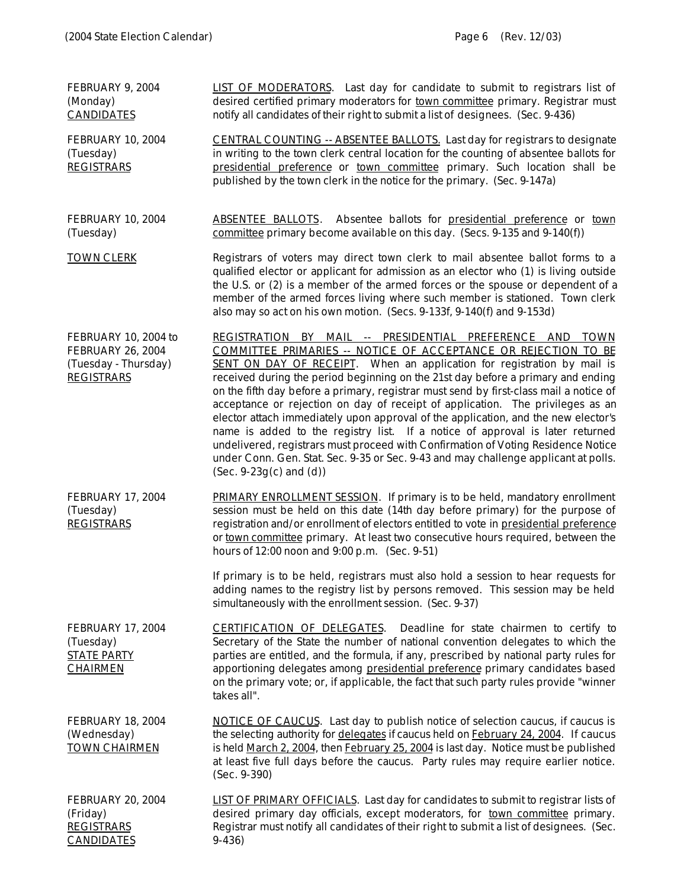FEBRUARY 9, 2004
(Monday)
CANDIDATES

LIST OF MODERATORS. Last day for candidate to submit to registrars list of desired certified primary moderators for town committee primary. Registrar must notify all candidates of their right to submit a list of designees. (Sec. 9-436)

FEBRUARY 10, 2004
(Tuesday)
REGISTRARS

CENTRAL COUNTING -- ABSENTEE BALLOTS. Last day for registrars to designate in writing to the town clerk central location for the counting of absentee ballots for presidential preference or town committee primary. Such location shall be published by the town clerk in the notice for the primary. (Sec. 9-147a)

FEBRUARY 10, 2004
(Tuesday)

ABSENTEE BALLOTS. Absentee ballots for presidential preference or town committee primary become available on this day. (Secs. 9-135 and 9-140(f))

TOWN CLERK

Registrars of voters may direct town clerk to mail absentee ballot forms to a qualified elector or applicant for admission as an elector who (1) is living outside the U.S. or (2) is a member of the armed forces or the spouse or dependent of a member of the armed forces living where such member is stationed. Town clerk also may so act on his own motion. (Secs. 9-133f, 9-140(f) and 9-153d)

FEBRUARY 10, 2004 to
FEBRUARY 26, 2004
(Tuesday - Thursday)
REGISTRARS

REGISTRATION BY MAIL -- PRESIDENTIAL PREFERENCE AND TOWN COMMITTEE PRIMARIES -- NOTICE OF ACCEPTANCE OR REJECTION TO BE SENT ON DAY OF RECEIPT. When an application for registration by mail is received during the period beginning on the 21st day before a primary and ending on the fifth day before a primary, registrar must send by first-class mail a notice of acceptance or rejection on day of receipt of application. The privileges as an elector attach immediately upon approval of the application, and the new elector's name is added to the registry list. If a notice of approval is later returned undelivered, registrars must proceed with Confirmation of Voting Residence Notice under Conn. Gen. Stat. Sec. 9-35 or Sec. 9-43 and may challenge applicant at polls. (Sec. 9-23g(c) and (d))

FEBRUARY 17, 2004
(Tuesday)
REGISTRARS

PRIMARY ENROLLMENT SESSION. If primary is to be held, mandatory enrollment session must be held on this date (14th day before primary) for the purpose of registration and/or enrollment of electors entitled to vote in presidential preference or town committee primary. At least two consecutive hours required, between the hours of 12:00 noon and 9:00 p.m. (Sec. 9-51)

If primary is to be held, registrars must also hold a session to hear requests for adding names to the registry list by persons removed. This session may be held simultaneously with the enrollment session. (Sec. 9-37)

FEBRUARY 17, 2004
(Tuesday)
STATE PARTY
CHAIRMEN

CERTIFICATION OF DELEGATES. Deadline for state chairmen to certify to Secretary of the State the number of national convention delegates to which the parties are entitled, and the formula, if any, prescribed by national party rules for apportioning delegates among presidential preference primary candidates based on the primary vote; or, if applicable, the fact that such party rules provide "winner takes all".

FEBRUARY 18, 2004
(Wednesday)
TOWN CHAIRMEN

NOTICE OF CAUCUS. Last day to publish notice of selection caucus, if caucus is the selecting authority for delegates if caucus held on February 24, 2004. If caucus is held March 2, 2004, then February 25, 2004 is last day. Notice must be published at least five full days before the caucus. Party rules may require earlier notice. (Sec. 9-390)

FEBRUARY 20, 2004
(Friday)
REGISTRARS
CANDIDATES

LIST OF PRIMARY OFFICIALS. Last day for candidates to submit to registrar lists of desired primary day officials, except moderators, for town committee primary. Registrar must notify all candidates of their right to submit a list of designees. (Sec. 9-436)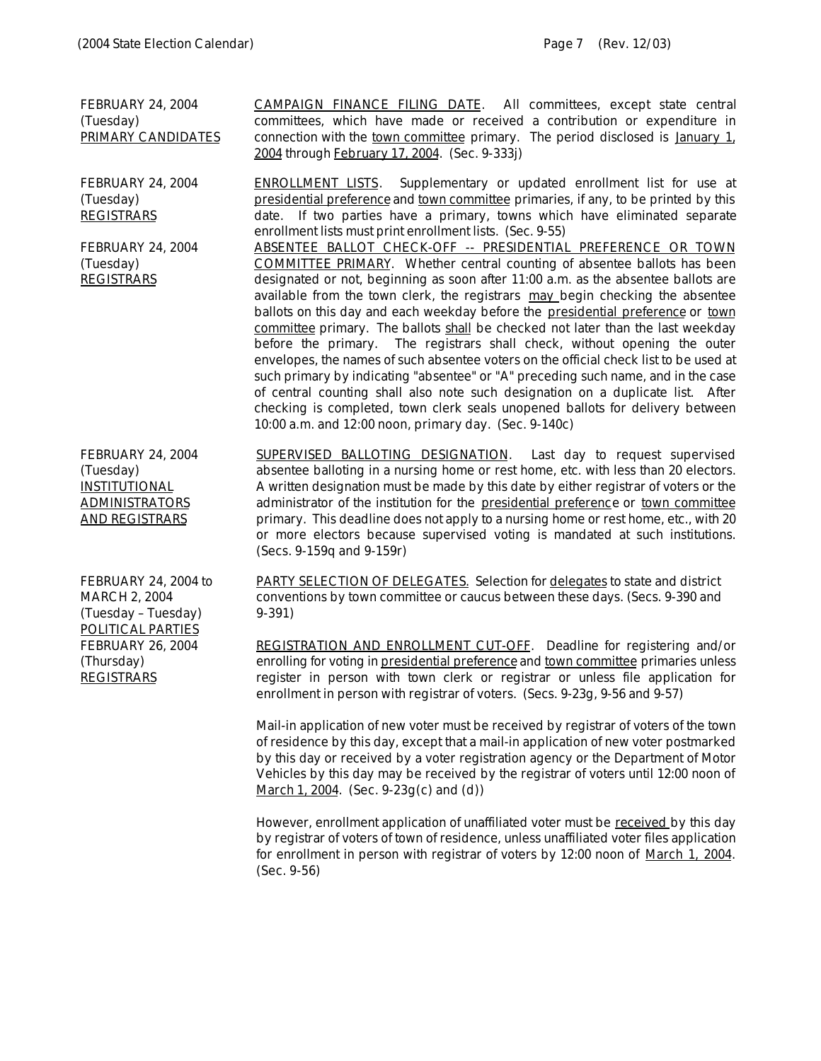| | |
|---|---|
| FEBRUARY 24, 2004 (Tuesday) PRIMARY CANDIDATES | CAMPAIGN FINANCE FILING DATE. All committees, except state central committees, which have made or received a contribution or expenditure in connection with the town committee primary. The period disclosed is January 1, 2004 through February 17, 2004. (Sec. 9-333j) |
| FEBRUARY 24, 2004 (Tuesday) REGISTRARS | ENROLLMENT LISTS. Supplementary or updated enrollment list for use at presidential preference and town committee primaries, if any, to be printed by this date. If two parties have a primary, towns which have eliminated separate enrollment lists must print enrollment lists. (Sec. 9-55) |
| FEBRUARY 24, 2004 (Tuesday) REGISTRARS | ABSENTEE BALLOT CHECK-OFF -- PRESIDENTIAL PREFERENCE OR TOWN COMMITTEE PRIMARY. Whether central counting of absentee ballots has been designated or not, beginning as soon after 11:00 a.m. as the absentee ballots are available from the town clerk, the registrars may begin checking the absentee ballots on this day and each weekday before the presidential preference or town committee primary. The ballots shall be checked not later than the last weekday before the primary. The registrars shall check, without opening the outer envelopes, the names of such absentee voters on the official check list to be used at such primary by indicating "absentee" or "A" preceding such name, and in the case of central counting shall also note such designation on a duplicate list. After checking is completed, town clerk seals unopened ballots for delivery between 10:00 a.m. and 12:00 noon, primary day. (Sec. 9-140c) |
| FEBRUARY 24, 2004 (Tuesday) INSTITUTIONAL ADMINISTRATORS AND REGISTRARS | SUPERVISED BALLOTING DESIGNATION. Last day to request supervised absentee balloting in a nursing home or rest home, etc. with less than 20 electors. A written designation must be made by this date by either registrar of voters or the administrator of the institution for the presidential preference or town committee primary. This deadline does not apply to a nursing home or rest home, etc., with 20 or more electors because supervised voting is mandated at such institutions. (Secs. 9-159q and 9-159r) |
| FEBRUARY 24, 2004 to MARCH 2, 2004 (Tuesday – Tuesday) POLITICAL PARTIES | PARTY SELECTION OF DELEGATES. Selection for delegates to state and district conventions by town committee or caucus between these days. (Secs. 9-390 and 9-391) |
| FEBRUARY 26, 2004 (Thursday) REGISTRARS | REGISTRATION AND ENROLLMENT CUT-OFF. Deadline for registering and/or enrolling for voting in presidential preference and town committee primaries unless register in person with town clerk or registrar or unless file application for enrollment in person with registrar of voters. (Secs. 9-23g, 9-56 and 9-57)<br><br>Mail-in application of new voter must be received by registrar of voters of the town of residence by this day, except that a mail-in application of new voter postmarked by this day or received by a voter registration agency or the Department of Motor Vehicles by this day may be received by the registrar of voters until 12:00 noon of March 1, 2004. (Sec. 9-23g(c) and (d))<br><br>However, enrollment application of unaffiliated voter must be received by this day by registrar of voters of town of residence, unless unaffiliated voter files application for enrollment in person with registrar of voters by 12:00 noon of March 1, 2004. (Sec. 9-56) |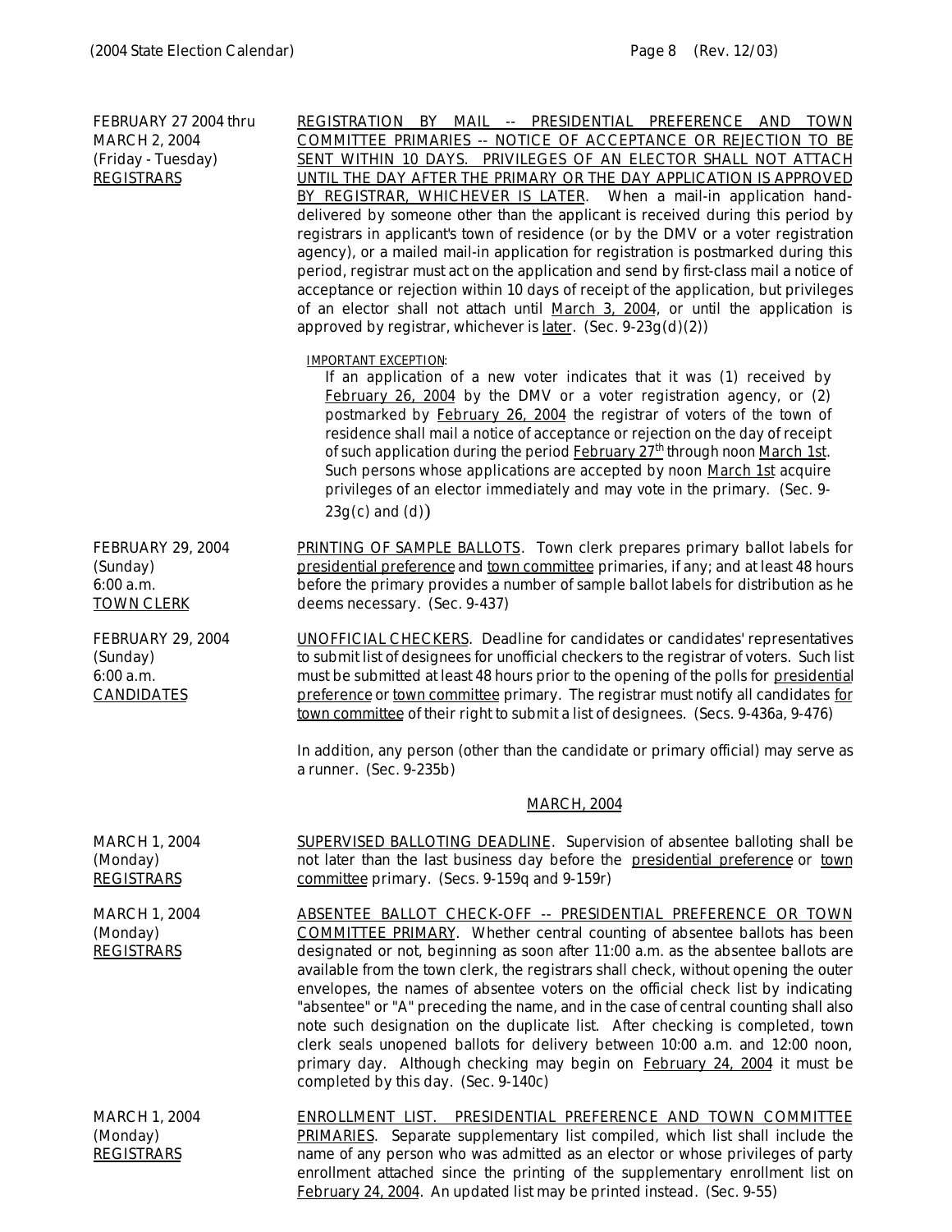FEBRUARY 27 2004 thru MARCH 2, 2004
(Friday - Tuesday)
REGISTRARS

REGISTRATION BY MAIL -- PRESIDENTIAL PREFERENCE AND TOWN COMMITTEE PRIMARIES -- NOTICE OF ACCEPTANCE OR REJECTION TO BE SENT WITHIN 10 DAYS. PRIVILEGES OF AN ELECTOR SHALL NOT ATTACH UNTIL THE DAY AFTER THE PRIMARY OR THE DAY APPLICATION IS APPROVED BY REGISTRAR, WHICHEVER IS LATER. When a mail-in application hand-delivered by someone other than the applicant is received during this period by registrars in applicant's town of residence (or by the DMV or a voter registration agency), or a mailed mail-in application for registration is postmarked during this period, registrar must act on the application and send by first-class mail a notice of acceptance or rejection within 10 days of receipt of the application, but privileges of an elector shall not attach until March 3, 2004, or until the application is approved by registrar, whichever is later. (Sec. 9-23g(d)(2))

IMPORTANT EXCEPTION:

If an application of a new voter indicates that it was (1) received by February 26, 2004 by the DMV or a voter registration agency, or (2) postmarked by February 26, 2004 the registrar of voters of the town of residence shall mail a notice of acceptance or rejection on the day of receipt of such application during the period February 27th through noon March 1st. Such persons whose applications are accepted by noon March 1st acquire privileges of an elector immediately and may vote in the primary. (Sec. 9-23g(c) and (d))

FEBRUARY 29, 2004
(Sunday)
6:00 a.m.
TOWN CLERK

PRINTING OF SAMPLE BALLOTS. Town clerk prepares primary ballot labels for presidential preference and town committee primaries, if any; and at least 48 hours before the primary provides a number of sample ballot labels for distribution as he deems necessary. (Sec. 9-437)

FEBRUARY 29, 2004
(Sunday)
6:00 a.m.
CANDIDATES

UNOFFICIAL CHECKERS. Deadline for candidates or candidates' representatives to submit list of designees for unofficial checkers to the registrar of voters. Such list must be submitted at least 48 hours prior to the opening of the polls for presidential preference or town committee primary. The registrar must notify all candidates for town committee of their right to submit a list of designees. (Secs. 9-436a, 9-476)

In addition, any person (other than the candidate or primary official) may serve as a runner. (Sec. 9-235b)

## MARCH, 2004

MARCH 1, 2004
(Monday)
REGISTRARS

SUPERVISED BALLOTING DEADLINE. Supervision of absentee balloting shall be not later than the last business day before the presidential preference or town committee primary. (Secs. 9-159q and 9-159r)

MARCH 1, 2004
(Monday)
REGISTRARS

ABSENTEE BALLOT CHECK-OFF -- PRESIDENTIAL PREFERENCE OR TOWN COMMITTEE PRIMARY. Whether central counting of absentee ballots has been designated or not, beginning as soon after 11:00 a.m. as the absentee ballots are available from the town clerk, the registrars shall check, without opening the outer envelopes, the names of absentee voters on the official check list by indicating "absentee" or "A" preceding the name, and in the case of central counting shall also note such designation on the duplicate list. After checking is completed, town clerk seals unopened ballots for delivery between 10:00 a.m. and 12:00 noon, primary day. Although checking may begin on February 24, 2004 it must be completed by this day. (Sec. 9-140c)

MARCH 1, 2004
(Monday)
REGISTRARS

ENROLLMENT LIST. PRESIDENTIAL PREFERENCE AND TOWN COMMITTEE PRIMARIES. Separate supplementary list compiled, which list shall include the name of any person who was admitted as an elector or whose privileges of party enrollment attached since the printing of the supplementary enrollment list on February 24, 2004. An updated list may be printed instead. (Sec. 9-55)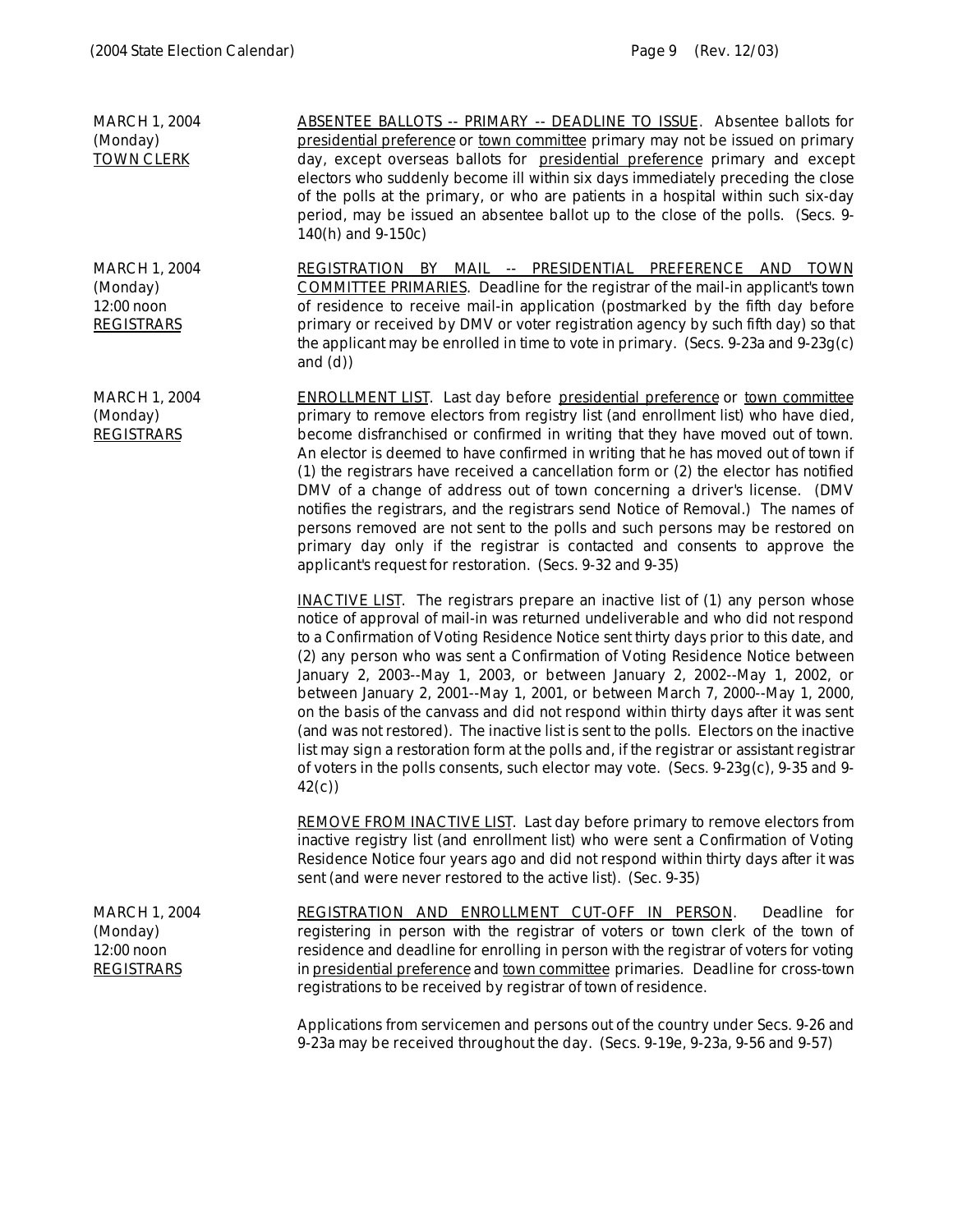**MARCH 1, 2004**
(Monday)
TOWN CLERK

ABSENTEE BALLOTS -- PRIMARY -- DEADLINE TO ISSUE. Absentee ballots for presidential preference or town committee primary may not be issued on primary day, except overseas ballots for presidential preference primary and except electors who suddenly become ill within six days immediately preceding the close of the polls at the primary, or who are patients in a hospital within such six-day period, may be issued an absentee ballot up to the close of the polls. (Secs. 9-140(h) and 9-150c)

**MARCH 1, 2004**
(Monday)
12:00 noon
REGISTRARS

REGISTRATION BY MAIL -- PRESIDENTIAL PREFERENCE AND TOWN COMMITTEE PRIMARIES. Deadline for the registrar of the mail-in applicant's town of residence to receive mail-in application (postmarked by the fifth day before primary or received by DMV or voter registration agency by such fifth day) so that the applicant may be enrolled in time to vote in primary. (Secs. 9-23a and 9-23g(c) and (d))

**MARCH 1, 2004**
(Monday)
REGISTRARS

ENROLLMENT LIST. Last day before presidential preference or town committee primary to remove electors from registry list (and enrollment list) who have died, become disfranchised or confirmed in writing that they have moved out of town. An elector is deemed to have confirmed in writing that he has moved out of town if (1) the registrars have received a cancellation form or (2) the elector has notified DMV of a change of address out of town concerning a driver's license. (DMV notifies the registrars, and the registrars send Notice of Removal.) The names of persons removed are not sent to the polls and such persons may be restored on primary day only if the registrar is contacted and consents to approve the applicant's request for restoration. (Secs. 9-32 and 9-35)

INACTIVE LIST. The registrars prepare an inactive list of (1) any person whose notice of approval of mail-in was returned undeliverable and who did not respond to a Confirmation of Voting Residence Notice sent thirty days prior to this date, and (2) any person who was sent a Confirmation of Voting Residence Notice between January 2, 2003--May 1, 2003, or between January 2, 2002--May 1, 2002, or between January 2, 2001--May 1, 2001, or between March 7, 2000--May 1, 2000, on the basis of the canvass and did not respond within thirty days after it was sent (and was not restored). The inactive list is sent to the polls. Electors on the inactive list may sign a restoration form at the polls and, if the registrar or assistant registrar of voters in the polls consents, such elector may vote. (Secs. 9-23g(c), 9-35 and 9-42(c))

REMOVE FROM INACTIVE LIST. Last day before primary to remove electors from inactive registry list (and enrollment list) who were sent a Confirmation of Voting Residence Notice four years ago and did not respond within thirty days after it was sent (and were never restored to the active list). (Sec. 9-35)

**MARCH 1, 2004**
(Monday)
12:00 noon
REGISTRARS

REGISTRATION AND ENROLLMENT CUT-OFF IN PERSON. Deadline for registering in person with the registrar of voters or town clerk of the town of residence and deadline for enrolling in person with the registrar of voters for voting in presidential preference and town committee primaries. Deadline for cross-town registrations to be received by registrar of town of residence.

Applications from servicemen and persons out of the country under Secs. 9-26 and 9-23a may be received throughout the day. (Secs. 9-19e, 9-23a, 9-56 and 9-57)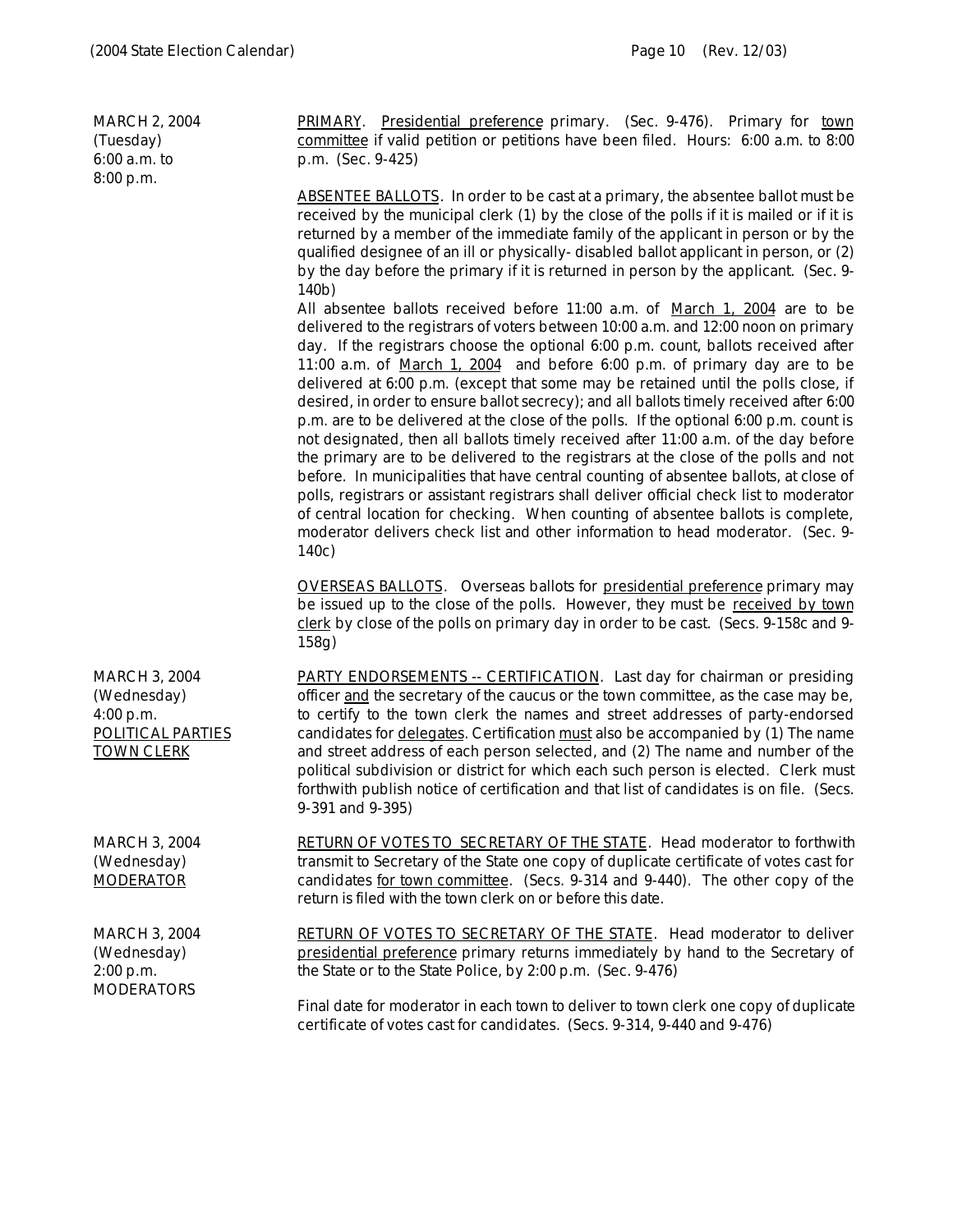| | |
|---|---|
| MARCH 2, 2004<br>(Tuesday)<br>6:00 a.m. to<br>8:00 p.m. | PRIMARY. Presidential preference primary. (Sec. 9-476). Primary for town committee if valid petition or petitions have been filed. Hours: 6:00 a.m. to 8:00 p.m. (Sec. 9-425)<br><br>ABSENTEE BALLOTS. In order to be cast at a primary, the absentee ballot must be received by the municipal clerk (1) by the close of the polls if it is mailed or if it is returned by a member of the immediate family of the applicant in person or by the qualified designee of an ill or physically- disabled ballot applicant in person, or (2) by the day before the primary if it is returned in person by the applicant. (Sec. 9-140b)<br>All absentee ballots received before 11:00 a.m. of March 1, 2004 are to be delivered to the registrars of voters between 10:00 a.m. and 12:00 noon on primary day. If the registrars choose the optional 6:00 p.m. count, ballots received after 11:00 a.m. of March 1, 2004 and before 6:00 p.m. of primary day are to be delivered at 6:00 p.m. (except that some may be retained until the polls close, if desired, in order to ensure ballot secrecy); and all ballots timely received after 6:00 p.m. are to be delivered at the close of the polls. If the optional 6:00 p.m. count is not designated, then all ballots timely received after 11:00 a.m. of the day before the primary are to be delivered to the registrars at the close of the polls and not before. In municipalities that have central counting of absentee ballots, at close of polls, registrars or assistant registrars shall deliver official check list to moderator of central location for checking. When counting of absentee ballots is complete, moderator delivers check list and other information to head moderator. (Sec. 9-140c)<br><br>OVERSEAS BALLOTS. Overseas ballots for presidential preference primary may be issued up to the close of the polls. However, they must be received by town clerk by close of the polls on primary day in order to be cast. (Secs. 9-158c and 9-158g) |
| MARCH 3, 2004<br>(Wednesday)<br>4:00 p.m.<br>POLITICAL PARTIES<br>TOWN CLERK | PARTY ENDORSEMENTS -- CERTIFICATION. Last day for chairman or presiding officer and the secretary of the caucus or the town committee, as the case may be, to certify to the town clerk the names and street addresses of party-endorsed candidates for delegates. Certification must also be accompanied by (1) The name and street address of each person selected, and (2) The name and number of the political subdivision or district for which each such person is elected. Clerk must forthwith publish notice of certification and that list of candidates is on file. (Secs. 9-391 and 9-395) |
| MARCH 3, 2004<br>(Wednesday)<br>MODERATOR | RETURN OF VOTES TO SECRETARY OF THE STATE. Head moderator to forthwith transmit to Secretary of the State one copy of duplicate certificate of votes cast for candidates for town committee. (Secs. 9-314 and 9-440). The other copy of the return is filed with the town clerk on or before this date. |
| MARCH 3, 2004<br>(Wednesday)<br>2:00 p.m.<br>MODERATORS | RETURN OF VOTES TO SECRETARY OF THE STATE. Head moderator to deliver presidential preference primary returns immediately by hand to the Secretary of the State or to the State Police, by 2:00 p.m. (Sec. 9-476)<br><br>Final date for moderator in each town to deliver to town clerk one copy of duplicate certificate of votes cast for candidates. (Secs. 9-314, 9-440 and 9-476) |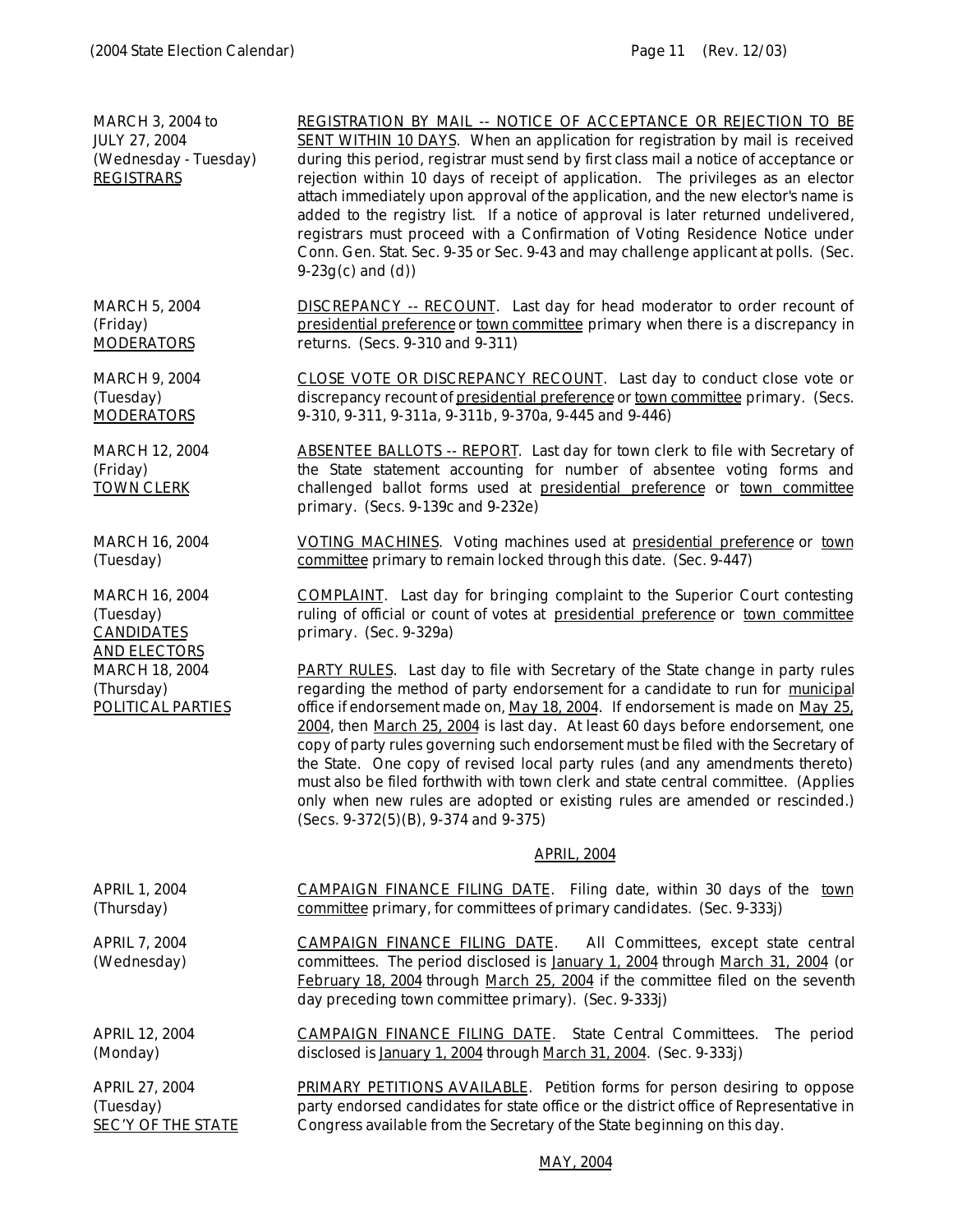MARCH 3, 2004 to JULY 27, 2004 (Wednesday - Tuesday) REGISTRARS

REGISTRATION BY MAIL -- NOTICE OF ACCEPTANCE OR REJECTION TO BE SENT WITHIN 10 DAYS. When an application for registration by mail is received during this period, registrar must send by first class mail a notice of acceptance or rejection within 10 days of receipt of application. The privileges as an elector attach immediately upon approval of the application, and the new elector's name is added to the registry list. If a notice of approval is later returned undelivered, registrars must proceed with a Confirmation of Voting Residence Notice under Conn. Gen. Stat. Sec. 9-35 or Sec. 9-43 and may challenge applicant at polls. (Sec. 9-23g(c) and (d))

MARCH 5, 2004 (Friday) MODERATORS

DISCREPANCY -- RECOUNT. Last day for head moderator to order recount of presidential preference or town committee primary when there is a discrepancy in returns. (Secs. 9-310 and 9-311)

MARCH 9, 2004 (Tuesday) MODERATORS

CLOSE VOTE OR DISCREPANCY RECOUNT. Last day to conduct close vote or discrepancy recount of presidential preference or town committee primary. (Secs. 9-310, 9-311, 9-311a, 9-311b, 9-370a, 9-445 and 9-446)

MARCH 12, 2004 (Friday) TOWN CLERK

ABSENTEE BALLOTS -- REPORT. Last day for town clerk to file with Secretary of the State statement accounting for number of absentee voting forms and challenged ballot forms used at presidential preference or town committee primary. (Secs. 9-139c and 9-232e)

MARCH 16, 2004 (Tuesday)

VOTING MACHINES. Voting machines used at presidential preference or town committee primary to remain locked through this date. (Sec. 9-447)

MARCH 16, 2004 (Tuesday) CANDIDATES AND ELECTORS

COMPLAINT. Last day for bringing complaint to the Superior Court contesting ruling of official or count of votes at presidential preference or town committee primary. (Sec. 9-329a)

MARCH 18, 2004 (Thursday) POLITICAL PARTIES

PARTY RULES. Last day to file with Secretary of the State change in party rules regarding the method of party endorsement for a candidate to run for municipal office if endorsement made on, May 18, 2004. If endorsement is made on May 25, 2004, then March 25, 2004 is last day. At least 60 days before endorsement, one copy of party rules governing such endorsement must be filed with the Secretary of the State. One copy of revised local party rules (and any amendments thereto) must also be filed forthwith with town clerk and state central committee. (Applies only when new rules are adopted or existing rules are amended or rescinded.) (Secs. 9-372(5)(B), 9-374 and 9-375)

## APRIL, 2004

APRIL 1, 2004 (Thursday)

CAMPAIGN FINANCE FILING DATE. Filing date, within 30 days of the town committee primary, for committees of primary candidates. (Sec. 9-333j)

APRIL 7, 2004 (Wednesday)

CAMPAIGN FINANCE FILING DATE. All Committees, except state central committees. The period disclosed is January 1, 2004 through March 31, 2004 (or February 18, 2004 through March 25, 2004 if the committee filed on the seventh day preceding town committee primary). (Sec. 9-333j)

APRIL 12, 2004 (Monday)

CAMPAIGN FINANCE FILING DATE. State Central Committees. The period disclosed is January 1, 2004 through March 31, 2004. (Sec. 9-333j)

APRIL 27, 2004 (Tuesday) SEC'Y OF THE STATE

PRIMARY PETITIONS AVAILABLE. Petition forms for person desiring to oppose party endorsed candidates for state office or the district office of Representative in Congress available from the Secretary of the State beginning on this day.

## MAY, 2004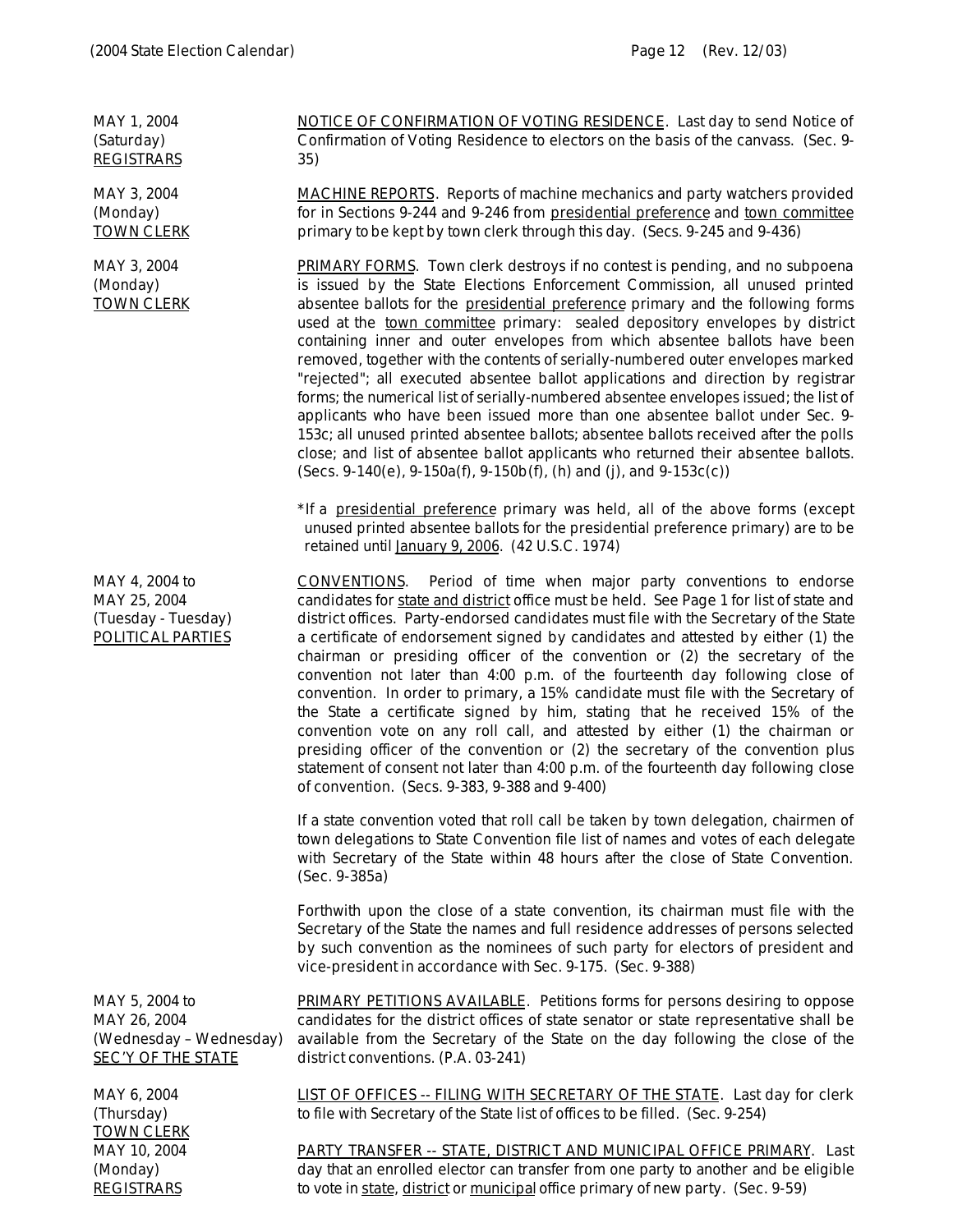| | |
|---|---|
| MAY 1, 2004<br>(Saturday)<br>REGISTRARS | NOTICE OF CONFIRMATION OF VOTING RESIDENCE. Last day to send Notice of Confirmation of Voting Residence to electors on the basis of the canvass. (Sec. 9-35) |
| MAY 3, 2004<br>(Monday)<br>TOWN CLERK | MACHINE REPORTS. Reports of machine mechanics and party watchers provided for in Sections 9-244 and 9-246 from presidential preference and town committee primary to be kept by town clerk through this day. (Secs. 9-245 and 9-436) |
| MAY 3, 2004<br>(Monday)<br>TOWN CLERK | PRIMARY FORMS. Town clerk destroys if no contest is pending, and no subpoena is issued by the State Elections Enforcement Commission, all unused printed absentee ballots for the presidential preference primary and the following forms used at the town committee primary: sealed depository envelopes by district containing inner and outer envelopes from which absentee ballots have been removed, together with the contents of serially-numbered outer envelopes marked "rejected"; all executed absentee ballot applications and direction by registrar forms; the numerical list of serially-numbered absentee envelopes issued; the list of applicants who have been issued more than one absentee ballot under Sec. 9-153c; all unused printed absentee ballots; absentee ballots received after the polls close; and list of absentee ballot applicants who returned their absentee ballots. (Secs. 9-140(e), 9-150a(f), 9-150b(f), (h) and (j), and 9-153c(c))<br><br>*If a presidential preference primary was held, all of the above forms (except unused printed absentee ballots for the presidential preference primary) are to be retained until January 9, 2006. (42 U.S.C. 1974) |
| MAY 4, 2004 to<br>MAY 25, 2004<br>(Tuesday - Tuesday)<br>POLITICAL PARTIES | CONVENTIONS. Period of time when major party conventions to endorse candidates for state and district office must be held. See Page 1 for list of state and district offices. Party-endorsed candidates must file with the Secretary of the State a certificate of endorsement signed by candidates and attested by either (1) the chairman or presiding officer of the convention or (2) the secretary of the convention not later than 4:00 p.m. of the fourteenth day following close of convention. In order to primary, a 15% candidate must file with the Secretary of the State a certificate signed by him, stating that he received 15% of the convention vote on any roll call, and attested by either (1) the chairman or presiding officer of the convention or (2) the secretary of the convention plus statement of consent not later than 4:00 p.m. of the fourteenth day following close of convention. (Secs. 9-383, 9-388 and 9-400)<br><br>If a state convention voted that roll call be taken by town delegation, chairmen of town delegations to State Convention file list of names and votes of each delegate with Secretary of the State within 48 hours after the close of State Convention. (Sec. 9-385a)<br><br>Forthwith upon the close of a state convention, its chairman must file with the Secretary of the State the names and full residence addresses of persons selected by such convention as the nominees of such party for electors of president and vice-president in accordance with Sec. 9-175. (Sec. 9-388) |
| MAY 5, 2004 to<br>MAY 26, 2004<br>(Wednesday – Wednesday)<br>SEC'Y OF THE STATE | PRIMARY PETITIONS AVAILABLE. Petitions forms for persons desiring to oppose candidates for the district offices of state senator or state representative shall be available from the Secretary of the State on the day following the close of the district conventions. (P.A. 03-241) |
| MAY 6, 2004<br>(Thursday)<br>TOWN CLERK | LIST OF OFFICES -- FILING WITH SECRETARY OF THE STATE. Last day for clerk to file with Secretary of the State list of offices to be filled. (Sec. 9-254) |
| MAY 10, 2004<br>(Monday)<br>REGISTRARS | PARTY TRANSFER -- STATE, DISTRICT AND MUNICIPAL OFFICE PRIMARY. Last day that an enrolled elector can transfer from one party to another and be eligible to vote in state, district or municipal office primary of new party. (Sec. 9-59) |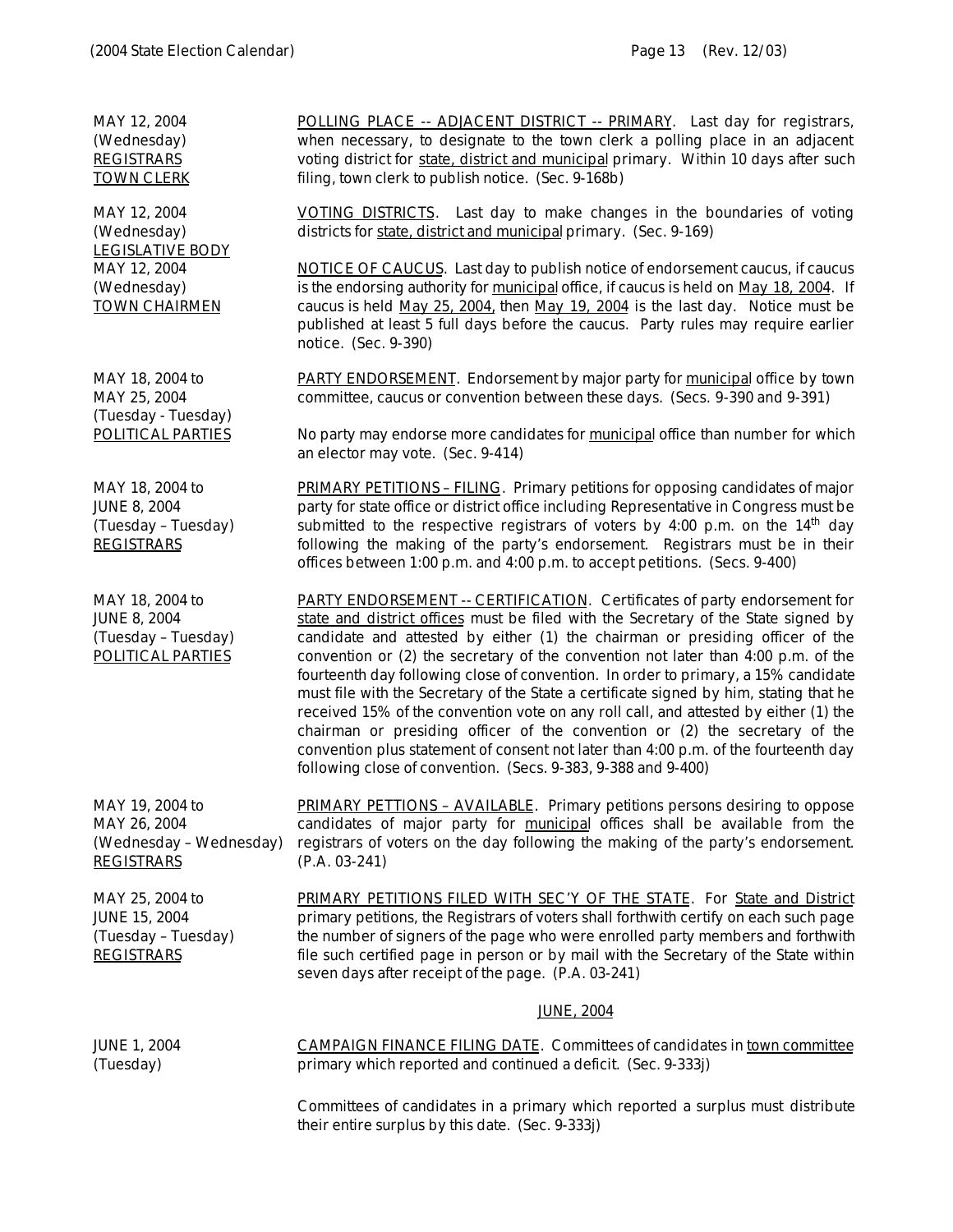MAY 12, 2004
(Wednesday)
<u>REGISTRARS</u>
<u>TOWN CLERK</u>

<u>POLLING PLACE -- ADJACENT DISTRICT -- PRIMARY</u>. Last day for registrars, when necessary, to designate to the town clerk a polling place in an adjacent voting district for <u>state, district and municipal</u> primary. Within 10 days after such filing, town clerk to publish notice. (Sec. 9-168b)

MAY 12, 2004
(Wednesday)
<u>LEGISLATIVE BODY</u>

<u>VOTING DISTRICTS</u>. Last day to make changes in the boundaries of voting districts for <u>state, district and municipal</u> primary. (Sec. 9-169)

MAY 12, 2004
(Wednesday)
<u>TOWN CHAIRMEN</u>

<u>NOTICE OF CAUCUS</u>. Last day to publish notice of endorsement caucus, if caucus is the endorsing authority for <u>municipal</u> office, if caucus is held on <u>May 18, 2004</u>. If caucus is held <u>May 25, 2004</u>, then <u>May 19, 2004</u> is the last day. Notice must be published at least 5 full days before the caucus. Party rules may require earlier notice. (Sec. 9-390)

MAY 18, 2004 to
MAY 25, 2004
(Tuesday - Tuesday)
<u>POLITICAL PARTIES</u>

<u>PARTY ENDORSEMENT</u>. Endorsement by major party for <u>municipal</u> office by town committee, caucus or convention between these days. (Secs. 9-390 and 9-391)

No party may endorse more candidates for <u>municipal</u> office than number for which an elector may vote. (Sec. 9-414)

MAY 18, 2004 to
JUNE 8, 2004
(Tuesday – Tuesday)
<u>REGISTRARS</u>

<u>PRIMARY PETITIONS – FILING</u>. Primary petitions for opposing candidates of major party for state office or district office including Representative in Congress must be submitted to the respective registrars of voters by 4:00 p.m. on the 14th day following the making of the party's endorsement. Registrars must be in their offices between 1:00 p.m. and 4:00 p.m. to accept petitions. (Secs. 9-400)

MAY 18, 2004 to
JUNE 8, 2004
(Tuesday – Tuesday)
<u>POLITICAL PARTIES</u>

<u>PARTY ENDORSEMENT -- CERTIFICATION</u>. Certificates of party endorsement for <u>state and district offices</u> must be filed with the Secretary of the State signed by candidate and attested by either (1) the chairman or presiding officer of the convention or (2) the secretary of the convention not later than 4:00 p.m. of the fourteenth day following close of convention. In order to primary, a 15% candidate must file with the Secretary of the State a certificate signed by him, stating that he received 15% of the convention vote on any roll call, and attested by either (1) the chairman or presiding officer of the convention or (2) the secretary of the convention plus statement of consent not later than 4:00 p.m. of the fourteenth day following close of convention. (Secs. 9-383, 9-388 and 9-400)

MAY 19, 2004 to
MAY 26, 2004
(Wednesday – Wednesday)
<u>REGISTRARS</u>

<u>PRIMARY PETTIONS – AVAILABLE</u>. Primary petitions persons desiring to oppose candidates of major party for <u>municipal</u> offices shall be available from the registrars of voters on the day following the making of the party's endorsement. (P.A. 03-241)

MAY 25, 2004 to
JUNE 15, 2004
(Tuesday – Tuesday)
<u>REGISTRARS</u>

<u>PRIMARY PETITIONS FILED WITH SEC'Y OF THE STATE</u>. For <u>State and District</u> primary petitions, the Registrars of voters shall forthwith certify on each such page the number of signers of the page who were enrolled party members and forthwith file such certified page in person or by mail with the Secretary of the State within seven days after receipt of the page. (P.A. 03-241)

## <u>JUNE, 2004</u>

JUNE 1, 2004
(Tuesday)

<u>CAMPAIGN FINANCE FILING DATE</u>. Committees of candidates in <u>town committee</u> primary which reported and continued a deficit. (Sec. 9-333j)

Committees of candidates in a primary which reported a surplus must distribute their entire surplus by this date. (Sec. 9-333j)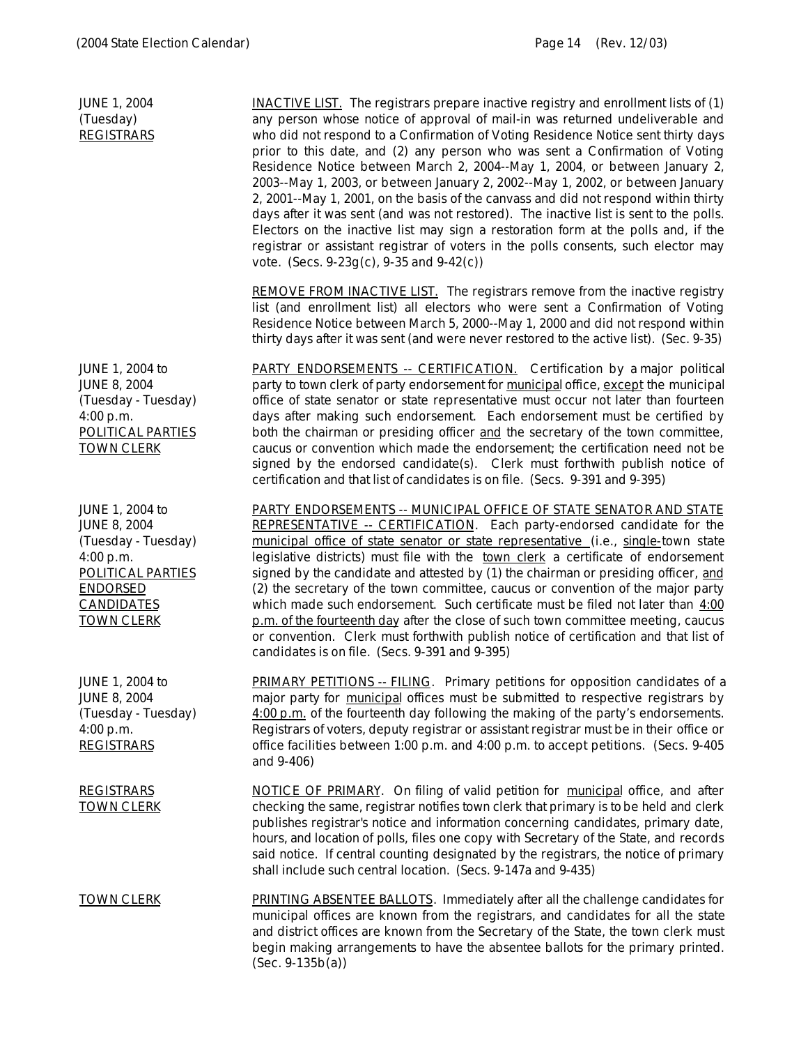**JUNE 1, 2004**
(Tuesday)
<u>REGISTRARS</u>

<u>INACTIVE LIST.</u> The registrars prepare inactive registry and enrollment lists of (1) any person whose notice of approval of mail-in was returned undeliverable and who did not respond to a Confirmation of Voting Residence Notice sent thirty days prior to this date, and (2) any person who was sent a Confirmation of Voting Residence Notice between March 2, 2004--May 1, 2004, or between January 2, 2003--May 1, 2003, or between January 2, 2002--May 1, 2002, or between January 2, 2001--May 1, 2001, on the basis of the canvass and did not respond within thirty days after it was sent (and was not restored). The inactive list is sent to the polls. Electors on the inactive list may sign a restoration form at the polls and, if the registrar or assistant registrar of voters in the polls consents, such elector may vote. (Secs. 9-23g(c), 9-35 and 9-42(c))

<u>REMOVE FROM INACTIVE LIST.</u> The registrars remove from the inactive registry list (and enrollment list) all electors who were sent a Confirmation of Voting Residence Notice between March 5, 2000--May 1, 2000 and did not respond within thirty days after it was sent (and were never restored to the active list). (Sec. 9-35)

**JUNE 1, 2004 to JUNE 8, 2004**
(Tuesday - Tuesday)
4:00 p.m.
<u>POLITICAL PARTIES</u>
<u>TOWN CLERK</u>

<u>PARTY ENDORSEMENTS -- CERTIFICATION.</u> Certification by a major political party to town clerk of party endorsement for <u>municipal</u> office, <u>except</u> the municipal office of state senator or state representative must occur not later than fourteen days after making such endorsement. Each endorsement must be certified by both the chairman or presiding officer <u>and</u> the secretary of the town committee, caucus or convention which made the endorsement; the certification need not be signed by the endorsed candidate(s). Clerk must forthwith publish notice of certification and that list of candidates is on file. (Secs. 9-391 and 9-395)

**JUNE 1, 2004 to JUNE 8, 2004**
(Tuesday - Tuesday)
4:00 p.m.
<u>POLITICAL PARTIES</u>
<u>ENDORSED CANDIDATES</u>
<u>TOWN CLERK</u>

<u>PARTY ENDORSEMENTS -- MUNICIPAL OFFICE OF STATE SENATOR AND STATE REPRESENTATIVE -- CERTIFICATION</u>. Each party-endorsed candidate for the <u>municipal office of state senator or state representative</u> (i.e., <u>single-</u>town state legislative districts) must file with the <u>town clerk</u> a certificate of endorsement signed by the candidate and attested by (1) the chairman or presiding officer, <u>and</u> (2) the secretary of the town committee, caucus or convention of the major party which made such endorsement. Such certificate must be filed not later than <u>4:00 p.m. of the fourteenth day</u> after the close of such town committee meeting, caucus or convention. Clerk must forthwith publish notice of certification and that list of candidates is on file. (Secs. 9-391 and 9-395)

**JUNE 1, 2004 to JUNE 8, 2004**
(Tuesday - Tuesday)
4:00 p.m.
<u>REGISTRARS</u>

<u>PRIMARY PETITIONS -- FILING</u>. Primary petitions for opposition candidates of a major party for <u>municipal</u> offices must be submitted to respective registrars by <u>4:00 p.m.</u> of the fourteenth day following the making of the party's endorsements. Registrars of voters, deputy registrar or assistant registrar must be in their office or office facilities between 1:00 p.m. and 4:00 p.m. to accept petitions. (Secs. 9-405 and 9-406)

<u>REGISTRARS</u>
<u>TOWN CLERK</u>

<u>NOTICE OF PRIMARY</u>. On filing of valid petition for <u>municipal</u> office, and after checking the same, registrar notifies town clerk that primary is to be held and clerk publishes registrar's notice and information concerning candidates, primary date, hours, and location of polls, files one copy with Secretary of the State, and records said notice. If central counting designated by the registrars, the notice of primary shall include such central location. (Secs. 9-147a and 9-435)

<u>TOWN CLERK</u>

<u>PRINTING ABSENTEE BALLOTS</u>. Immediately after all the challenge candidates for municipal offices are known from the registrars, and candidates for all the state and district offices are known from the Secretary of the State, the town clerk must begin making arrangements to have the absentee ballots for the primary printed. (Sec. 9-135b(a))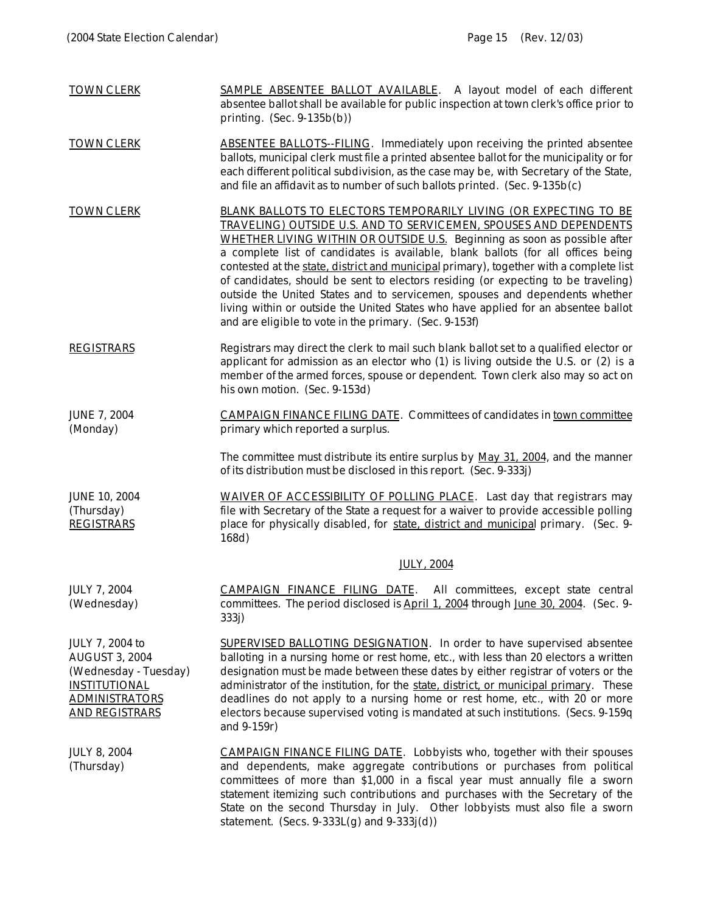TOWN CLERK — SAMPLE ABSENTEE BALLOT AVAILABLE. A layout model of each different absentee ballot shall be available for public inspection at town clerk's office prior to printing. (Sec. 9-135b(b))

TOWN CLERK — ABSENTEE BALLOTS--FILING. Immediately upon receiving the printed absentee ballots, municipal clerk must file a printed absentee ballot for the municipality or for each different political subdivision, as the case may be, with Secretary of the State, and file an affidavit as to number of such ballots printed. (Sec. 9-135b(c)

TOWN CLERK — BLANK BALLOTS TO ELECTORS TEMPORARILY LIVING (OR EXPECTING TO BE TRAVELING) OUTSIDE U.S. AND TO SERVICEMEN, SPOUSES AND DEPENDENTS WHETHER LIVING WITHIN OR OUTSIDE U.S. Beginning as soon as possible after a complete list of candidates is available, blank ballots (for all offices being contested at the state, district and municipal primary), together with a complete list of candidates, should be sent to electors residing (or expecting to be traveling) outside the United States and to servicemen, spouses and dependents whether living within or outside the United States who have applied for an absentee ballot and are eligible to vote in the primary. (Sec. 9-153f)

REGISTRARS — Registrars may direct the clerk to mail such blank ballot set to a qualified elector or applicant for admission as an elector who (1) is living outside the U.S. or (2) is a member of the armed forces, spouse or dependent. Town clerk also may so act on his own motion. (Sec. 9-153d)

JUNE 7, 2004 (Monday) — CAMPAIGN FINANCE FILING DATE. Committees of candidates in town committee primary which reported a surplus.

The committee must distribute its entire surplus by May 31, 2004, and the manner of its distribution must be disclosed in this report. (Sec. 9-333j)

JUNE 10, 2004 (Thursday) REGISTRARS — WAIVER OF ACCESSIBILITY OF POLLING PLACE. Last day that registrars may file with Secretary of the State a request for a waiver to provide accessible polling place for physically disabled, for state, district and municipal primary. (Sec. 9-168d)

## JULY, 2004

JULY 7, 2004 (Wednesday) — CAMPAIGN FINANCE FILING DATE. All committees, except state central committees. The period disclosed is April 1, 2004 through June 30, 2004. (Sec. 9-333j)

JULY 7, 2004 to AUGUST 3, 2004 (Wednesday - Tuesday) INSTITUTIONAL ADMINISTRATORS AND REGISTRARS — SUPERVISED BALLOTING DESIGNATION. In order to have supervised absentee balloting in a nursing home or rest home, etc., with less than 20 electors a written designation must be made between these dates by either registrar of voters or the administrator of the institution, for the state, district, or municipal primary. These deadlines do not apply to a nursing home or rest home, etc., with 20 or more electors because supervised voting is mandated at such institutions. (Secs. 9-159q and 9-159r)

JULY 8, 2004 (Thursday) — CAMPAIGN FINANCE FILING DATE. Lobbyists who, together with their spouses and dependents, make aggregate contributions or purchases from political committees of more than $1,000 in a fiscal year must annually file a sworn statement itemizing such contributions and purchases with the Secretary of the State on the second Thursday in July. Other lobbyists must also file a sworn statement. (Secs. 9-333L(g) and 9-333j(d))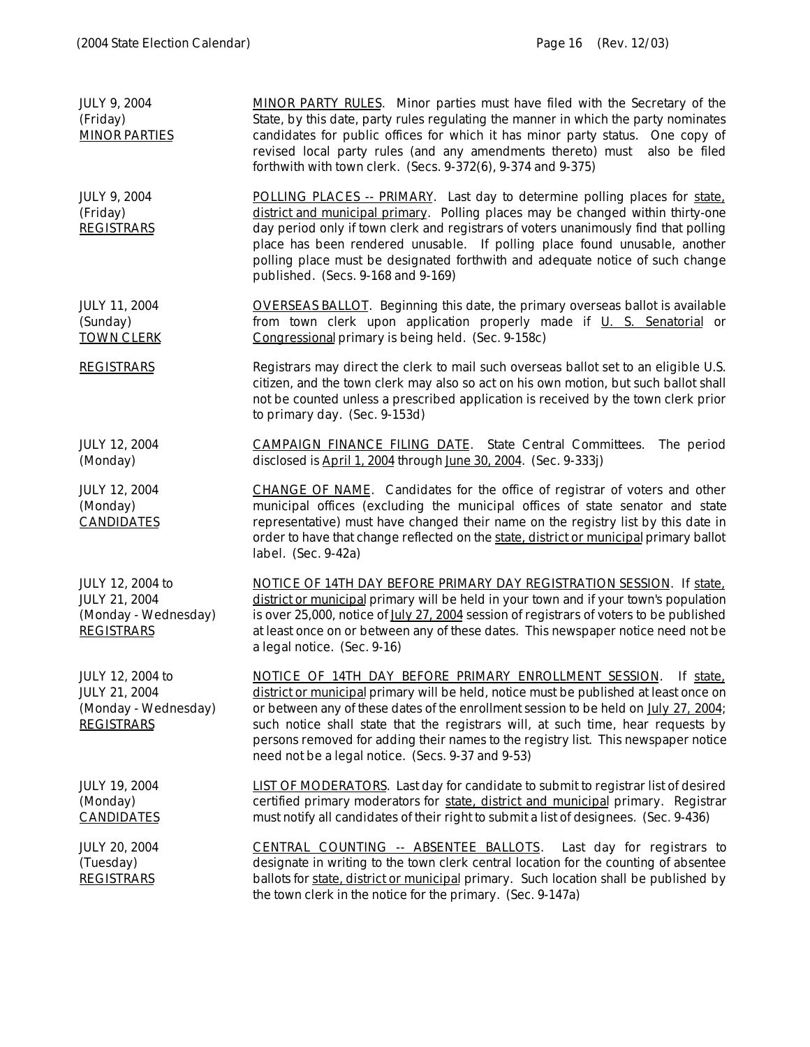| | |
|---|---|
| JULY 9, 2004<br>(Friday)<br><u>MINOR PARTIES</u> | <u>MINOR PARTY RULES</u>. Minor parties must have filed with the Secretary of the State, by this date, party rules regulating the manner in which the party nominates candidates for public offices for which it has minor party status. One copy of revised local party rules (and any amendments thereto) must also be filed forthwith with town clerk. (Secs. 9-372(6), 9-374 and 9-375) |
| JULY 9, 2004<br>(Friday)<br><u>REGISTRARS</u> | <u>POLLING PLACES -- PRIMARY</u>. Last day to determine polling places for <u>state, district and municipal primary</u>. Polling places may be changed within thirty-one day period only if town clerk and registrars of voters unanimously find that polling place has been rendered unusable. If polling place found unusable, another polling place must be designated forthwith and adequate notice of such change published. (Secs. 9-168 and 9-169) |
| JULY 11, 2004<br>(Sunday)<br><u>TOWN CLERK</u> | <u>OVERSEAS BALLOT</u>. Beginning this date, the primary overseas ballot is available from town clerk upon application properly made if <u>U. S. Senatorial</u> or <u>Congressional</u> primary is being held. (Sec. 9-158c) |
| <u>REGISTRARS</u> | Registrars may direct the clerk to mail such overseas ballot set to an eligible U.S. citizen, and the town clerk may also so act on his own motion, but such ballot shall not be counted unless a prescribed application is received by the town clerk prior to primary day. (Sec. 9-153d) |
| JULY 12, 2004<br>(Monday) | <u>CAMPAIGN FINANCE FILING DATE</u>. State Central Committees. The period disclosed is <u>April 1, 2004</u> through <u>June 30, 2004</u>. (Sec. 9-333j) |
| JULY 12, 2004<br>(Monday)<br><u>CANDIDATES</u> | <u>CHANGE OF NAME</u>. Candidates for the office of registrar of voters and other municipal offices (excluding the municipal offices of state senator and state representative) must have changed their name on the registry list by this date in order to have that change reflected on the <u>state, district or municipal</u> primary ballot label. (Sec. 9-42a) |
| JULY 12, 2004 to<br>JULY 21, 2004<br>(Monday - Wednesday)<br><u>REGISTRARS</u> | <u>NOTICE OF 14TH DAY BEFORE PRIMARY DAY REGISTRATION SESSION</u>. If <u>state, district or municipal</u> primary will be held in your town and if your town's population is over 25,000, notice of <u>July 27, 2004</u> session of registrars of voters to be published at least once on or between any of these dates. This newspaper notice need not be a legal notice. (Sec. 9-16) |
| JULY 12, 2004 to<br>JULY 21, 2004<br>(Monday - Wednesday)<br><u>REGISTRARS</u> | <u>NOTICE OF 14TH DAY BEFORE PRIMARY ENROLLMENT SESSION</u>. If <u>state, district or municipal</u> primary will be held, notice must be published at least once on or between any of these dates of the enrollment session to be held on <u>July 27, 2004</u>; such notice shall state that the registrars will, at such time, hear requests by persons removed for adding their names to the registry list. This newspaper notice need not be a legal notice. (Secs. 9-37 and 9-53) |
| JULY 19, 2004<br>(Monday)<br><u>CANDIDATES</u> | <u>LIST OF MODERATORS</u>. Last day for candidate to submit to registrar list of desired certified primary moderators for <u>state, district and municipal</u> primary. Registrar must notify all candidates of their right to submit a list of designees. (Sec. 9-436) |
| JULY 20, 2004<br>(Tuesday)<br><u>REGISTRARS</u> | <u>CENTRAL COUNTING -- ABSENTEE BALLOTS</u>. Last day for registrars to designate in writing to the town clerk central location for the counting of absentee ballots for <u>state, district or municipal</u> primary. Such location shall be published by the town clerk in the notice for the primary. (Sec. 9-147a) |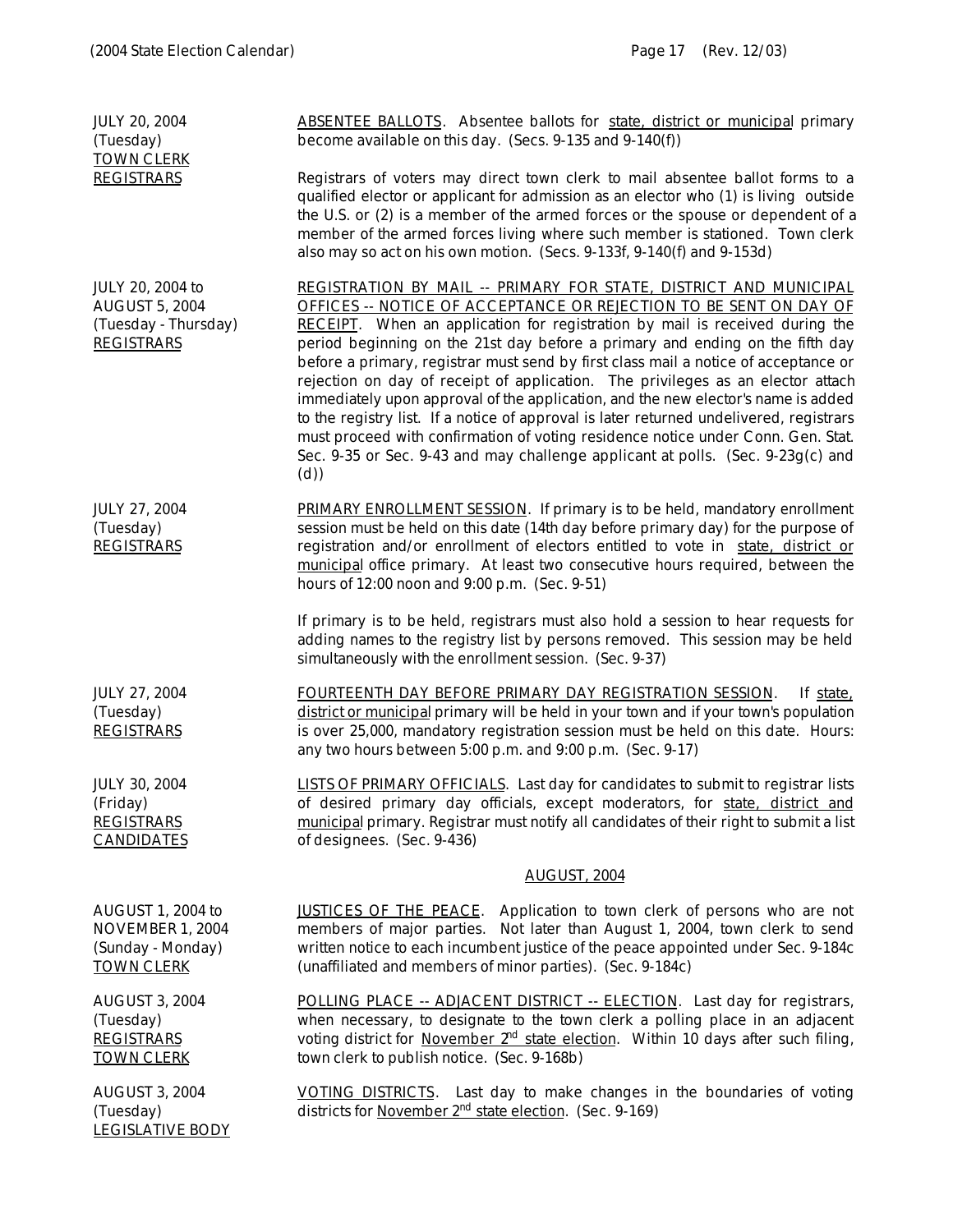| | |
|---|---|
| JULY 20, 2004 (Tuesday) TOWN CLERK REGISTRARS | ABSENTEE BALLOTS. Absentee ballots for state, district or municipal primary become available on this day. (Secs. 9-135 and 9-140(f))<br><br>Registrars of voters may direct town clerk to mail absentee ballot forms to a qualified elector or applicant for admission as an elector who (1) is living outside the U.S. or (2) is a member of the armed forces or the spouse or dependent of a member of the armed forces living where such member is stationed. Town clerk also may so act on his own motion. (Secs. 9-133f, 9-140(f) and 9-153d) |
| JULY 20, 2004 to AUGUST 5, 2004 (Tuesday - Thursday) REGISTRARS | REGISTRATION BY MAIL -- PRIMARY FOR STATE, DISTRICT AND MUNICIPAL OFFICES -- NOTICE OF ACCEPTANCE OR REJECTION TO BE SENT ON DAY OF RECEIPT. When an application for registration by mail is received during the period beginning on the 21st day before a primary and ending on the fifth day before a primary, registrar must send by first class mail a notice of acceptance or rejection on day of receipt of application. The privileges as an elector attach immediately upon approval of the application, and the new elector's name is added to the registry list. If a notice of approval is later returned undelivered, registrars must proceed with confirmation of voting residence notice under Conn. Gen. Stat. Sec. 9-35 or Sec. 9-43 and may challenge applicant at polls. (Sec. 9-23g(c) and (d)) |
| JULY 27, 2004 (Tuesday) REGISTRARS | PRIMARY ENROLLMENT SESSION. If primary is to be held, mandatory enrollment session must be held on this date (14th day before primary day) for the purpose of registration and/or enrollment of electors entitled to vote in state, district or municipal office primary. At least two consecutive hours required, between the hours of 12:00 noon and 9:00 p.m. (Sec. 9-51)<br><br>If primary is to be held, registrars must also hold a session to hear requests for adding names to the registry list by persons removed. This session may be held simultaneously with the enrollment session. (Sec. 9-37) |
| JULY 27, 2004 (Tuesday) REGISTRARS | FOURTEENTH DAY BEFORE PRIMARY DAY REGISTRATION SESSION. If state, district or municipal primary will be held in your town and if your town's population is over 25,000, mandatory registration session must be held on this date. Hours: any two hours between 5:00 p.m. and 9:00 p.m. (Sec. 9-17) |
| JULY 30, 2004 (Friday) REGISTRARS CANDIDATES | LISTS OF PRIMARY OFFICIALS. Last day for candidates to submit to registrar lists of desired primary day officials, except moderators, for state, district and municipal primary. Registrar must notify all candidates of their right to submit a list of designees. (Sec. 9-436) |

## AUGUST, 2004

| | |
|---|---|
| AUGUST 1, 2004 to NOVEMBER 1, 2004 (Sunday - Monday) TOWN CLERK | JUSTICES OF THE PEACE. Application to town clerk of persons who are not members of major parties. Not later than August 1, 2004, town clerk to send written notice to each incumbent justice of the peace appointed under Sec. 9-184c (unaffiliated and members of minor parties). (Sec. 9-184c) |
| AUGUST 3, 2004 (Tuesday) REGISTRARS TOWN CLERK | POLLING PLACE -- ADJACENT DISTRICT -- ELECTION. Last day for registrars, when necessary, to designate to the town clerk a polling place in an adjacent voting district for November 2nd state election. Within 10 days after such filing, town clerk to publish notice. (Sec. 9-168b) |
| AUGUST 3, 2004 (Tuesday) LEGISLATIVE BODY | VOTING DISTRICTS. Last day to make changes in the boundaries of voting districts for November 2nd state election. (Sec. 9-169) |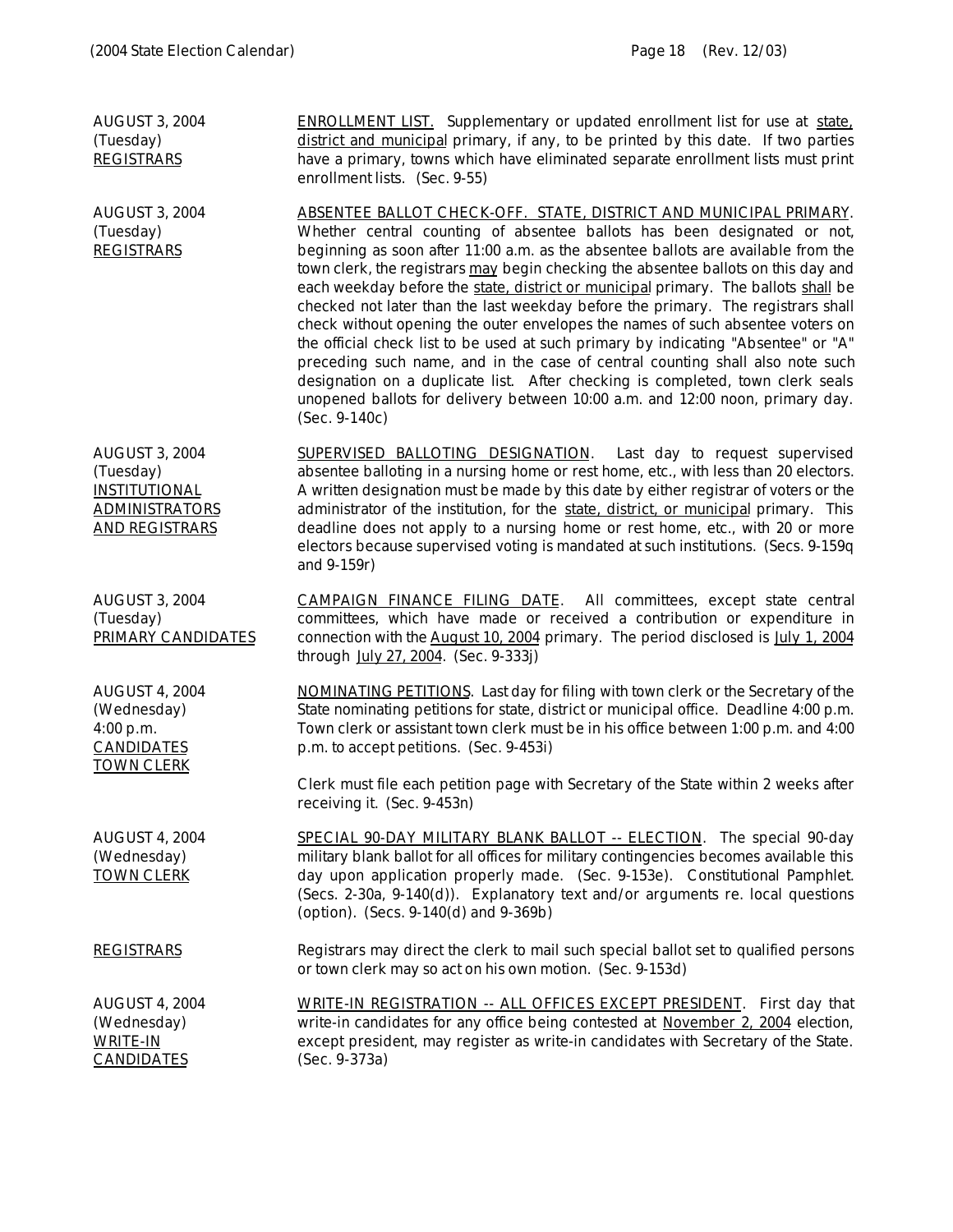| | |
|---|---|
| AUGUST 3, 2004 (Tuesday) REGISTRARS | ENROLLMENT LIST. Supplementary or updated enrollment list for use at state, district and municipal primary, if any, to be printed by this date. If two parties have a primary, towns which have eliminated separate enrollment lists must print enrollment lists. (Sec. 9-55) |
| AUGUST 3, 2004 (Tuesday) REGISTRARS | ABSENTEE BALLOT CHECK-OFF. STATE, DISTRICT AND MUNICIPAL PRIMARY. Whether central counting of absentee ballots has been designated or not, beginning as soon after 11:00 a.m. as the absentee ballots are available from the town clerk, the registrars may begin checking the absentee ballots on this day and each weekday before the state, district or municipal primary. The ballots shall be checked not later than the last weekday before the primary. The registrars shall check without opening the outer envelopes the names of such absentee voters on the official check list to be used at such primary by indicating "Absentee" or "A" preceding such name, and in the case of central counting shall also note such designation on a duplicate list. After checking is completed, town clerk seals unopened ballots for delivery between 10:00 a.m. and 12:00 noon, primary day. (Sec. 9-140c) |
| AUGUST 3, 2004 (Tuesday) INSTITUTIONAL ADMINISTRATORS AND REGISTRARS | SUPERVISED BALLOTING DESIGNATION. Last day to request supervised absentee balloting in a nursing home or rest home, etc., with less than 20 electors. A written designation must be made by this date by either registrar of voters or the administrator of the institution, for the state, district, or municipal primary. This deadline does not apply to a nursing home or rest home, etc., with 20 or more electors because supervised voting is mandated at such institutions. (Secs. 9-159q and 9-159r) |
| AUGUST 3, 2004 (Tuesday) PRIMARY CANDIDATES | CAMPAIGN FINANCE FILING DATE. All committees, except state central committees, which have made or received a contribution or expenditure in connection with the August 10, 2004 primary. The period disclosed is July 1, 2004 through July 27, 2004. (Sec. 9-333j) |
| AUGUST 4, 2004 (Wednesday) 4:00 p.m. CANDIDATES TOWN CLERK | NOMINATING PETITIONS. Last day for filing with town clerk or the Secretary of the State nominating petitions for state, district or municipal office. Deadline 4:00 p.m. Town clerk or assistant town clerk must be in his office between 1:00 p.m. and 4:00 p.m. to accept petitions. (Sec. 9-453i)<br><br>Clerk must file each petition page with Secretary of the State within 2 weeks after receiving it. (Sec. 9-453n) |
| AUGUST 4, 2004 (Wednesday) TOWN CLERK | SPECIAL 90-DAY MILITARY BLANK BALLOT -- ELECTION. The special 90-day military blank ballot for all offices for military contingencies becomes available this day upon application properly made. (Sec. 9-153e). Constitutional Pamphlet. (Secs. 2-30a, 9-140(d)). Explanatory text and/or arguments re. local questions (option). (Secs. 9-140(d) and 9-369b) |
| REGISTRARS | Registrars may direct the clerk to mail such special ballot set to qualified persons or town clerk may so act on his own motion. (Sec. 9-153d) |
| AUGUST 4, 2004 (Wednesday) WRITE-IN CANDIDATES | WRITE-IN REGISTRATION -- ALL OFFICES EXCEPT PRESIDENT. First day that write-in candidates for any office being contested at November 2, 2004 election, except president, may register as write-in candidates with Secretary of the State. (Sec. 9-373a) |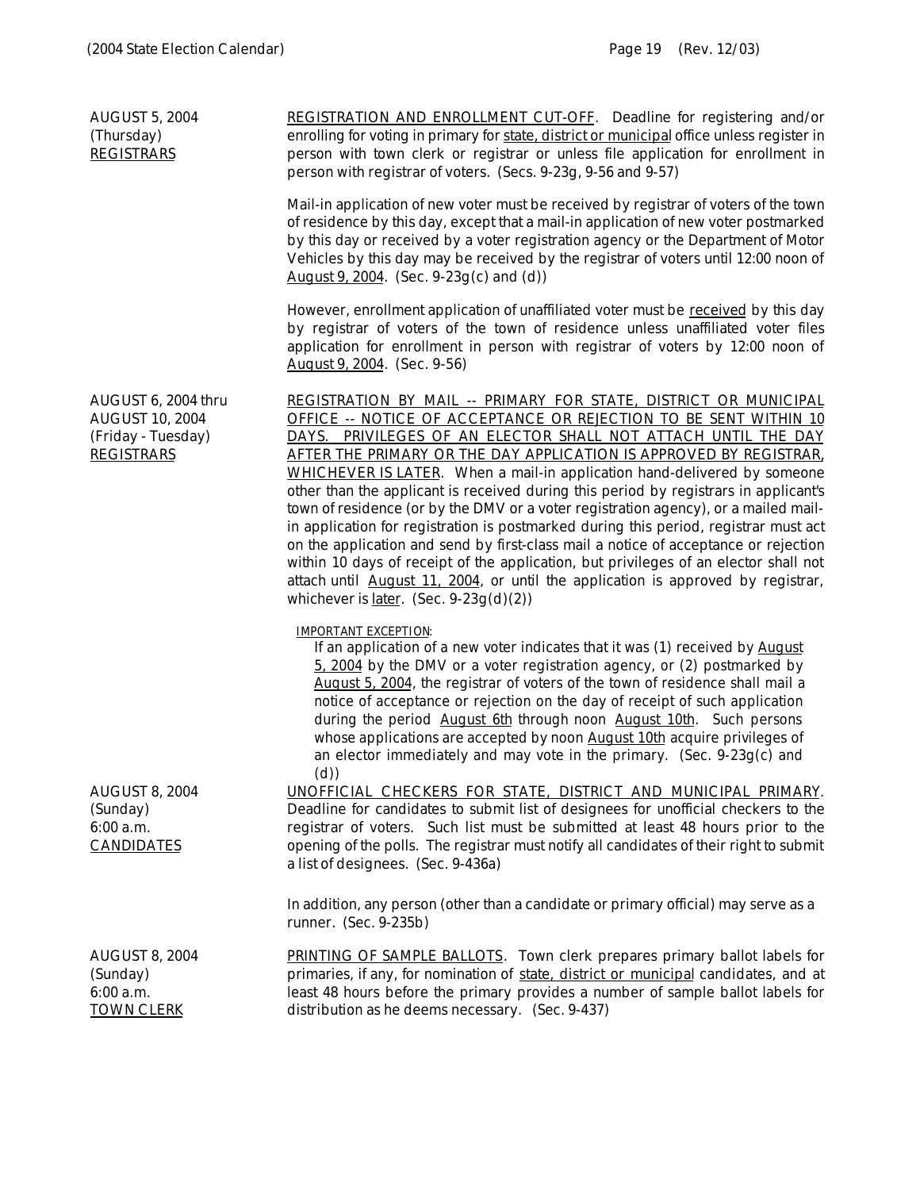**AUGUST 5, 2004**
(Thursday)
REGISTRARS

REGISTRATION AND ENROLLMENT CUT-OFF. Deadline for registering and/or enrolling for voting in primary for state, district or municipal office unless register in person with town clerk or registrar or unless file application for enrollment in person with registrar of voters. (Secs. 9-23g, 9-56 and 9-57)

Mail-in application of new voter must be received by registrar of voters of the town of residence by this day, except that a mail-in application of new voter postmarked by this day or received by a voter registration agency or the Department of Motor Vehicles by this day may be received by the registrar of voters until 12:00 noon of August 9, 2004. (Sec. 9-23g(c) and (d))

However, enrollment application of unaffiliated voter must be received by this day by registrar of voters of the town of residence unless unaffiliated voter files application for enrollment in person with registrar of voters by 12:00 noon of August 9, 2004. (Sec. 9-56)

**AUGUST 6, 2004 thru AUGUST 10, 2004**
(Friday - Tuesday)
REGISTRARS

REGISTRATION BY MAIL -- PRIMARY FOR STATE, DISTRICT OR MUNICIPAL OFFICE -- NOTICE OF ACCEPTANCE OR REJECTION TO BE SENT WITHIN 10 DAYS. PRIVILEGES OF AN ELECTOR SHALL NOT ATTACH UNTIL THE DAY AFTER THE PRIMARY OR THE DAY APPLICATION IS APPROVED BY REGISTRAR, WHICHEVER IS LATER. When a mail-in application hand-delivered by someone other than the applicant is received during this period by registrars in applicant's town of residence (or by the DMV or a voter registration agency), or a mailed mail-in application for registration is postmarked during this period, registrar must act on the application and send by first-class mail a notice of acceptance or rejection within 10 days of receipt of the application, but privileges of an elector shall not attach until August 11, 2004, or until the application is approved by registrar, whichever is later. (Sec. 9-23g(d)(2))

> IMPORTANT EXCEPTION:
> If an application of a new voter indicates that it was (1) received by August 5, 2004 by the DMV or a voter registration agency, or (2) postmarked by August 5, 2004, the registrar of voters of the town of residence shall mail a notice of acceptance or rejection on the day of receipt of such application during the period August 6th through noon August 10th. Such persons whose applications are accepted by noon August 10th acquire privileges of an elector immediately and may vote in the primary. (Sec. 9-23g(c) and (d))

**AUGUST 8, 2004**
(Sunday)
6:00 a.m.
CANDIDATES

UNOFFICIAL CHECKERS FOR STATE, DISTRICT AND MUNICIPAL PRIMARY. Deadline for candidates to submit list of designees for unofficial checkers to the registrar of voters. Such list must be submitted at least 48 hours prior to the opening of the polls. The registrar must notify all candidates of their right to submit a list of designees. (Sec. 9-436a)

In addition, any person (other than a candidate or primary official) may serve as a runner. (Sec. 9-235b)

**AUGUST 8, 2004**
(Sunday)
6:00 a.m.
TOWN CLERK

PRINTING OF SAMPLE BALLOTS. Town clerk prepares primary ballot labels for primaries, if any, for nomination of state, district or municipal candidates, and at least 48 hours before the primary provides a number of sample ballot labels for distribution as he deems necessary. (Sec. 9-437)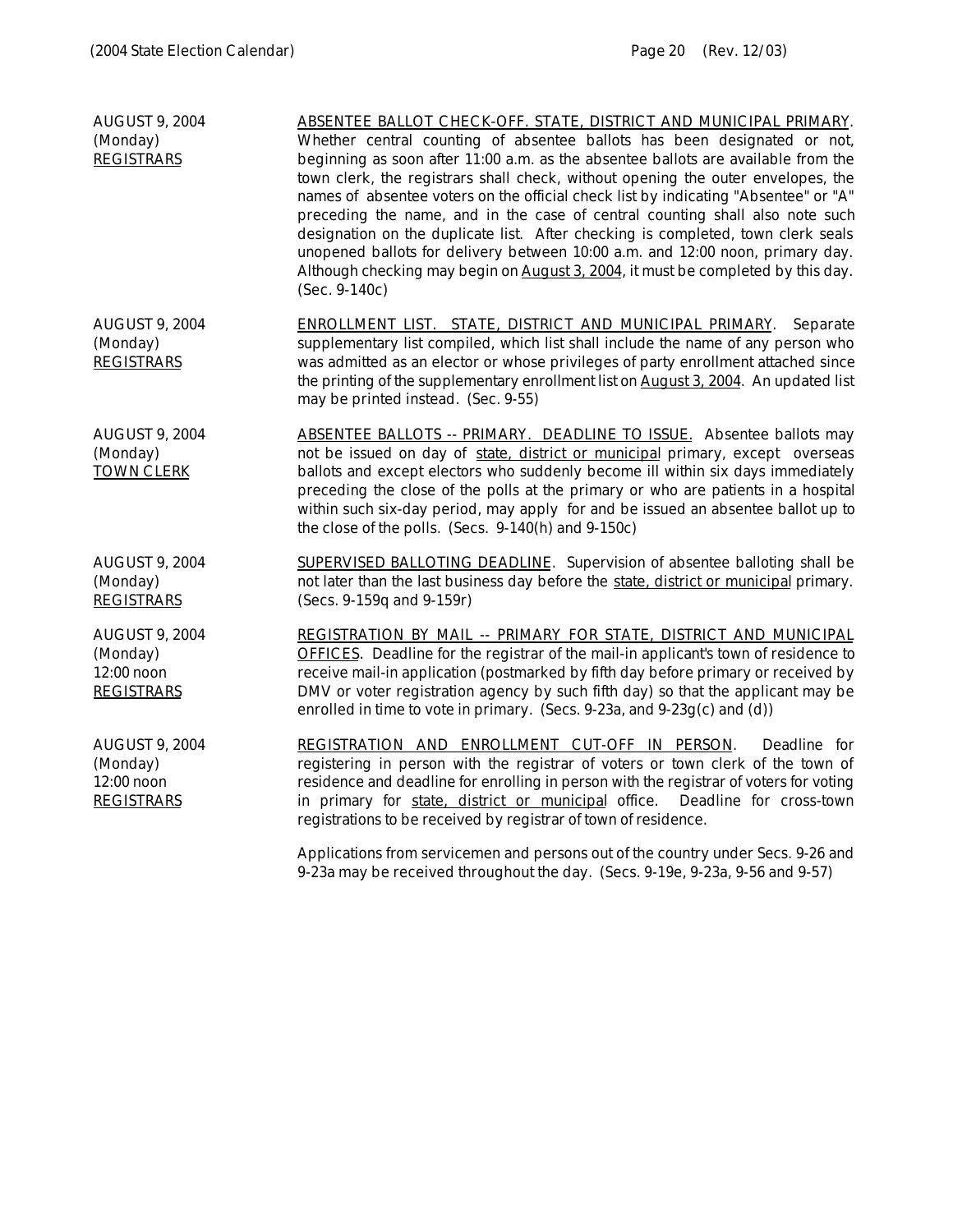| | |
|---|---|
| AUGUST 9, 2004 (Monday) REGISTRARS | ABSENTEE BALLOT CHECK-OFF. STATE, DISTRICT AND MUNICIPAL PRIMARY. Whether central counting of absentee ballots has been designated or not, beginning as soon after 11:00 a.m. as the absentee ballots are available from the town clerk, the registrars shall check, without opening the outer envelopes, the names of absentee voters on the official check list by indicating "Absentee" or "A" preceding the name, and in the case of central counting shall also note such designation on the duplicate list. After checking is completed, town clerk seals unopened ballots for delivery between 10:00 a.m. and 12:00 noon, primary day. Although checking may begin on August 3, 2004, it must be completed by this day. (Sec. 9-140c) |
| AUGUST 9, 2004 (Monday) REGISTRARS | ENROLLMENT LIST. STATE, DISTRICT AND MUNICIPAL PRIMARY. Separate supplementary list compiled, which list shall include the name of any person who was admitted as an elector or whose privileges of party enrollment attached since the printing of the supplementary enrollment list on August 3, 2004. An updated list may be printed instead. (Sec. 9-55) |
| AUGUST 9, 2004 (Monday) TOWN CLERK | ABSENTEE BALLOTS -- PRIMARY. DEADLINE TO ISSUE. Absentee ballots may not be issued on day of state, district or municipal primary, except overseas ballots and except electors who suddenly become ill within six days immediately preceding the close of the polls at the primary or who are patients in a hospital within such six-day period, may apply for and be issued an absentee ballot up to the close of the polls. (Secs. 9-140(h) and 9-150c) |
| AUGUST 9, 2004 (Monday) REGISTRARS | SUPERVISED BALLOTING DEADLINE. Supervision of absentee balloting shall be not later than the last business day before the state, district or municipal primary. (Secs. 9-159q and 9-159r) |
| AUGUST 9, 2004 (Monday) 12:00 noon REGISTRARS | REGISTRATION BY MAIL -- PRIMARY FOR STATE, DISTRICT AND MUNICIPAL OFFICES. Deadline for the registrar of the mail-in applicant's town of residence to receive mail-in application (postmarked by fifth day before primary or received by DMV or voter registration agency by such fifth day) so that the applicant may be enrolled in time to vote in primary. (Secs. 9-23a, and 9-23g(c) and (d)) |
| AUGUST 9, 2004 (Monday) 12:00 noon REGISTRARS | REGISTRATION AND ENROLLMENT CUT-OFF IN PERSON. Deadline for registering in person with the registrar of voters or town clerk of the town of residence and deadline for enrolling in person with the registrar of voters for voting in primary for state, district or municipal office. Deadline for cross-town registrations to be received by registrar of town of residence.<br><br>Applications from servicemen and persons out of the country under Secs. 9-26 and 9-23a may be received throughout the day. (Secs. 9-19e, 9-23a, 9-56 and 9-57) |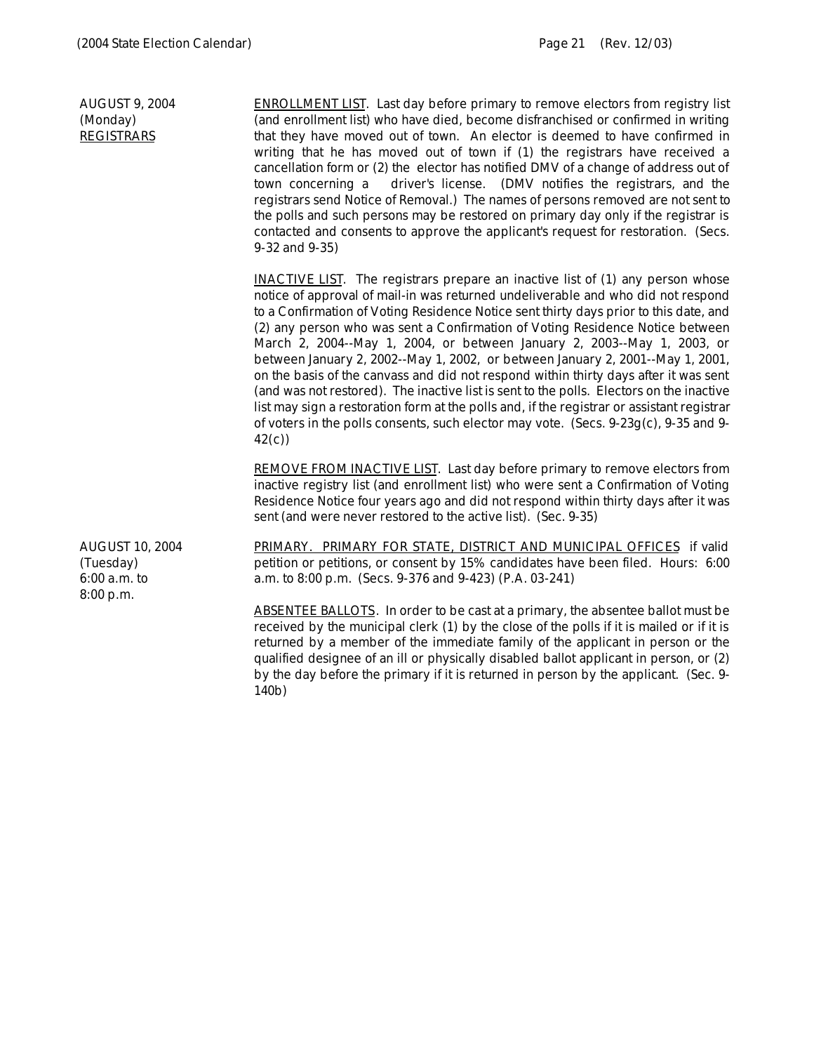**AUGUST 9, 2004**
(Monday)
REGISTRARS

ENROLLMENT LIST. Last day before primary to remove electors from registry list (and enrollment list) who have died, become disfranchised or confirmed in writing that they have moved out of town. An elector is deemed to have confirmed in writing that he has moved out of town if (1) the registrars have received a cancellation form or (2) the elector has notified DMV of a change of address out of town concerning a driver's license. (DMV notifies the registrars, and the registrars send Notice of Removal.) The names of persons removed are not sent to the polls and such persons may be restored on primary day only if the registrar is contacted and consents to approve the applicant's request for restoration. (Secs. 9-32 and 9-35)

INACTIVE LIST. The registrars prepare an inactive list of (1) any person whose notice of approval of mail-in was returned undeliverable and who did not respond to a Confirmation of Voting Residence Notice sent thirty days prior to this date, and (2) any person who was sent a Confirmation of Voting Residence Notice between March 2, 2004--May 1, 2004, or between January 2, 2003--May 1, 2003, or between January 2, 2002--May 1, 2002, or between January 2, 2001--May 1, 2001, on the basis of the canvass and did not respond within thirty days after it was sent (and was not restored). The inactive list is sent to the polls. Electors on the inactive list may sign a restoration form at the polls and, if the registrar or assistant registrar of voters in the polls consents, such elector may vote. (Secs. 9-23g(c), 9-35 and 9-42(c))

REMOVE FROM INACTIVE LIST. Last day before primary to remove electors from inactive registry list (and enrollment list) who were sent a Confirmation of Voting Residence Notice four years ago and did not respond within thirty days after it was sent (and were never restored to the active list). (Sec. 9-35)

**AUGUST 10, 2004**
(Tuesday)
6:00 a.m. to
8:00 p.m.

PRIMARY. PRIMARY FOR STATE, DISTRICT AND MUNICIPAL OFFICES if valid petition or petitions, or consent by 15% candidates have been filed. Hours: 6:00 a.m. to 8:00 p.m. (Secs. 9-376 and 9-423) (P.A. 03-241)

ABSENTEE BALLOTS. In order to be cast at a primary, the absentee ballot must be received by the municipal clerk (1) by the close of the polls if it is mailed or if it is returned by a member of the immediate family of the applicant in person or the qualified designee of an ill or physically disabled ballot applicant in person, or (2) by the day before the primary if it is returned in person by the applicant. (Sec. 9-140b)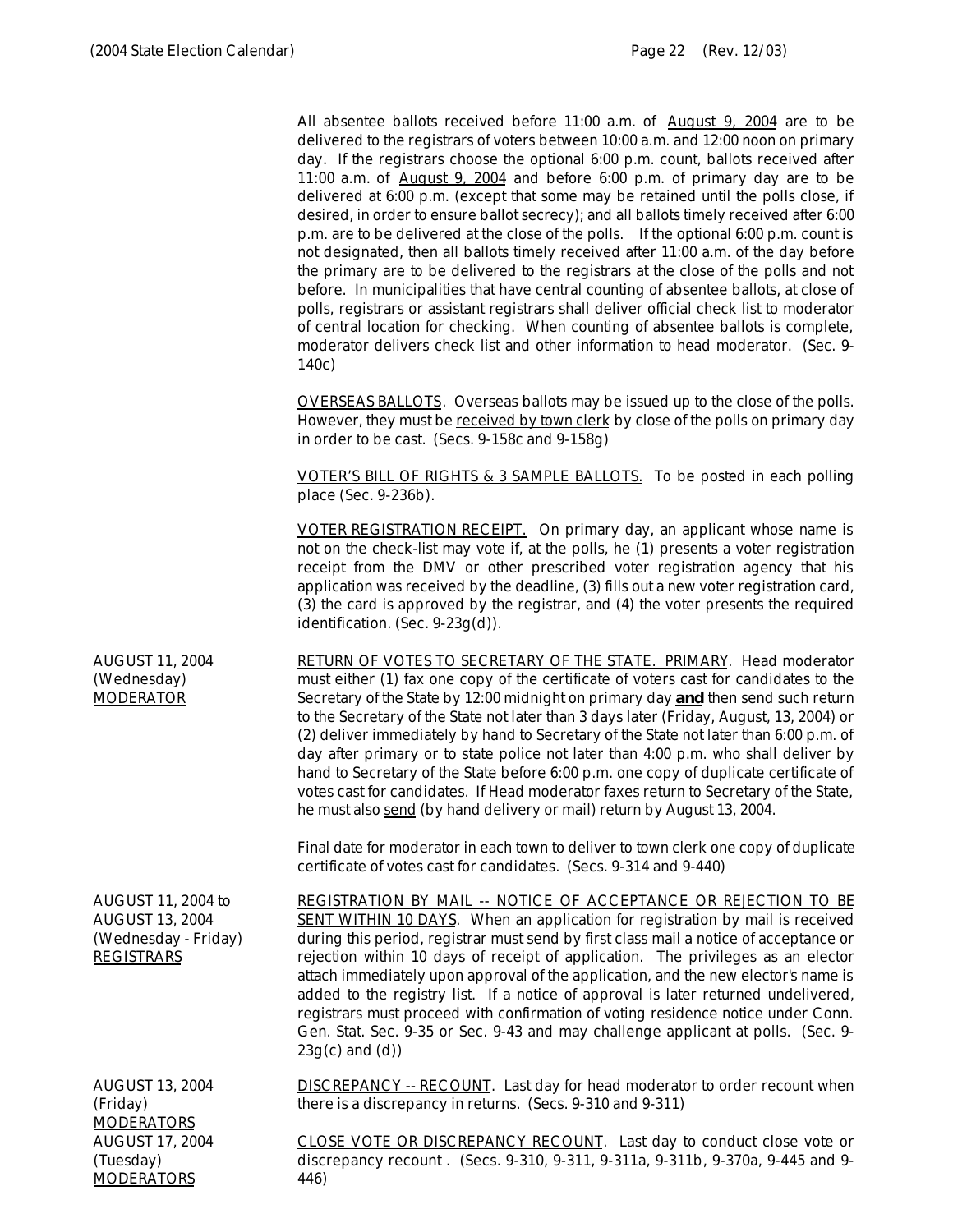All absentee ballots received before 11:00 a.m. of August 9, 2004 are to be delivered to the registrars of voters between 10:00 a.m. and 12:00 noon on primary day. If the registrars choose the optional 6:00 p.m. count, ballots received after 11:00 a.m. of August 9, 2004 and before 6:00 p.m. of primary day are to be delivered at 6:00 p.m. (except that some may be retained until the polls close, if desired, in order to ensure ballot secrecy); and all ballots timely received after 6:00 p.m. are to be delivered at the close of the polls. If the optional 6:00 p.m. count is not designated, then all ballots timely received after 11:00 a.m. of the day before the primary are to be delivered to the registrars at the close of the polls and not before. In municipalities that have central counting of absentee ballots, at close of polls, registrars or assistant registrars shall deliver official check list to moderator of central location for checking. When counting of absentee ballots is complete, moderator delivers check list and other information to head moderator. (Sec. 9-140c)

OVERSEAS BALLOTS. Overseas ballots may be issued up to the close of the polls. However, they must be received by town clerk by close of the polls on primary day in order to be cast. (Secs. 9-158c and 9-158g)

VOTER'S BILL OF RIGHTS & 3 SAMPLE BALLOTS. To be posted in each polling place (Sec. 9-236b).

VOTER REGISTRATION RECEIPT. On primary day, an applicant whose name is not on the check-list may vote if, at the polls, he (1) presents a voter registration receipt from the DMV or other prescribed voter registration agency that his application was received by the deadline, (3) fills out a new voter registration card, (3) the card is approved by the registrar, and (4) the voter presents the required identification. (Sec. 9-23g(d)).

**AUGUST 11, 2004 (Wednesday) MODERATOR**

RETURN OF VOTES TO SECRETARY OF THE STATE. PRIMARY. Head moderator must either (1) fax one copy of the certificate of voters cast for candidates to the Secretary of the State by 12:00 midnight on primary day **and** then send such return to the Secretary of the State not later than 3 days later (Friday, August, 13, 2004) or (2) deliver immediately by hand to Secretary of the State not later than 6:00 p.m. of day after primary or to state police not later than 4:00 p.m. who shall deliver by hand to Secretary of the State before 6:00 p.m. one copy of duplicate certificate of votes cast for candidates. If Head moderator faxes return to Secretary of the State, he must also send (by hand delivery or mail) return by August 13, 2004.

Final date for moderator in each town to deliver to town clerk one copy of duplicate certificate of votes cast for candidates. (Secs. 9-314 and 9-440)

**AUGUST 11, 2004 to AUGUST 13, 2004 (Wednesday - Friday) REGISTRARS**

REGISTRATION BY MAIL -- NOTICE OF ACCEPTANCE OR REJECTION TO BE SENT WITHIN 10 DAYS. When an application for registration by mail is received during this period, registrar must send by first class mail a notice of acceptance or rejection within 10 days of receipt of application. The privileges as an elector attach immediately upon approval of the application, and the new elector's name is added to the registry list. If a notice of approval is later returned undelivered, registrars must proceed with confirmation of voting residence notice under Conn. Gen. Stat. Sec. 9-35 or Sec. 9-43 and may challenge applicant at polls. (Sec. 9-23g(c) and (d))

**AUGUST 13, 2004 (Friday) MODERATORS**

DISCREPANCY -- RECOUNT. Last day for head moderator to order recount when there is a discrepancy in returns. (Secs. 9-310 and 9-311)

**AUGUST 17, 2004 (Tuesday) MODERATORS**

CLOSE VOTE OR DISCREPANCY RECOUNT. Last day to conduct close vote or discrepancy recount . (Secs. 9-310, 9-311, 9-311a, 9-311b, 9-370a, 9-445 and 9-446)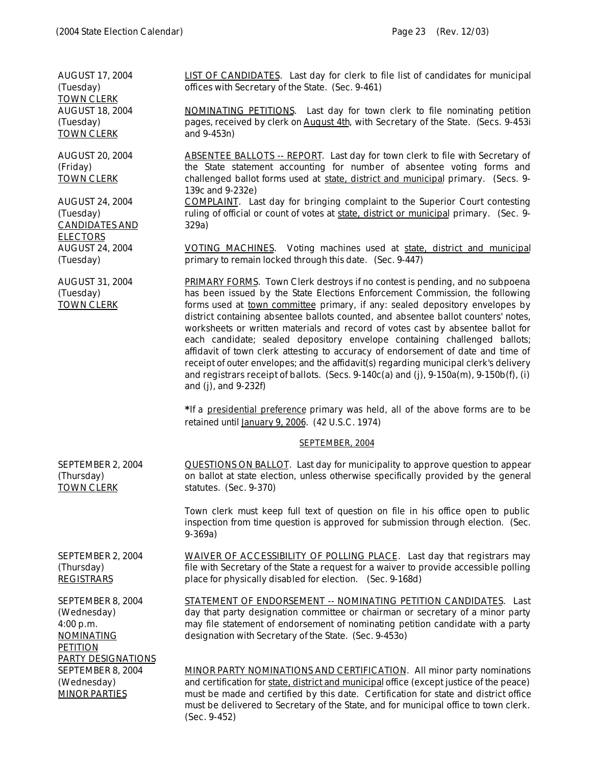| | |
|---|---|
| AUGUST 17, 2004 (Tuesday) TOWN CLERK | LIST OF CANDIDATES. Last day for clerk to file list of candidates for municipal offices with Secretary of the State. (Sec. 9-461) |
| AUGUST 18, 2004 (Tuesday) TOWN CLERK | NOMINATING PETITIONS. Last day for town clerk to file nominating petition pages, received by clerk on August 4th, with Secretary of the State. (Secs. 9-453i and 9-453n) |
| AUGUST 20, 2004 (Friday) TOWN CLERK | ABSENTEE BALLOTS -- REPORT. Last day for town clerk to file with Secretary of the State statement accounting for number of absentee voting forms and challenged ballot forms used at state, district and municipal primary. (Secs. 9-139c and 9-232e) |
| AUGUST 24, 2004 (Tuesday) CANDIDATES AND ELECTORS | COMPLAINT. Last day for bringing complaint to the Superior Court contesting ruling of official or count of votes at state, district or municipal primary. (Sec. 9-329a) |
| AUGUST 24, 2004 (Tuesday) | VOTING MACHINES. Voting machines used at state, district and municipal primary to remain locked through this date. (Sec. 9-447) |
| AUGUST 31, 2004 (Tuesday) TOWN CLERK | PRIMARY FORMS. Town Clerk destroys if no contest is pending, and no subpoena has been issued by the State Elections Enforcement Commission, the following forms used at town committee primary, if any: sealed depository envelopes by district containing absentee ballots counted, and absentee ballot counters' notes, worksheets or written materials and record of votes cast by absentee ballot for each candidate; sealed depository envelope containing challenged ballots; affidavit of town clerk attesting to accuracy of endorsement of date and time of receipt of outer envelopes; and the affidavit(s) regarding municipal clerk's delivery and registrars receipt of ballots. (Secs. 9-140c(a) and (j), 9-150a(m), 9-150b(f), (i) and (j), and 9-232f)<br><br>**\***If a presidential preference primary was held, all of the above forms are to be retained until January 9, 2006. (42 U.S.C. 1974) |

## SEPTEMBER, 2004

| | |
|---|---|
| SEPTEMBER 2, 2004 (Thursday) TOWN CLERK | QUESTIONS ON BALLOT. Last day for municipality to approve question to appear on ballot at state election, unless otherwise specifically provided by the general statutes. (Sec. 9-370)<br><br>Town clerk must keep full text of question on file in his office open to public inspection from time question is approved for submission through election. (Sec. 9-369a) |
| SEPTEMBER 2, 2004 (Thursday) REGISTRARS | WAIVER OF ACCESSIBILITY OF POLLING PLACE. Last day that registrars may file with Secretary of the State a request for a waiver to provide accessible polling place for physically disabled for election. (Sec. 9-168d) |
| SEPTEMBER 8, 2004 (Wednesday) 4:00 p.m. NOMINATING PETITION PARTY DESIGNATIONS | STATEMENT OF ENDORSEMENT -- NOMINATING PETITION CANDIDATES. Last day that party designation committee or chairman or secretary of a minor party may file statement of endorsement of nominating petition candidate with a party designation with Secretary of the State. (Sec. 9-453o) |
| SEPTEMBER 8, 2004 (Wednesday) MINOR PARTIES | MINOR PARTY NOMINATIONS AND CERTIFICATION. All minor party nominations and certification for state, district and municipal office (except justice of the peace) must be made and certified by this date. Certification for state and district office must be delivered to Secretary of the State, and for municipal office to town clerk. (Sec. 9-452) |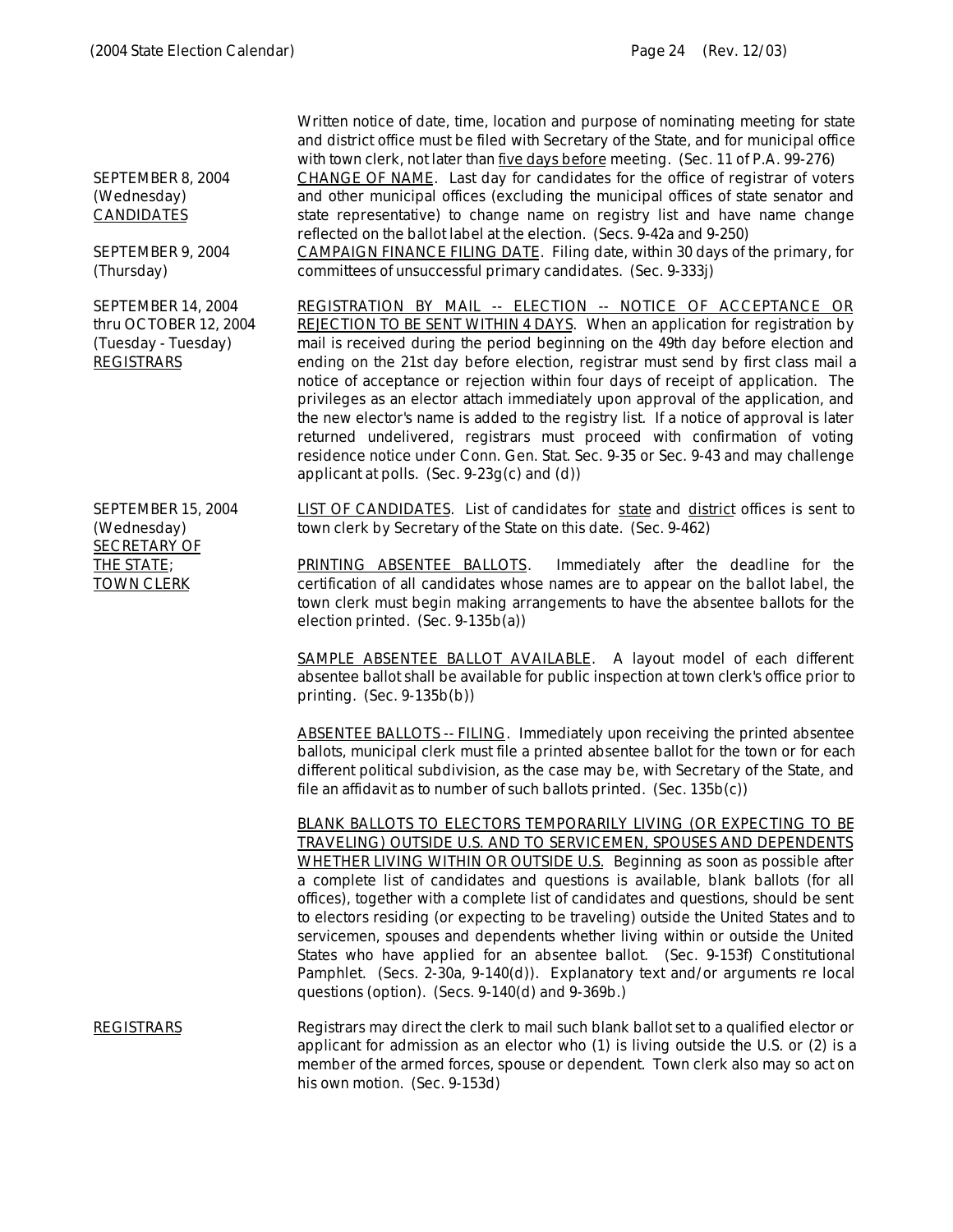Written notice of date, time, location and purpose of nominating meeting for state and district office must be filed with Secretary of the State, and for municipal office with town clerk, not later than five days before meeting. (Sec. 11 of P.A. 99-276)

**SEPTEMBER 8, 2004 (Wednesday) CANDIDATES**

CHANGE OF NAME. Last day for candidates for the office of registrar of voters and other municipal offices (excluding the municipal offices of state senator and state representative) to change name on registry list and have name change reflected on the ballot label at the election. (Secs. 9-42a and 9-250)

**SEPTEMBER 9, 2004 (Thursday)**

CAMPAIGN FINANCE FILING DATE. Filing date, within 30 days of the primary, for committees of unsuccessful primary candidates. (Sec. 9-333j)

**SEPTEMBER 14, 2004 thru OCTOBER 12, 2004 (Tuesday - Tuesday) REGISTRARS**

REGISTRATION BY MAIL -- ELECTION -- NOTICE OF ACCEPTANCE OR REJECTION TO BE SENT WITHIN 4 DAYS. When an application for registration by mail is received during the period beginning on the 49th day before election and ending on the 21st day before election, registrar must send by first class mail a notice of acceptance or rejection within four days of receipt of application. The privileges as an elector attach immediately upon approval of the application, and the new elector's name is added to the registry list. If a notice of approval is later returned undelivered, registrars must proceed with confirmation of voting residence notice under Conn. Gen. Stat. Sec. 9-35 or Sec. 9-43 and may challenge applicant at polls. (Sec. 9-23g(c) and (d))

**SEPTEMBER 15, 2004 (Wednesday) SECRETARY OF THE STATE; TOWN CLERK**

LIST OF CANDIDATES. List of candidates for state and district offices is sent to town clerk by Secretary of the State on this date. (Sec. 9-462)

PRINTING ABSENTEE BALLOTS. Immediately after the deadline for the certification of all candidates whose names are to appear on the ballot label, the town clerk must begin making arrangements to have the absentee ballots for the election printed. (Sec. 9-135b(a))

SAMPLE ABSENTEE BALLOT AVAILABLE. A layout model of each different absentee ballot shall be available for public inspection at town clerk's office prior to printing. (Sec. 9-135b(b))

ABSENTEE BALLOTS -- FILING. Immediately upon receiving the printed absentee ballots, municipal clerk must file a printed absentee ballot for the town or for each different political subdivision, as the case may be, with Secretary of the State, and file an affidavit as to number of such ballots printed. (Sec. 135b(c))

BLANK BALLOTS TO ELECTORS TEMPORARILY LIVING (OR EXPECTING TO BE TRAVELING) OUTSIDE U.S. AND TO SERVICEMEN, SPOUSES AND DEPENDENTS WHETHER LIVING WITHIN OR OUTSIDE U.S. Beginning as soon as possible after a complete list of candidates and questions is available, blank ballots (for all offices), together with a complete list of candidates and questions, should be sent to electors residing (or expecting to be traveling) outside the United States and to servicemen, spouses and dependents whether living within or outside the United States who have applied for an absentee ballot. (Sec. 9-153f) Constitutional Pamphlet. (Secs. 2-30a, 9-140(d)). Explanatory text and/or arguments re local questions (option). (Secs. 9-140(d) and 9-369b.)

**REGISTRARS**

Registrars may direct the clerk to mail such blank ballot set to a qualified elector or applicant for admission as an elector who (1) is living outside the U.S. or (2) is a member of the armed forces, spouse or dependent. Town clerk also may so act on his own motion. (Sec. 9-153d)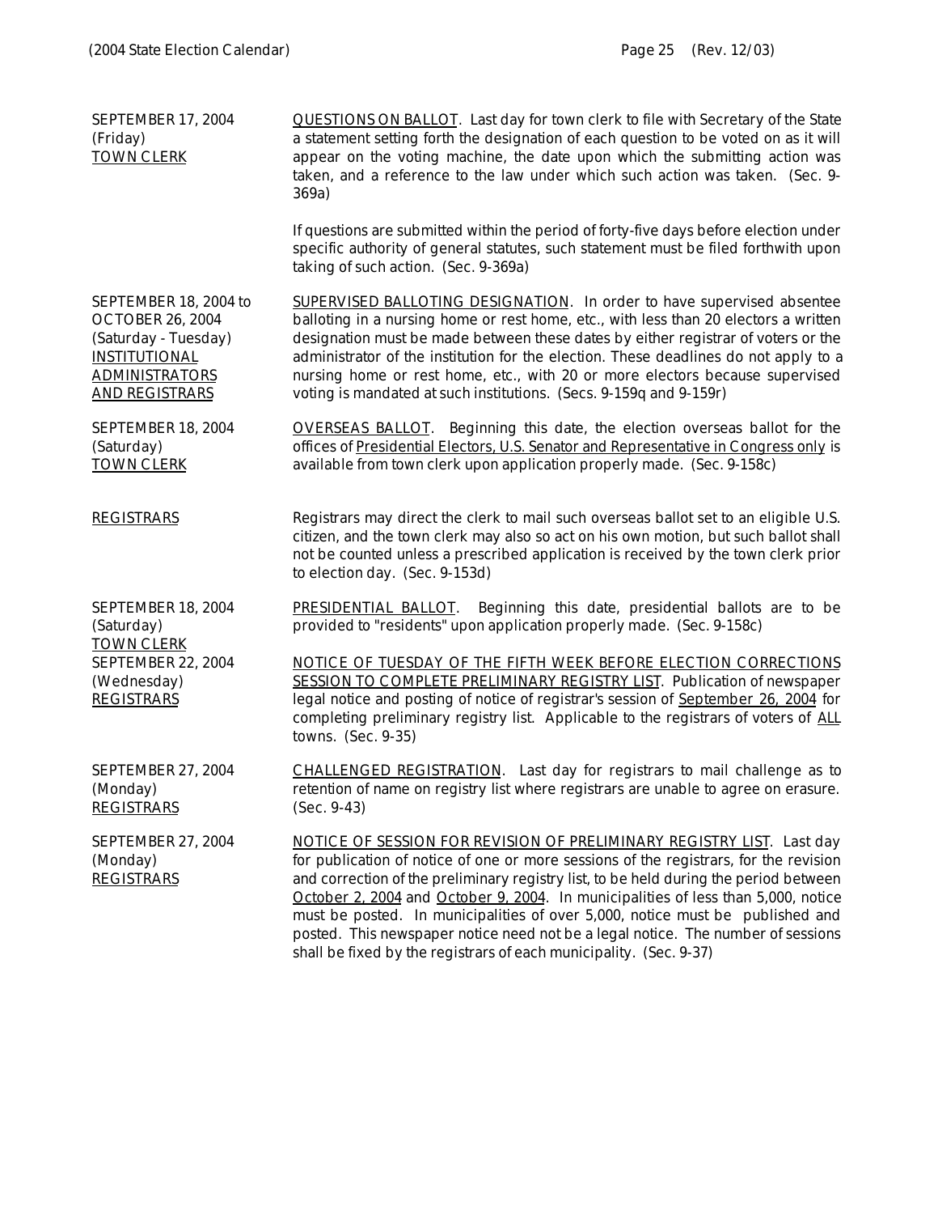| | |
|---|---|
| SEPTEMBER 17, 2004<br>(Friday)<br>TOWN CLERK | QUESTIONS ON BALLOT. Last day for town clerk to file with Secretary of the State a statement setting forth the designation of each question to be voted on as it will appear on the voting machine, the date upon which the submitting action was taken, and a reference to the law under which such action was taken. (Sec. 9-369a)<br><br>If questions are submitted within the period of forty-five days before election under specific authority of general statutes, such statement must be filed forthwith upon taking of such action. (Sec. 9-369a) |
| SEPTEMBER 18, 2004 to<br>OCTOBER 26, 2004<br>(Saturday - Tuesday)<br>INSTITUTIONAL ADMINISTRATORS AND REGISTRARS | SUPERVISED BALLOTING DESIGNATION. In order to have supervised absentee balloting in a nursing home or rest home, etc., with less than 20 electors a written designation must be made between these dates by either registrar of voters or the administrator of the institution for the election. These deadlines do not apply to a nursing home or rest home, etc., with 20 or more electors because supervised voting is mandated at such institutions. (Secs. 9-159q and 9-159r) |
| SEPTEMBER 18, 2004<br>(Saturday)<br>TOWN CLERK | OVERSEAS BALLOT. Beginning this date, the election overseas ballot for the offices of Presidential Electors, U.S. Senator and Representative in Congress only is available from town clerk upon application properly made. (Sec. 9-158c) |
| REGISTRARS | Registrars may direct the clerk to mail such overseas ballot set to an eligible U.S. citizen, and the town clerk may also so act on his own motion, but such ballot shall not be counted unless a prescribed application is received by the town clerk prior to election day. (Sec. 9-153d) |
| SEPTEMBER 18, 2004<br>(Saturday)<br>TOWN CLERK | PRESIDENTIAL BALLOT. Beginning this date, presidential ballots are to be provided to "residents" upon application properly made. (Sec. 9-158c) |
| SEPTEMBER 22, 2004<br>(Wednesday)<br>REGISTRARS | NOTICE OF TUESDAY OF THE FIFTH WEEK BEFORE ELECTION CORRECTIONS SESSION TO COMPLETE PRELIMINARY REGISTRY LIST. Publication of newspaper legal notice and posting of notice of registrar's session of September 26, 2004 for completing preliminary registry list. Applicable to the registrars of voters of ALL towns. (Sec. 9-35) |
| SEPTEMBER 27, 2004<br>(Monday)<br>REGISTRARS | CHALLENGED REGISTRATION. Last day for registrars to mail challenge as to retention of name on registry list where registrars are unable to agree on erasure. (Sec. 9-43) |
| SEPTEMBER 27, 2004<br>(Monday)<br>REGISTRARS | NOTICE OF SESSION FOR REVISION OF PRELIMINARY REGISTRY LIST. Last day for publication of notice of one or more sessions of the registrars, for the revision and correction of the preliminary registry list, to be held during the period between October 2, 2004 and October 9, 2004. In municipalities of less than 5,000, notice must be posted. In municipalities of over 5,000, notice must be published and posted. This newspaper notice need not be a legal notice. The number of sessions shall be fixed by the registrars of each municipality. (Sec. 9-37) |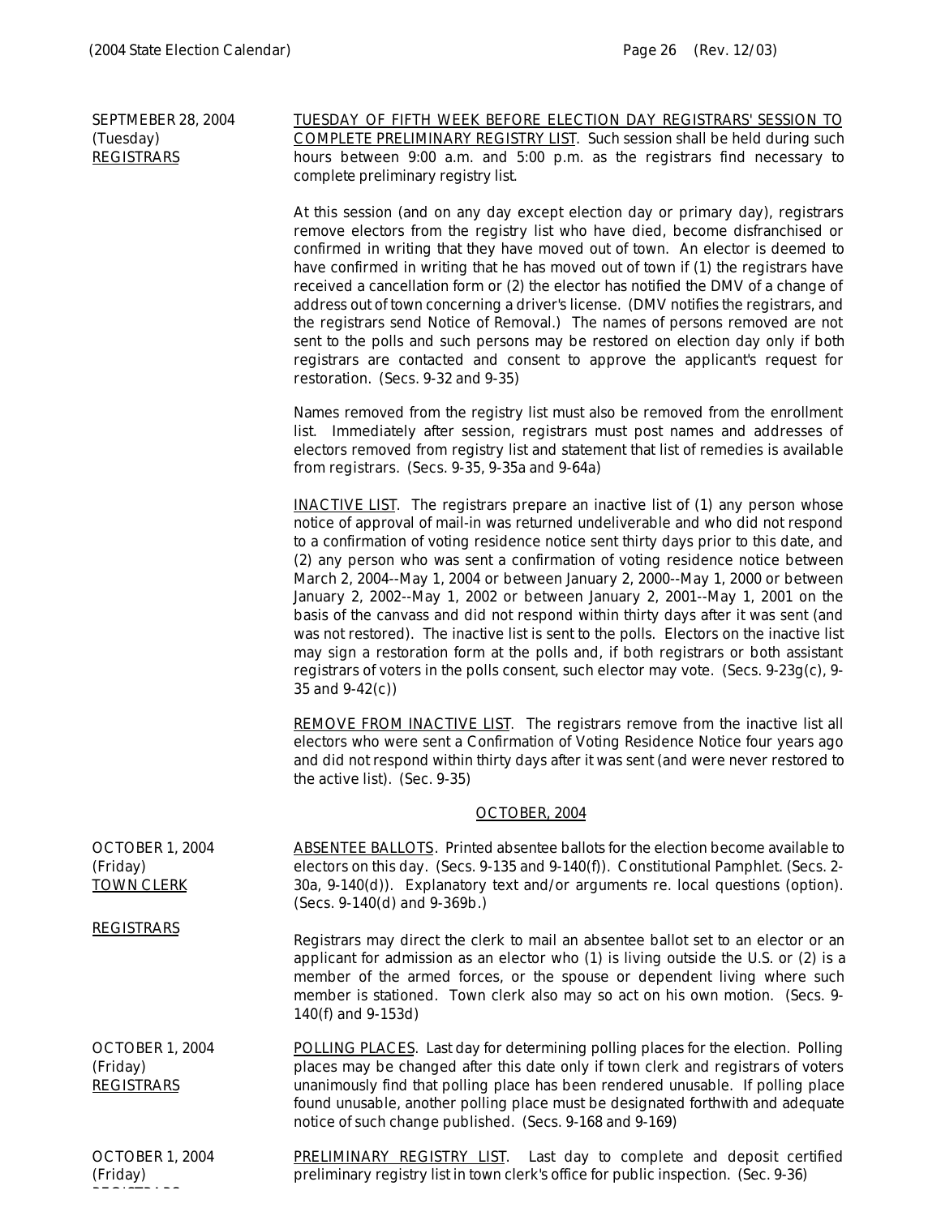SEPTMEBER 28, 2004
(Tuesday)
REGISTRARS

TUESDAY OF FIFTH WEEK BEFORE ELECTION DAY REGISTRARS' SESSION TO COMPLETE PRELIMINARY REGISTRY LIST. Such session shall be held during such hours between 9:00 a.m. and 5:00 p.m. as the registrars find necessary to complete preliminary registry list.

At this session (and on any day except election day or primary day), registrars remove electors from the registry list who have died, become disfranchised or confirmed in writing that they have moved out of town. An elector is deemed to have confirmed in writing that he has moved out of town if (1) the registrars have received a cancellation form or (2) the elector has notified the DMV of a change of address out of town concerning a driver's license. (DMV notifies the registrars, and the registrars send Notice of Removal.) The names of persons removed are not sent to the polls and such persons may be restored on election day only if both registrars are contacted and consent to approve the applicant's request for restoration. (Secs. 9-32 and 9-35)

Names removed from the registry list must also be removed from the enrollment list. Immediately after session, registrars must post names and addresses of electors removed from registry list and statement that list of remedies is available from registrars. (Secs. 9-35, 9-35a and 9-64a)

INACTIVE LIST. The registrars prepare an inactive list of (1) any person whose notice of approval of mail-in was returned undeliverable and who did not respond to a confirmation of voting residence notice sent thirty days prior to this date, and (2) any person who was sent a confirmation of voting residence notice between March 2, 2004--May 1, 2004 or between January 2, 2000--May 1, 2000 or between January 2, 2002--May 1, 2002 or between January 2, 2001--May 1, 2001 on the basis of the canvass and did not respond within thirty days after it was sent (and was not restored). The inactive list is sent to the polls. Electors on the inactive list may sign a restoration form at the polls and, if both registrars or both assistant registrars of voters in the polls consent, such elector may vote. (Secs. 9-23g(c), 9-35 and 9-42(c))

REMOVE FROM INACTIVE LIST. The registrars remove from the inactive list all electors who were sent a Confirmation of Voting Residence Notice four years ago and did not respond within thirty days after it was sent (and were never restored to the active list). (Sec. 9-35)

## OCTOBER, 2004

OCTOBER 1, 2004
(Friday)
TOWN CLERK

ABSENTEE BALLOTS. Printed absentee ballots for the election become available to electors on this day. (Secs. 9-135 and 9-140(f)). Constitutional Pamphlet. (Secs. 2-30a, 9-140(d)). Explanatory text and/or arguments re. local questions (option). (Secs. 9-140(d) and 9-369b.)

REGISTRARS

Registrars may direct the clerk to mail an absentee ballot set to an elector or an applicant for admission as an elector who (1) is living outside the U.S. or (2) is a member of the armed forces, or the spouse or dependent living where such member is stationed. Town clerk also may so act on his own motion. (Secs. 9-140(f) and 9-153d)

OCTOBER 1, 2004
(Friday)
REGISTRARS

POLLING PLACES. Last day for determining polling places for the election. Polling places may be changed after this date only if town clerk and registrars of voters unanimously find that polling place has been rendered unusable. If polling place found unusable, another polling place must be designated forthwith and adequate notice of such change published. (Secs. 9-168 and 9-169)

OCTOBER 1, 2004
(Friday)
REGISTRARS

PRELIMINARY REGISTRY LIST. Last day to complete and deposit certified preliminary registry list in town clerk's office for public inspection. (Sec. 9-36)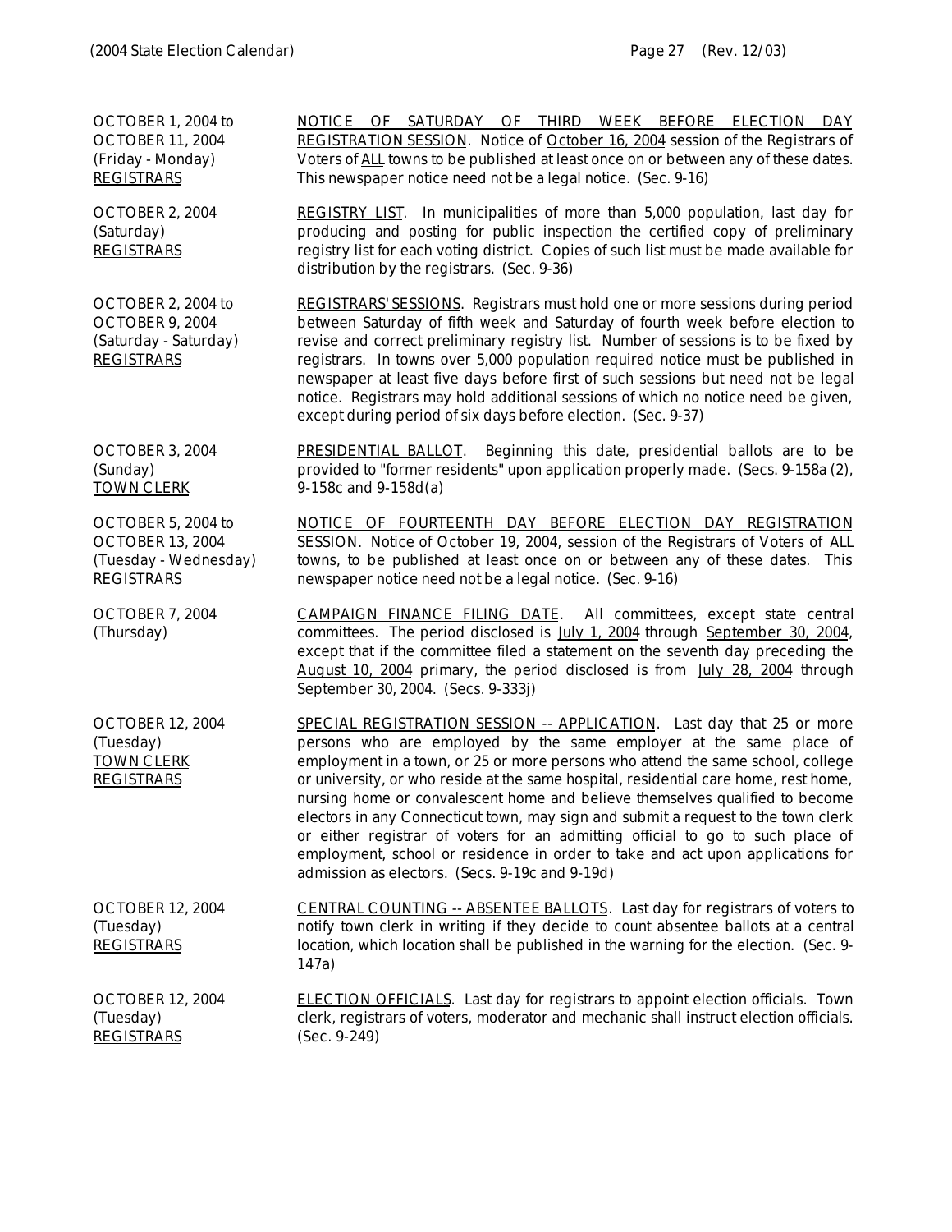OCTOBER 1, 2004 to
OCTOBER 11, 2004
(Friday - Monday)
REGISTRARS

NOTICE OF SATURDAY OF THIRD WEEK BEFORE ELECTION DAY REGISTRATION SESSION. Notice of October 16, 2004 session of the Registrars of Voters of ALL towns to be published at least once on or between any of these dates. This newspaper notice need not be a legal notice. (Sec. 9-16)

OCTOBER 2, 2004
(Saturday)
REGISTRARS

REGISTRY LIST. In municipalities of more than 5,000 population, last day for producing and posting for public inspection the certified copy of preliminary registry list for each voting district. Copies of such list must be made available for distribution by the registrars. (Sec. 9-36)

OCTOBER 2, 2004 to
OCTOBER 9, 2004
(Saturday - Saturday)
REGISTRARS

REGISTRARS' SESSIONS. Registrars must hold one or more sessions during period between Saturday of fifth week and Saturday of fourth week before election to revise and correct preliminary registry list. Number of sessions is to be fixed by registrars. In towns over 5,000 population required notice must be published in newspaper at least five days before first of such sessions but need not be legal notice. Registrars may hold additional sessions of which no notice need be given, except during period of six days before election. (Sec. 9-37)

OCTOBER 3, 2004
(Sunday)
TOWN CLERK

PRESIDENTIAL BALLOT. Beginning this date, presidential ballots are to be provided to "former residents" upon application properly made. (Secs. 9-158a (2), 9-158c and 9-158d(a)

OCTOBER 5, 2004 to
OCTOBER 13, 2004
(Tuesday - Wednesday)
REGISTRARS

NOTICE OF FOURTEENTH DAY BEFORE ELECTION DAY REGISTRATION SESSION. Notice of October 19, 2004, session of the Registrars of Voters of ALL towns, to be published at least once on or between any of these dates. This newspaper notice need not be a legal notice. (Sec. 9-16)

OCTOBER 7, 2004
(Thursday)

CAMPAIGN FINANCE FILING DATE. All committees, except state central committees. The period disclosed is July 1, 2004 through September 30, 2004, except that if the committee filed a statement on the seventh day preceding the August 10, 2004 primary, the period disclosed is from July 28, 2004 through September 30, 2004. (Secs. 9-333j)

OCTOBER 12, 2004
(Tuesday)
TOWN CLERK
REGISTRARS

SPECIAL REGISTRATION SESSION -- APPLICATION. Last day that 25 or more persons who are employed by the same employer at the same place of employment in a town, or 25 or more persons who attend the same school, college or university, or who reside at the same hospital, residential care home, rest home, nursing home or convalescent home and believe themselves qualified to become electors in any Connecticut town, may sign and submit a request to the town clerk or either registrar of voters for an admitting official to go to such place of employment, school or residence in order to take and act upon applications for admission as electors. (Secs. 9-19c and 9-19d)

OCTOBER 12, 2004
(Tuesday)
REGISTRARS

CENTRAL COUNTING -- ABSENTEE BALLOTS. Last day for registrars of voters to notify town clerk in writing if they decide to count absentee ballots at a central location, which location shall be published in the warning for the election. (Sec. 9-147a)

OCTOBER 12, 2004
(Tuesday)
REGISTRARS

ELECTION OFFICIALS. Last day for registrars to appoint election officials. Town clerk, registrars of voters, moderator and mechanic shall instruct election officials. (Sec. 9-249)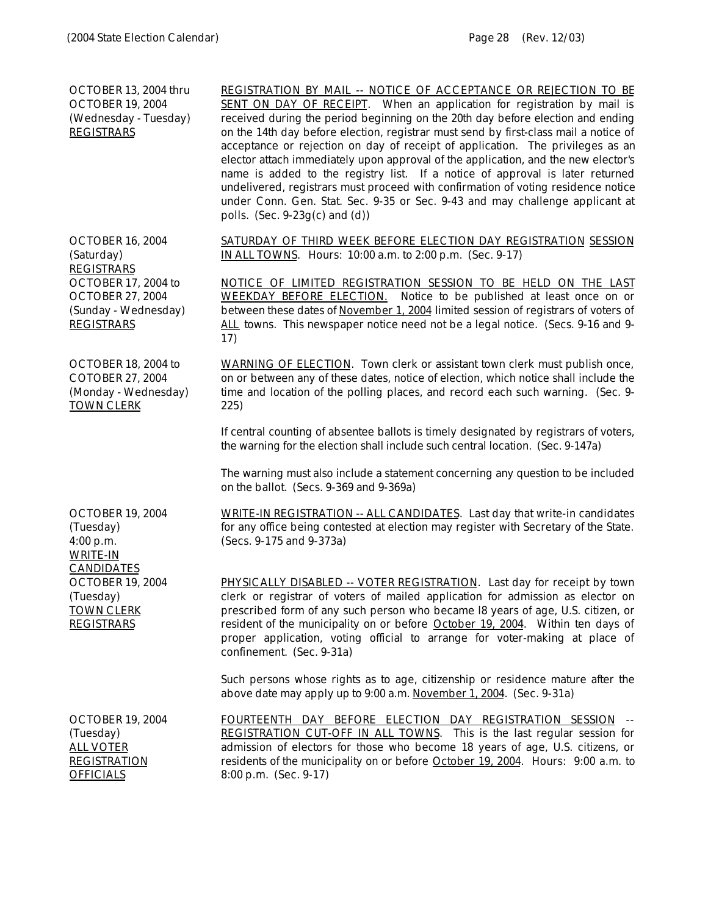| | |
|---|---|
| OCTOBER 13, 2004 thru OCTOBER 19, 2004 (Wednesday - Tuesday) REGISTRARS | REGISTRATION BY MAIL -- NOTICE OF ACCEPTANCE OR REJECTION TO BE SENT ON DAY OF RECEIPT. When an application for registration by mail is received during the period beginning on the 20th day before election and ending on the 14th day before election, registrar must send by first-class mail a notice of acceptance or rejection on day of receipt of application. The privileges as an elector attach immediately upon approval of the application, and the new elector's name is added to the registry list. If a notice of approval is later returned undelivered, registrars must proceed with confirmation of voting residence notice under Conn. Gen. Stat. Sec. 9-35 or Sec. 9-43 and may challenge applicant at polls. (Sec. 9-23g(c) and (d)) |
| OCTOBER 16, 2004 (Saturday) REGISTRARS | SATURDAY OF THIRD WEEK BEFORE ELECTION DAY REGISTRATION SESSION IN ALL TOWNS. Hours: 10:00 a.m. to 2:00 p.m. (Sec. 9-17) |
| OCTOBER 17, 2004 to OCTOBER 27, 2004 (Sunday - Wednesday) REGISTRARS | NOTICE OF LIMITED REGISTRATION SESSION TO BE HELD ON THE LAST WEEKDAY BEFORE ELECTION. Notice to be published at least once on or between these dates of November 1, 2004 limited session of registrars of voters of ALL towns. This newspaper notice need not be a legal notice. (Secs. 9-16 and 9-17) |
| OCTOBER 18, 2004 to COTOBER 27, 2004 (Monday - Wednesday) TOWN CLERK | WARNING OF ELECTION. Town clerk or assistant town clerk must publish once, on or between any of these dates, notice of election, which notice shall include the time and location of the polling places, and record each such warning. (Sec. 9-225)<br><br>If central counting of absentee ballots is timely designated by registrars of voters, the warning for the election shall include such central location. (Sec. 9-147a)<br><br>The warning must also include a statement concerning any question to be included on the ballot. (Secs. 9-369 and 9-369a) |
| OCTOBER 19, 2004 (Tuesday) 4:00 p.m. WRITE-IN CANDIDATES | WRITE-IN REGISTRATION -- ALL CANDIDATES. Last day that write-in candidates for any office being contested at election may register with Secretary of the State. (Secs. 9-175 and 9-373a) |
| OCTOBER 19, 2004 (Tuesday) TOWN CLERK REGISTRARS | PHYSICALLY DISABLED -- VOTER REGISTRATION. Last day for receipt by town clerk or registrar of voters of mailed application for admission as elector on prescribed form of any such person who became l8 years of age, U.S. citizen, or resident of the municipality on or before October 19, 2004. Within ten days of proper application, voting official to arrange for voter-making at place of confinement. (Sec. 9-31a)<br><br>Such persons whose rights as to age, citizenship or residence mature after the above date may apply up to 9:00 a.m. November 1, 2004. (Sec. 9-31a) |
| OCTOBER 19, 2004 (Tuesday) ALL VOTER REGISTRATION OFFICIALS | FOURTEENTH DAY BEFORE ELECTION DAY REGISTRATION SESSION -- REGISTRATION CUT-OFF IN ALL TOWNS. This is the last regular session for admission of electors for those who become 18 years of age, U.S. citizens, or residents of the municipality on or before October 19, 2004. Hours: 9:00 a.m. to 8:00 p.m. (Sec. 9-17) |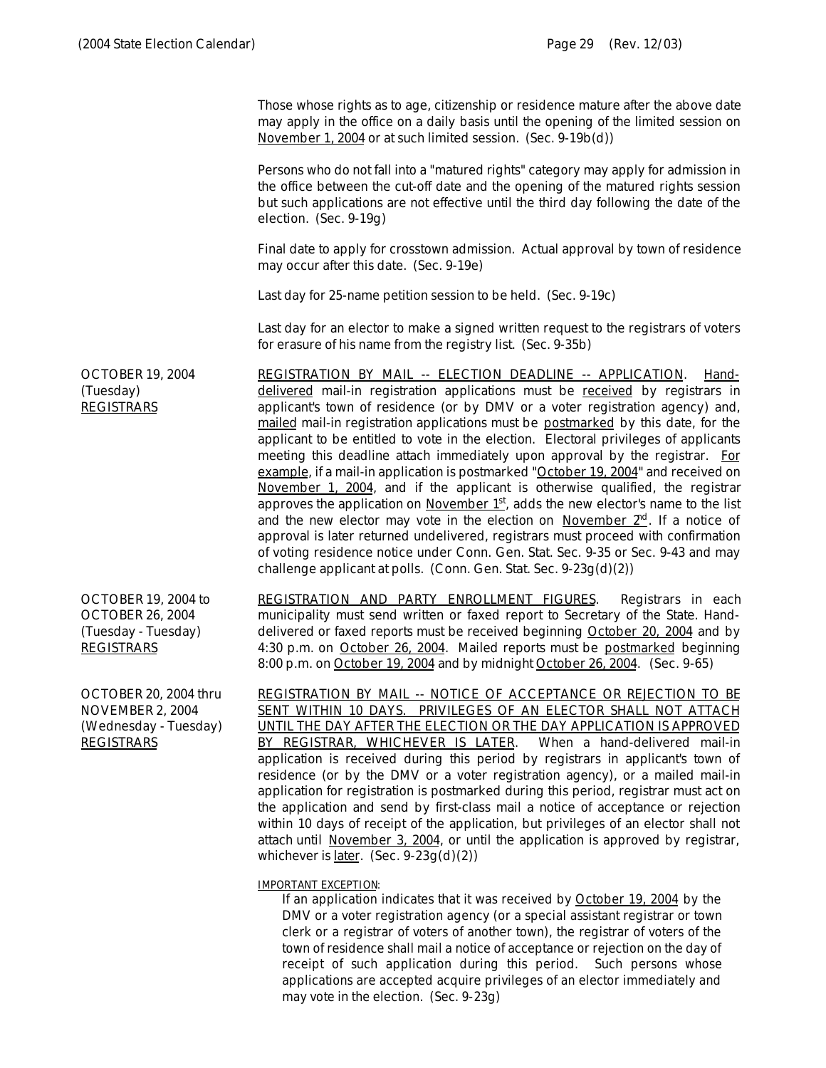Those whose rights as to age, citizenship or residence mature after the above date may apply in the office on a daily basis until the opening of the limited session on November 1, 2004 or at such limited session. (Sec. 9-19b(d))

Persons who do not fall into a "matured rights" category may apply for admission in the office between the cut-off date and the opening of the matured rights session but such applications are not effective until the third day following the date of the election. (Sec. 9-19g)

Final date to apply for crosstown admission. Actual approval by town of residence may occur after this date. (Sec. 9-19e)

Last day for 25-name petition session to be held. (Sec. 9-19c)

Last day for an elector to make a signed written request to the registrars of voters for erasure of his name from the registry list. (Sec. 9-35b)

**OCTOBER 19, 2004**
**(Tuesday)**
**REGISTRARS**

REGISTRATION BY MAIL -- ELECTION DEADLINE -- APPLICATION. Hand-delivered mail-in registration applications must be received by registrars in applicant's town of residence (or by DMV or a voter registration agency) and, mailed mail-in registration applications must be postmarked by this date, for the applicant to be entitled to vote in the election. Electoral privileges of applicants meeting this deadline attach immediately upon approval by the registrar. For example, if a mail-in application is postmarked "October 19, 2004" and received on November 1, 2004, and if the applicant is otherwise qualified, the registrar approves the application on November 1st, adds the new elector's name to the list and the new elector may vote in the election on November 2nd. If a notice of approval is later returned undelivered, registrars must proceed with confirmation of voting residence notice under Conn. Gen. Stat. Sec. 9-35 or Sec. 9-43 and may challenge applicant at polls. (Conn. Gen. Stat. Sec. 9-23g(d)(2))

**OCTOBER 19, 2004 to**
**OCTOBER 26, 2004**
**(Tuesday - Tuesday)**
**REGISTRARS**

REGISTRATION AND PARTY ENROLLMENT FIGURES. Registrars in each municipality must send written or faxed report to Secretary of the State. Hand-delivered or faxed reports must be received beginning October 20, 2004 and by 4:30 p.m. on October 26, 2004. Mailed reports must be postmarked beginning 8:00 p.m. on October 19, 2004 and by midnight October 26, 2004. (Sec. 9-65)

**OCTOBER 20, 2004 thru**
**NOVEMBER 2, 2004**
**(Wednesday - Tuesday)**
**REGISTRARS**

REGISTRATION BY MAIL -- NOTICE OF ACCEPTANCE OR REJECTION TO BE SENT WITHIN 10 DAYS. PRIVILEGES OF AN ELECTOR SHALL NOT ATTACH UNTIL THE DAY AFTER THE ELECTION OR THE DAY APPLICATION IS APPROVED BY REGISTRAR, WHICHEVER IS LATER. When a hand-delivered mail-in application is received during this period by registrars in applicant's town of residence (or by the DMV or a voter registration agency), or a mailed mail-in application for registration is postmarked during this period, registrar must act on the application and send by first-class mail a notice of acceptance or rejection within 10 days of receipt of the application, but privileges of an elector shall not attach until November 3, 2004, or until the application is approved by registrar, whichever is later. (Sec. 9-23g(d)(2))

IMPORTANT EXCEPTION:

> If an application indicates that it was received by October 19, 2004 by the DMV or a voter registration agency (or a special assistant registrar or town clerk or a registrar of voters of another town), the registrar of voters of the town of residence shall mail a notice of acceptance or rejection on the day of receipt of such application during this period. Such persons whose applications are accepted acquire privileges of an elector immediately and may vote in the election. (Sec. 9-23g)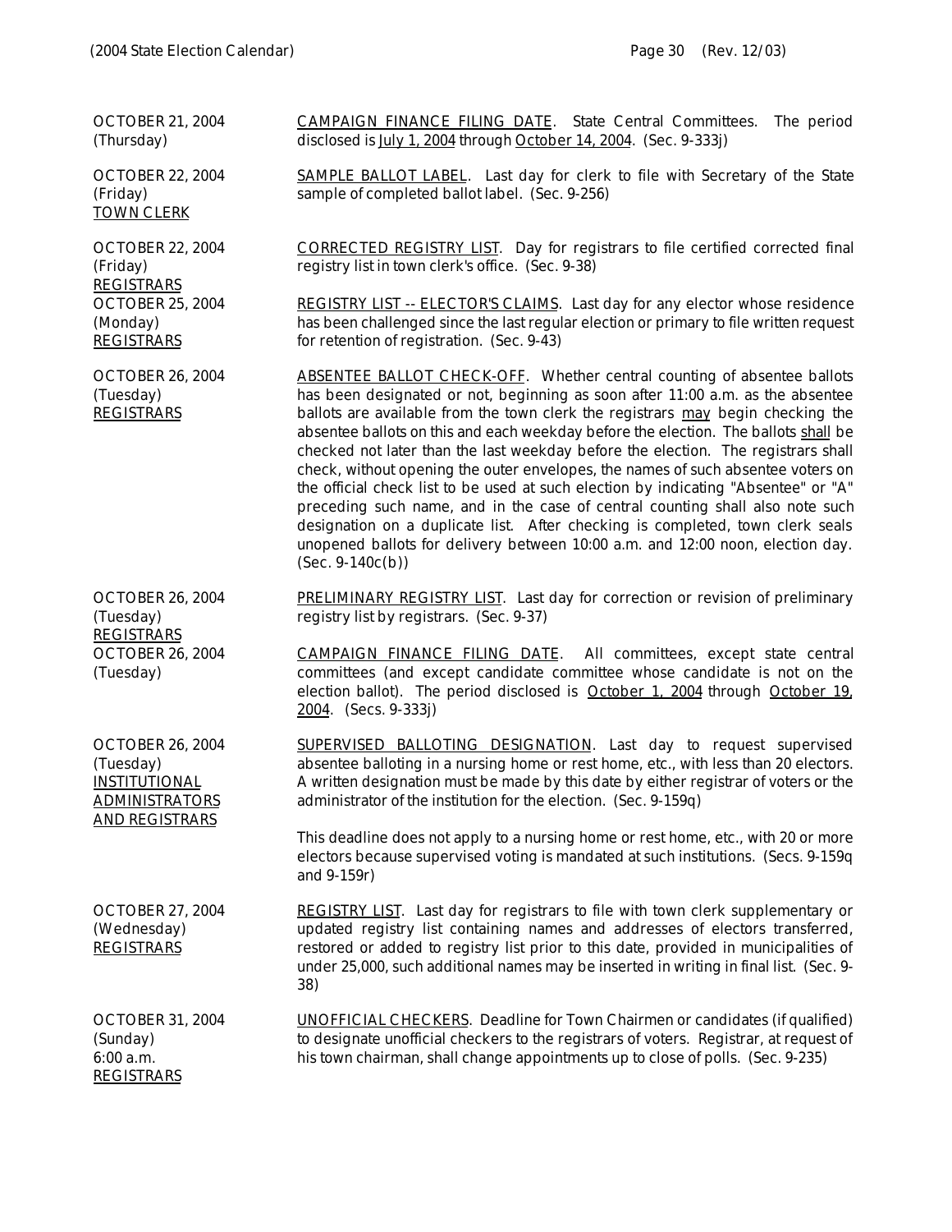| | |
|---|---|
| OCTOBER 21, 2004<br>(Thursday) | <u>CAMPAIGN FINANCE FILING DATE</u>. State Central Committees. The period disclosed is <u>July 1, 2004</u> through <u>October 14, 2004</u>. (Sec. 9-333j) |
| OCTOBER 22, 2004<br>(Friday)<br><u>TOWN CLERK</u> | <u>SAMPLE BALLOT LABEL</u>. Last day for clerk to file with Secretary of the State sample of completed ballot label. (Sec. 9-256) |
| OCTOBER 22, 2004<br>(Friday)<br><u>REGISTRARS</u> | <u>CORRECTED REGISTRY LIST</u>. Day for registrars to file certified corrected final registry list in town clerk's office. (Sec. 9-38) |
| OCTOBER 25, 2004<br>(Monday)<br><u>REGISTRARS</u> | <u>REGISTRY LIST -- ELECTOR'S CLAIMS</u>. Last day for any elector whose residence has been challenged since the last regular election or primary to file written request for retention of registration. (Sec. 9-43) |
| OCTOBER 26, 2004<br>(Tuesday)<br><u>REGISTRARS</u> | <u>ABSENTEE BALLOT CHECK-OFF</u>. Whether central counting of absentee ballots has been designated or not, beginning as soon after 11:00 a.m. as the absentee ballots are available from the town clerk the registrars <u>may</u> begin checking the absentee ballots on this and each weekday before the election. The ballots <u>shall</u> be checked not later than the last weekday before the election. The registrars shall check, without opening the outer envelopes, the names of such absentee voters on the official check list to be used at such election by indicating "Absentee" or "A" preceding such name, and in the case of central counting shall also note such designation on a duplicate list. After checking is completed, town clerk seals unopened ballots for delivery between 10:00 a.m. and 12:00 noon, election day. (Sec. 9-140c(b)) |
| OCTOBER 26, 2004<br>(Tuesday)<br><u>REGISTRARS</u> | <u>PRELIMINARY REGISTRY LIST</u>. Last day for correction or revision of preliminary registry list by registrars. (Sec. 9-37) |
| OCTOBER 26, 2004<br>(Tuesday) | <u>CAMPAIGN FINANCE FILING DATE</u>. All committees, except state central committees (and except candidate committee whose candidate is not on the election ballot). The period disclosed is <u>October 1, 2004</u> through <u>October 19, 2004</u>. (Secs. 9-333j) |
| OCTOBER 26, 2004<br>(Tuesday)<br><u>INSTITUTIONAL ADMINISTRATORS AND REGISTRARS</u> | <u>SUPERVISED BALLOTING DESIGNATION</u>. Last day to request supervised absentee balloting in a nursing home or rest home, etc., with less than 20 electors. A written designation must be made by this date by either registrar of voters or the administrator of the institution for the election. (Sec. 9-159q)<br><br>This deadline does not apply to a nursing home or rest home, etc., with 20 or more electors because supervised voting is mandated at such institutions. (Secs. 9-159q and 9-159r) |
| OCTOBER 27, 2004<br>(Wednesday)<br><u>REGISTRARS</u> | <u>REGISTRY LIST</u>. Last day for registrars to file with town clerk supplementary or updated registry list containing names and addresses of electors transferred, restored or added to registry list prior to this date, provided in municipalities of under 25,000, such additional names may be inserted in writing in final list. (Sec. 9-38) |
| OCTOBER 31, 2004<br>(Sunday)<br>6:00 a.m.<br><u>REGISTRARS</u> | <u>UNOFFICIAL CHECKERS</u>. Deadline for Town Chairmen or candidates (if qualified) to designate unofficial checkers to the registrars of voters. Registrar, at request of his town chairman, shall change appointments up to close of polls. (Sec. 9-235) |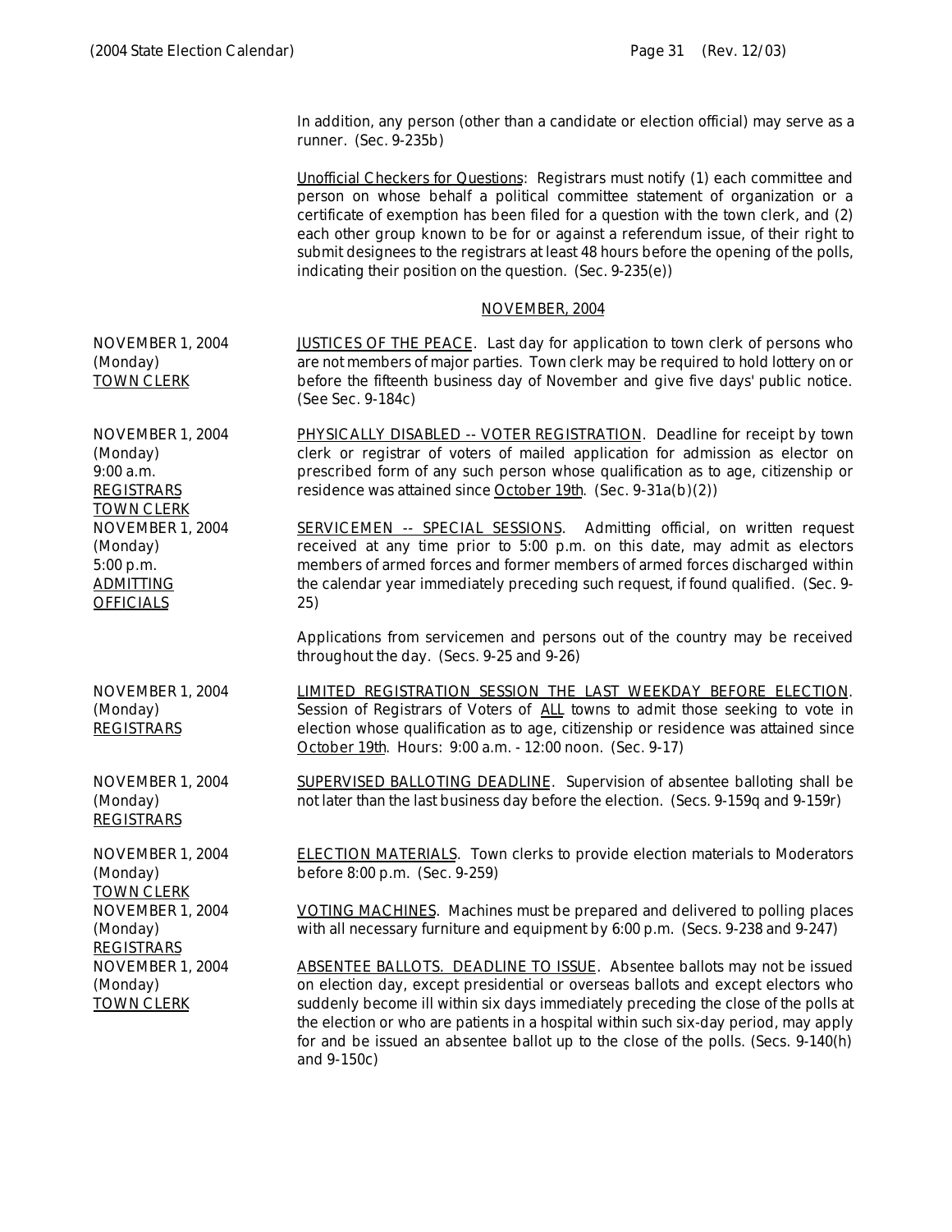In addition, any person (other than a candidate or election official) may serve as a runner. (Sec. 9-235b)

Unofficial Checkers for Questions: Registrars must notify (1) each committee and person on whose behalf a political committee statement of organization or a certificate of exemption has been filed for a question with the town clerk, and (2) each other group known to be for or against a referendum issue, of their right to submit designees to the registrars at least 48 hours before the opening of the polls, indicating their position on the question. (Sec. 9-235(e))

## NOVEMBER, 2004

| | |
|---|---|
| NOVEMBER 1, 2004 (Monday) TOWN CLERK | JUSTICES OF THE PEACE. Last day for application to town clerk of persons who are not members of major parties. Town clerk may be required to hold lottery on or before the fifteenth business day of November and give five days' public notice. (See Sec. 9-184c) |
| NOVEMBER 1, 2004 (Monday) 9:00 a.m. REGISTRARS TOWN CLERK | PHYSICALLY DISABLED -- VOTER REGISTRATION. Deadline for receipt by town clerk or registrar of voters of mailed application for admission as elector on prescribed form of any such person whose qualification as to age, citizenship or residence was attained since October 19th. (Sec. 9-31a(b)(2)) |
| NOVEMBER 1, 2004 (Monday) 5:00 p.m. ADMITTING OFFICIALS | SERVICEMEN -- SPECIAL SESSIONS. Admitting official, on written request received at any time prior to 5:00 p.m. on this date, may admit as electors members of armed forces and former members of armed forces discharged within the calendar year immediately preceding such request, if found qualified. (Sec. 9-25)<br><br>Applications from servicemen and persons out of the country may be received throughout the day. (Secs. 9-25 and 9-26) |
| NOVEMBER 1, 2004 (Monday) REGISTRARS | LIMITED REGISTRATION SESSION THE LAST WEEKDAY BEFORE ELECTION. Session of Registrars of Voters of ALL towns to admit those seeking to vote in election whose qualification as to age, citizenship or residence was attained since October 19th. Hours: 9:00 a.m. - 12:00 noon. (Sec. 9-17) |
| NOVEMBER 1, 2004 (Monday) REGISTRARS | SUPERVISED BALLOTING DEADLINE. Supervision of absentee balloting shall be not later than the last business day before the election. (Secs. 9-159q and 9-159r) |
| NOVEMBER 1, 2004 (Monday) TOWN CLERK | ELECTION MATERIALS. Town clerks to provide election materials to Moderators before 8:00 p.m. (Sec. 9-259) |
| NOVEMBER 1, 2004 (Monday) REGISTRARS | VOTING MACHINES. Machines must be prepared and delivered to polling places with all necessary furniture and equipment by 6:00 p.m. (Secs. 9-238 and 9-247) |
| NOVEMBER 1, 2004 (Monday) TOWN CLERK | ABSENTEE BALLOTS. DEADLINE TO ISSUE. Absentee ballots may not be issued on election day, except presidential or overseas ballots and except electors who suddenly become ill within six days immediately preceding the close of the polls at the election or who are patients in a hospital within such six-day period, may apply for and be issued an absentee ballot up to the close of the polls. (Secs. 9-140(h) and 9-150c) |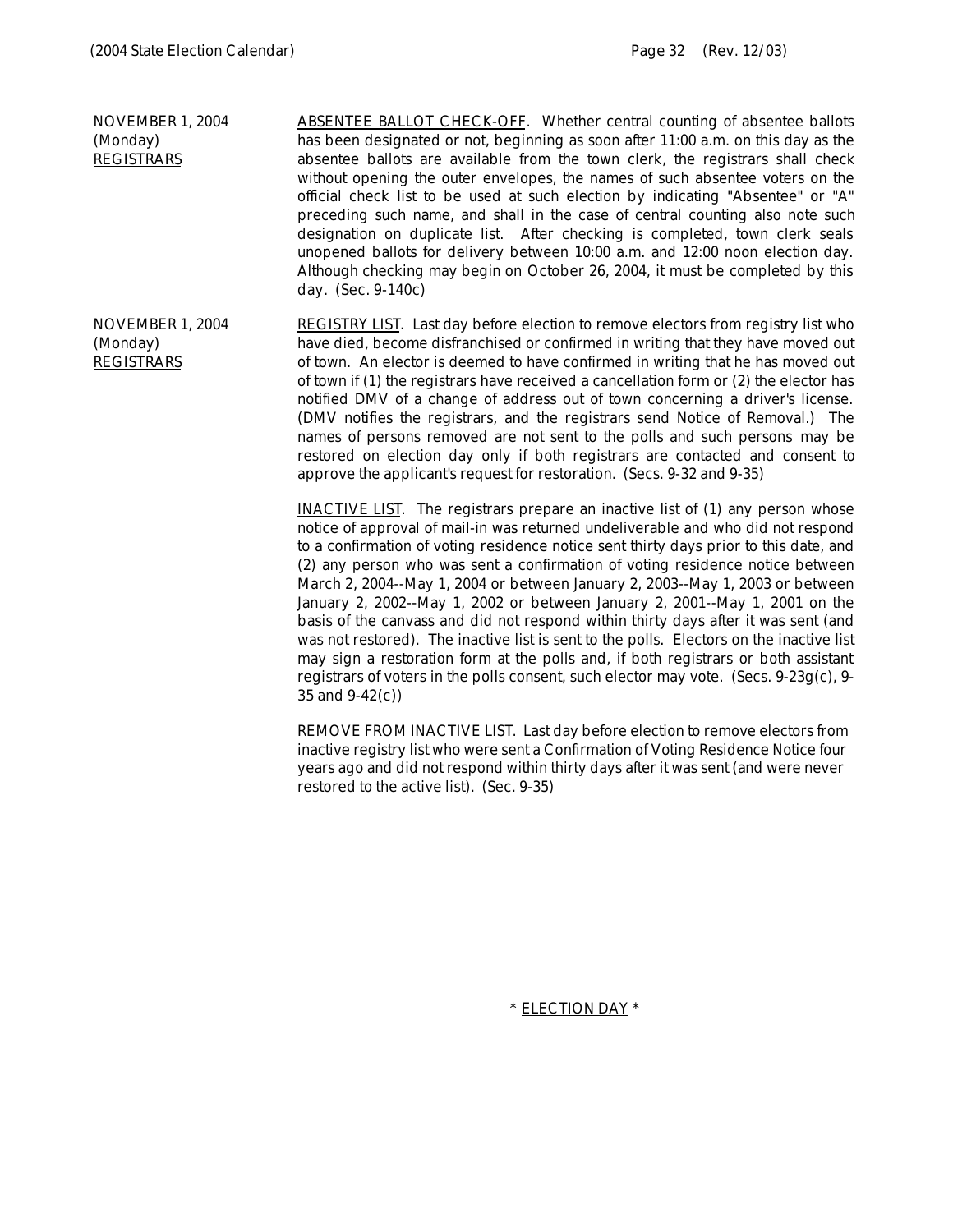NOVEMBER 1, 2004
(Monday)
REGISTRARS

ABSENTEE BALLOT CHECK-OFF. Whether central counting of absentee ballots has been designated or not, beginning as soon after 11:00 a.m. on this day as the absentee ballots are available from the town clerk, the registrars shall check without opening the outer envelopes, the names of such absentee voters on the official check list to be used at such election by indicating "Absentee" or "A" preceding such name, and shall in the case of central counting also note such designation on duplicate list. After checking is completed, town clerk seals unopened ballots for delivery between 10:00 a.m. and 12:00 noon election day. Although checking may begin on October 26, 2004, it must be completed by this day. (Sec. 9-140c)

NOVEMBER 1, 2004
(Monday)
REGISTRARS

REGISTRY LIST. Last day before election to remove electors from registry list who have died, become disfranchised or confirmed in writing that they have moved out of town. An elector is deemed to have confirmed in writing that he has moved out of town if (1) the registrars have received a cancellation form or (2) the elector has notified DMV of a change of address out of town concerning a driver's license. (DMV notifies the registrars, and the registrars send Notice of Removal.) The names of persons removed are not sent to the polls and such persons may be restored on election day only if both registrars are contacted and consent to approve the applicant's request for restoration. (Secs. 9-32 and 9-35)

INACTIVE LIST. The registrars prepare an inactive list of (1) any person whose notice of approval of mail-in was returned undeliverable and who did not respond to a confirmation of voting residence notice sent thirty days prior to this date, and (2) any person who was sent a confirmation of voting residence notice between March 2, 2004--May 1, 2004 or between January 2, 2003--May 1, 2003 or between January 2, 2002--May 1, 2002 or between January 2, 2001--May 1, 2001 on the basis of the canvass and did not respond within thirty days after it was sent (and was not restored). The inactive list is sent to the polls. Electors on the inactive list may sign a restoration form at the polls and, if both registrars or both assistant registrars of voters in the polls consent, such elector may vote. (Secs. 9-23g(c), 9-35 and 9-42(c))

REMOVE FROM INACTIVE LIST. Last day before election to remove electors from inactive registry list who were sent a Confirmation of Voting Residence Notice four years ago and did not respond within thirty days after it was sent (and were never restored to the active list). (Sec. 9-35)

\* ELECTION DAY \*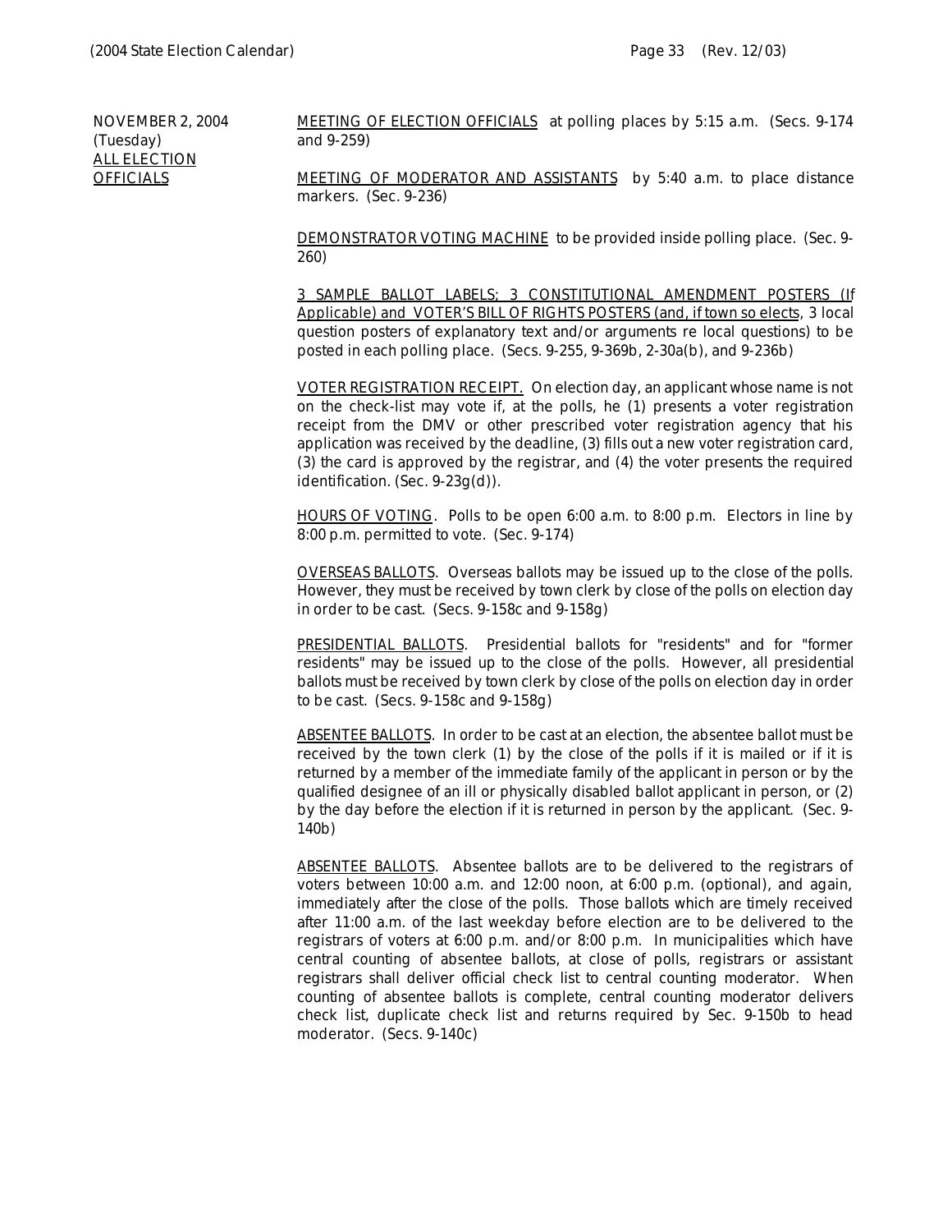NOVEMBER 2, 2004
(Tuesday)
ALL ELECTION OFFICIALS

MEETING OF ELECTION OFFICIALS at polling places by 5:15 a.m. (Secs. 9-174 and 9-259)

MEETING OF MODERATOR AND ASSISTANTS by 5:40 a.m. to place distance markers. (Sec. 9-236)

DEMONSTRATOR VOTING MACHINE to be provided inside polling place. (Sec. 9-260)

3 SAMPLE BALLOT LABELS; 3 CONSTITUTIONAL AMENDMENT POSTERS (If Applicable) and VOTER'S BILL OF RIGHTS POSTERS (and, if town so elects, 3 local question posters of explanatory text and/or arguments re local questions) to be posted in each polling place. (Secs. 9-255, 9-369b, 2-30a(b), and 9-236b)

VOTER REGISTRATION RECEIPT. On election day, an applicant whose name is not on the check-list may vote if, at the polls, he (1) presents a voter registration receipt from the DMV or other prescribed voter registration agency that his application was received by the deadline, (3) fills out a new voter registration card, (3) the card is approved by the registrar, and (4) the voter presents the required identification. (Sec. 9-23g(d)).

HOURS OF VOTING. Polls to be open 6:00 a.m. to 8:00 p.m. Electors in line by 8:00 p.m. permitted to vote. (Sec. 9-174)

OVERSEAS BALLOTS. Overseas ballots may be issued up to the close of the polls. However, they must be received by town clerk by close of the polls on election day in order to be cast. (Secs. 9-158c and 9-158g)

PRESIDENTIAL BALLOTS. Presidential ballots for "residents" and for "former residents" may be issued up to the close of the polls. However, all presidential ballots must be received by town clerk by close of the polls on election day in order to be cast. (Secs. 9-158c and 9-158g)

ABSENTEE BALLOTS. In order to be cast at an election, the absentee ballot must be received by the town clerk (1) by the close of the polls if it is mailed or if it is returned by a member of the immediate family of the applicant in person or by the qualified designee of an ill or physically disabled ballot applicant in person, or (2) by the day before the election if it is returned in person by the applicant. (Sec. 9-140b)

ABSENTEE BALLOTS. Absentee ballots are to be delivered to the registrars of voters between 10:00 a.m. and 12:00 noon, at 6:00 p.m. (optional), and again, immediately after the close of the polls. Those ballots which are timely received after 11:00 a.m. of the last weekday before election are to be delivered to the registrars of voters at 6:00 p.m. and/or 8:00 p.m. In municipalities which have central counting of absentee ballots, at close of polls, registrars or assistant registrars shall deliver official check list to central counting moderator. When counting of absentee ballots is complete, central counting moderator delivers check list, duplicate check list and returns required by Sec. 9-150b to head moderator. (Secs. 9-140c)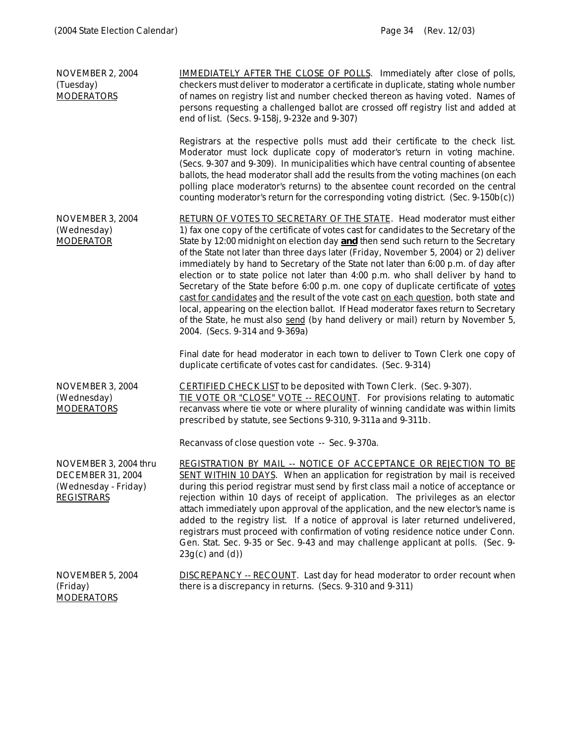**NOVEMBER 2, 2004**
(Tuesday)
MODERATORS

IMMEDIATELY AFTER THE CLOSE OF POLLS. Immediately after close of polls, checkers must deliver to moderator a certificate in duplicate, stating whole number of names on registry list and number checked thereon as having voted. Names of persons requesting a challenged ballot are crossed off registry list and added at end of list. (Secs. 9-158j, 9-232e and 9-307)

Registrars at the respective polls must add their certificate to the check list. Moderator must lock duplicate copy of moderator's return in voting machine. (Secs. 9-307 and 9-309). In municipalities which have central counting of absentee ballots, the head moderator shall add the results from the voting machines (on each polling place moderator's returns) to the absentee count recorded on the central counting moderator's return for the corresponding voting district. (Sec. 9-150b(c))

**NOVEMBER 3, 2004**
(Wednesday)
MODERATOR

RETURN OF VOTES TO SECRETARY OF THE STATE. Head moderator must either 1) fax one copy of the certificate of votes cast for candidates to the Secretary of the State by 12:00 midnight on election day **and** then send such return to the Secretary of the State not later than three days later (Friday, November 5, 2004) or 2) deliver immediately by hand to Secretary of the State not later than 6:00 p.m. of day after election or to state police not later than 4:00 p.m. who shall deliver by hand to Secretary of the State before 6:00 p.m. one copy of duplicate certificate of votes cast for candidates and the result of the vote cast on each question, both state and local, appearing on the election ballot. If Head moderator faxes return to Secretary of the State, he must also send (by hand delivery or mail) return by November 5, 2004. (Secs. 9-314 and 9-369a)

Final date for head moderator in each town to deliver to Town Clerk one copy of duplicate certificate of votes cast for candidates. (Sec. 9-314)

**NOVEMBER 3, 2004**
(Wednesday)
MODERATORS

CERTIFIED CHECK LIST to be deposited with Town Clerk. (Sec. 9-307).
TIE VOTE OR "CLOSE" VOTE -- RECOUNT. For provisions relating to automatic recanvass where tie vote or where plurality of winning candidate was within limits prescribed by statute, see Sections 9-310, 9-311a and 9-311b.

Recanvass of close question vote -- Sec. 9-370a.

**NOVEMBER 3, 2004 thru DECEMBER 31, 2004**
(Wednesday - Friday)
REGISTRARS

REGISTRATION BY MAIL -- NOTICE OF ACCEPTANCE OR REJECTION TO BE SENT WITHIN 10 DAYS. When an application for registration by mail is received during this period registrar must send by first class mail a notice of acceptance or rejection within 10 days of receipt of application. The privileges as an elector attach immediately upon approval of the application, and the new elector's name is added to the registry list. If a notice of approval is later returned undelivered, registrars must proceed with confirmation of voting residence notice under Conn. Gen. Stat. Sec. 9-35 or Sec. 9-43 and may challenge applicant at polls. (Sec. 9-23g(c) and (d))

**NOVEMBER 5, 2004**
(Friday)
MODERATORS

DISCREPANCY -- RECOUNT. Last day for head moderator to order recount when there is a discrepancy in returns. (Secs. 9-310 and 9-311)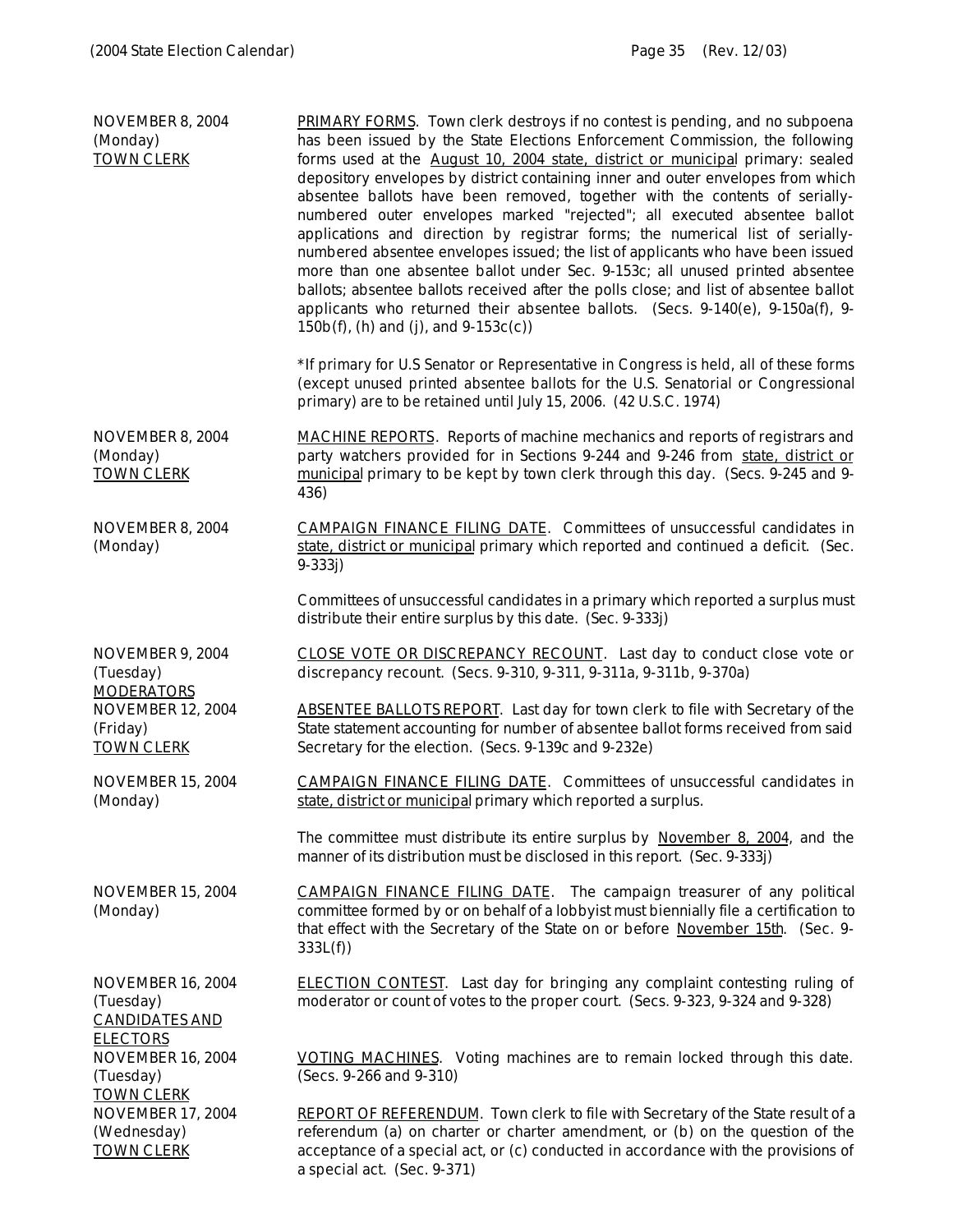NOVEMBER 8, 2004
(Monday)
TOWN CLERK

PRIMARY FORMS. Town clerk destroys if no contest is pending, and no subpoena has been issued by the State Elections Enforcement Commission, the following forms used at the August 10, 2004 state, district or municipal primary: sealed depository envelopes by district containing inner and outer envelopes from which absentee ballots have been removed, together with the contents of serially-numbered outer envelopes marked "rejected"; all executed absentee ballot applications and direction by registrar forms; the numerical list of serially-numbered absentee envelopes issued; the list of applicants who have been issued more than one absentee ballot under Sec. 9-153c; all unused printed absentee ballots; absentee ballots received after the polls close; and list of absentee ballot applicants who returned their absentee ballots. (Secs. 9-140(e), 9-150a(f), 9-150b(f), (h) and (j), and 9-153c(c))

*If primary for U.S Senator or Representative in Congress is held, all of these forms (except unused printed absentee ballots for the U.S. Senatorial or Congressional primary) are to be retained until July 15, 2006. (42 U.S.C. 1974)

NOVEMBER 8, 2004
(Monday)
TOWN CLERK

MACHINE REPORTS. Reports of machine mechanics and reports of registrars and party watchers provided for in Sections 9-244 and 9-246 from state, district or municipal primary to be kept by town clerk through this day. (Secs. 9-245 and 9-436)

NOVEMBER 8, 2004
(Monday)

CAMPAIGN FINANCE FILING DATE. Committees of unsuccessful candidates in state, district or municipal primary which reported and continued a deficit. (Sec. 9-333j)

Committees of unsuccessful candidates in a primary which reported a surplus must distribute their entire surplus by this date. (Sec. 9-333j)

NOVEMBER 9, 2004
(Tuesday)
MODERATORS

CLOSE VOTE OR DISCREPANCY RECOUNT. Last day to conduct close vote or discrepancy recount. (Secs. 9-310, 9-311, 9-311a, 9-311b, 9-370a)

NOVEMBER 12, 2004
(Friday)
TOWN CLERK

ABSENTEE BALLOTS REPORT. Last day for town clerk to file with Secretary of the State statement accounting for number of absentee ballot forms received from said Secretary for the election. (Secs. 9-139c and 9-232e)

NOVEMBER 15, 2004
(Monday)

CAMPAIGN FINANCE FILING DATE. Committees of unsuccessful candidates in state, district or municipal primary which reported a surplus.

The committee must distribute its entire surplus by November 8, 2004, and the manner of its distribution must be disclosed in this report. (Sec. 9-333j)

NOVEMBER 15, 2004
(Monday)

CAMPAIGN FINANCE FILING DATE. The campaign treasurer of any political committee formed by or on behalf of a lobbyist must biennially file a certification to that effect with the Secretary of the State on or before November 15th. (Sec. 9-333L(f))

NOVEMBER 16, 2004
(Tuesday)
CANDIDATES AND ELECTORS

ELECTION CONTEST. Last day for bringing any complaint contesting ruling of moderator or count of votes to the proper court. (Secs. 9-323, 9-324 and 9-328)

NOVEMBER 16, 2004
(Tuesday)
TOWN CLERK

VOTING MACHINES. Voting machines are to remain locked through this date. (Secs. 9-266 and 9-310)

NOVEMBER 17, 2004
(Wednesday)
TOWN CLERK

REPORT OF REFERENDUM. Town clerk to file with Secretary of the State result of a referendum (a) on charter or charter amendment, or (b) on the question of the acceptance of a special act, or (c) conducted in accordance with the provisions of a special act. (Sec. 9-371)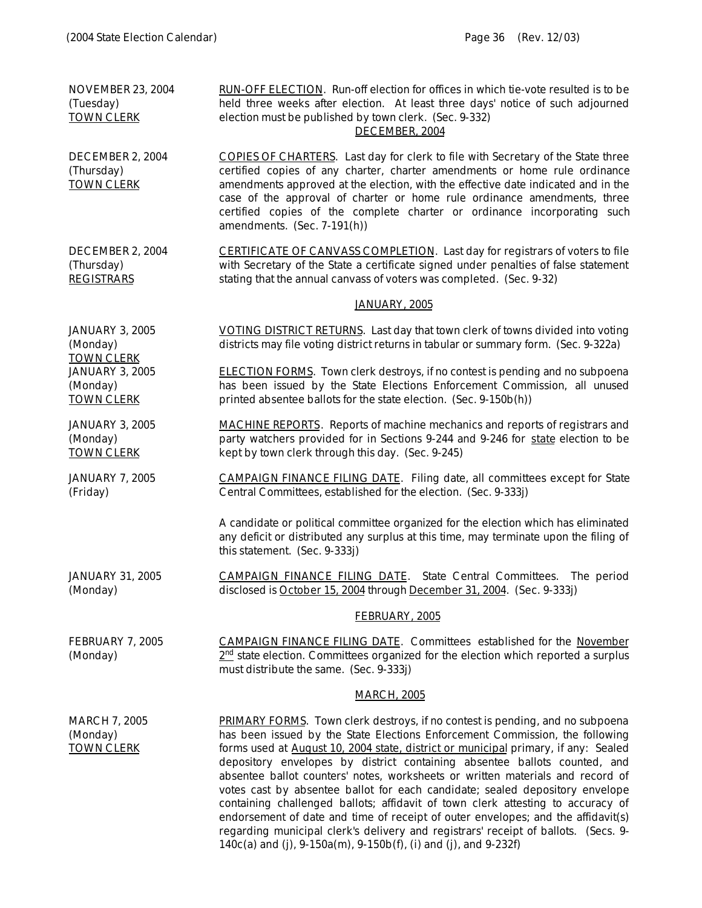NOVEMBER 23, 2004
(Tuesday)
TOWN CLERK

RUN-OFF ELECTION. Run-off election for offices in which tie-vote resulted is to be held three weeks after election. At least three days' notice of such adjourned election must be published by town clerk. (Sec. 9-332)

## DECEMBER, 2004

DECEMBER 2, 2004
(Thursday)
TOWN CLERK

COPIES OF CHARTERS. Last day for clerk to file with Secretary of the State three certified copies of any charter, charter amendments or home rule ordinance amendments approved at the election, with the effective date indicated and in the case of the approval of charter or home rule ordinance amendments, three certified copies of the complete charter or ordinance incorporating such amendments. (Sec. 7-191(h))

DECEMBER 2, 2004
(Thursday)
REGISTRARS

CERTIFICATE OF CANVASS COMPLETION. Last day for registrars of voters to file with Secretary of the State a certificate signed under penalties of false statement stating that the annual canvass of voters was completed. (Sec. 9-32)

## JANUARY, 2005

JANUARY 3, 2005
(Monday)
TOWN CLERK

VOTING DISTRICT RETURNS. Last day that town clerk of towns divided into voting districts may file voting district returns in tabular or summary form. (Sec. 9-322a)

JANUARY 3, 2005
(Monday)
TOWN CLERK

ELECTION FORMS. Town clerk destroys, if no contest is pending and no subpoena has been issued by the State Elections Enforcement Commission, all unused printed absentee ballots for the state election. (Sec. 9-150b(h))

JANUARY 3, 2005
(Monday)
TOWN CLERK

MACHINE REPORTS. Reports of machine mechanics and reports of registrars and party watchers provided for in Sections 9-244 and 9-246 for state election to be kept by town clerk through this day. (Sec. 9-245)

JANUARY 7, 2005
(Friday)

CAMPAIGN FINANCE FILING DATE. Filing date, all committees except for State Central Committees, established for the election. (Sec. 9-333j)

A candidate or political committee organized for the election which has eliminated any deficit or distributed any surplus at this time, may terminate upon the filing of this statement. (Sec. 9-333j)

JANUARY 31, 2005
(Monday)

CAMPAIGN FINANCE FILING DATE. State Central Committees. The period disclosed is October 15, 2004 through December 31, 2004. (Sec. 9-333j)

## FEBRUARY, 2005

FEBRUARY 7, 2005
(Monday)

CAMPAIGN FINANCE FILING DATE. Committees established for the November 2nd state election. Committees organized for the election which reported a surplus must distribute the same. (Sec. 9-333j)

## MARCH, 2005

MARCH 7, 2005
(Monday)
TOWN CLERK

PRIMARY FORMS. Town clerk destroys, if no contest is pending, and no subpoena has been issued by the State Elections Enforcement Commission, the following forms used at August 10, 2004 state, district or municipal primary, if any: Sealed depository envelopes by district containing absentee ballots counted, and absentee ballot counters' notes, worksheets or written materials and record of votes cast by absentee ballot for each candidate; sealed depository envelope containing challenged ballots; affidavit of town clerk attesting to accuracy of endorsement of date and time of receipt of outer envelopes; and the affidavit(s) regarding municipal clerk's delivery and registrars' receipt of ballots. (Secs. 9-140c(a) and (j), 9-150a(m), 9-150b(f), (i) and (j), and 9-232f)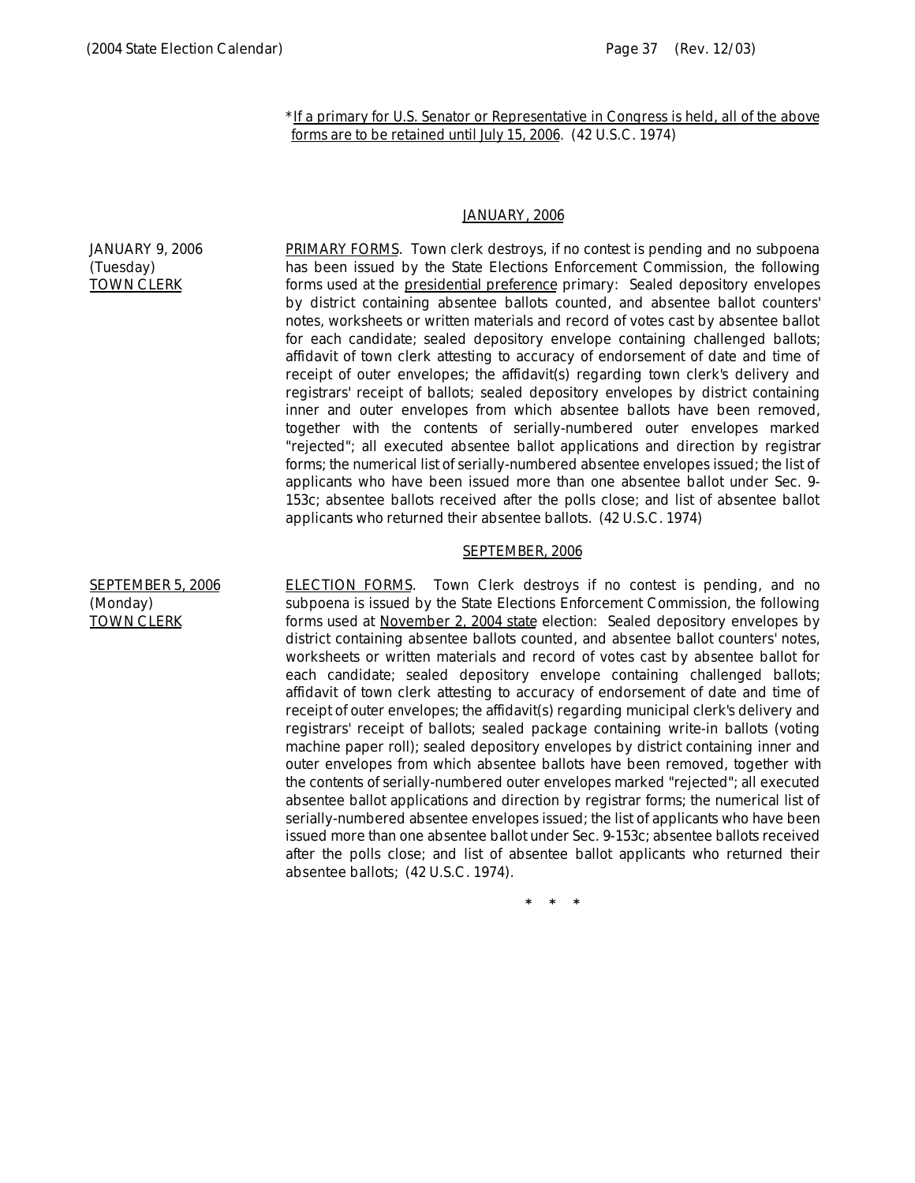*<u>If a primary for U.S. Senator or Representative in Congress is held, all of the above forms are to be retained until July 15, 2006</u>. (42 U.S.C. 1974)

<u>JANUARY, 2006</u>

JANUARY 9, 2006
(Tuesday)
<u>TOWN CLERK</u>

<u>PRIMARY FORMS</u>. Town clerk destroys, if no contest is pending and no subpoena has been issued by the State Elections Enforcement Commission, the following forms used at the <u>presidential preference</u> primary: Sealed depository envelopes by district containing absentee ballots counted, and absentee ballot counters' notes, worksheets or written materials and record of votes cast by absentee ballot for each candidate; sealed depository envelope containing challenged ballots; affidavit of town clerk attesting to accuracy of endorsement of date and time of receipt of outer envelopes; the affidavit(s) regarding town clerk's delivery and registrars' receipt of ballots; sealed depository envelopes by district containing inner and outer envelopes from which absentee ballots have been removed, together with the contents of serially-numbered outer envelopes marked "rejected"; all executed absentee ballot applications and direction by registrar forms; the numerical list of serially-numbered absentee envelopes issued; the list of applicants who have been issued more than one absentee ballot under Sec. 9-153c; absentee ballots received after the polls close; and list of absentee ballot applicants who returned their absentee ballots. (42 U.S.C. 1974)

<u>SEPTEMBER, 2006</u>

<u>SEPTEMBER 5, 2006</u>
(Monday)
<u>TOWN CLERK</u>

<u>ELECTION FORMS</u>. Town Clerk destroys if no contest is pending, and no subpoena is issued by the State Elections Enforcement Commission, the following forms used at <u>November 2, 2004 state</u> election: Sealed depository envelopes by district containing absentee ballots counted, and absentee ballot counters' notes, worksheets or written materials and record of votes cast by absentee ballot for each candidate; sealed depository envelope containing challenged ballots; affidavit of town clerk attesting to accuracy of endorsement of date and time of receipt of outer envelopes; the affidavit(s) regarding municipal clerk's delivery and registrars' receipt of ballots; sealed package containing write-in ballots (voting machine paper roll); sealed depository envelopes by district containing inner and outer envelopes from which absentee ballots have been removed, together with the contents of serially-numbered outer envelopes marked "rejected"; all executed absentee ballot applications and direction by registrar forms; the numerical list of serially-numbered absentee envelopes issued; the list of applicants who have been issued more than one absentee ballot under Sec. 9-153c; absentee ballots received after the polls close; and list of absentee ballot applicants who returned their absentee ballots; (42 U.S.C. 1974).

\* \* \*